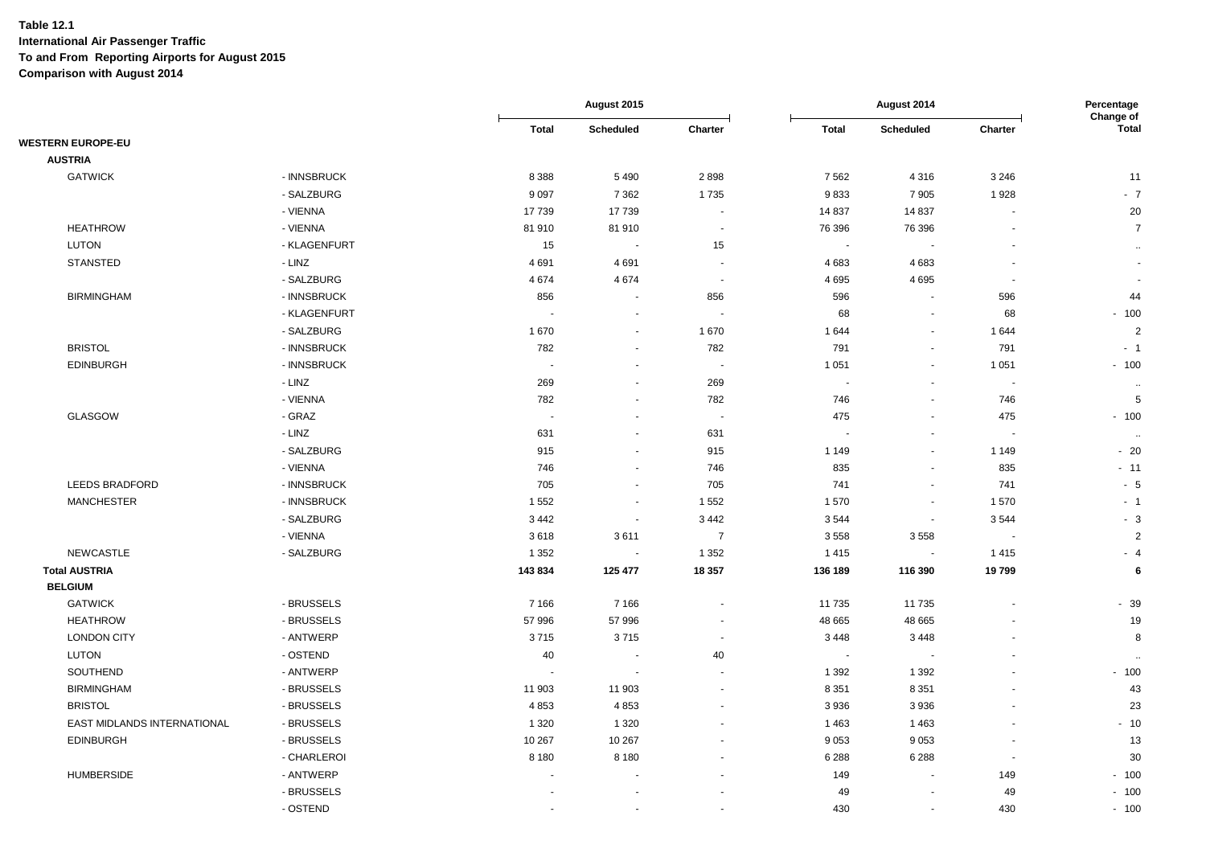**Table 12.1**
**International Air Passenger Traffic**
**To and From Reporting Airports for August 2015**
**Comparison with August 2014**

| | | August 2015 | | | August 2014 | | | Percentage Change of |
|---|---|---|---|---|---|---|---|---|
| | | Total | Scheduled | Charter | Total | Scheduled | Charter | Total |
| **WESTERN EUROPE-EU** | | | | | | | | |
| **AUSTRIA** | | | | | | | | |
| GATWICK | - INNSBRUCK | 8 388 | 5 490 | 2 898 | 7 562 | 4 316 | 3 246 | 11 |
| | - SALZBURG | 9 097 | 7 362 | 1 735 | 9 833 | 7 905 | 1 928 | - 7 |
| | - VIENNA | 17 739 | 17 739 | - | 14 837 | 14 837 | - | 20 |
| HEATHROW | - VIENNA | 81 910 | 81 910 | - | 76 396 | 76 396 | - | 7 |
| LUTON | - KLAGENFURT | 15 | - | 15 | - | - | - | .. |
| STANSTED | - LINZ | 4 691 | 4 691 | - | 4 683 | 4 683 | - | - |
| | - SALZBURG | 4 674 | 4 674 | - | 4 695 | 4 695 | - | - |
| BIRMINGHAM | - INNSBRUCK | 856 | - | 856 | 596 | - | 596 | 44 |
| | - KLAGENFURT | - | - | - | 68 | - | 68 | - 100 |
| | - SALZBURG | 1 670 | - | 1 670 | 1 644 | - | 1 644 | 2 |
| BRISTOL | - INNSBRUCK | 782 | - | 782 | 791 | - | 791 | - 1 |
| EDINBURGH | - INNSBRUCK | - | - | - | 1 051 | - | 1 051 | - 100 |
| | - LINZ | 269 | - | 269 | - | - | - | .. |
| | - VIENNA | 782 | - | 782 | 746 | - | 746 | 5 |
| GLASGOW | - GRAZ | - | - | - | 475 | - | 475 | - 100 |
| | - LINZ | 631 | - | 631 | - | - | - | .. |
| | - SALZBURG | 915 | - | 915 | 1 149 | - | 1 149 | - 20 |
| | - VIENNA | 746 | - | 746 | 835 | - | 835 | - 11 |
| LEEDS BRADFORD | - INNSBRUCK | 705 | - | 705 | 741 | - | 741 | - 5 |
| MANCHESTER | - INNSBRUCK | 1 552 | - | 1 552 | 1 570 | - | 1 570 | - 1 |
| | - SALZBURG | 3 442 | - | 3 442 | 3 544 | - | 3 544 | - 3 |
| | - VIENNA | 3 618 | 3 611 | 7 | 3 558 | 3 558 | - | 2 |
| NEWCASTLE | - SALZBURG | 1 352 | - | 1 352 | 1 415 | - | 1 415 | - 4 |
| **Total AUSTRIA** | | **143 834** | **125 477** | **18 357** | **136 189** | **116 390** | **19 799** | **6** |
| **BELGIUM** | | | | | | | | |
| GATWICK | - BRUSSELS | 7 166 | 7 166 | - | 11 735 | 11 735 | - | - 39 |
| HEATHROW | - BRUSSELS | 57 996 | 57 996 | - | 48 665 | 48 665 | - | 19 |
| LONDON CITY | - ANTWERP | 3 715 | 3 715 | - | 3 448 | 3 448 | - | 8 |
| LUTON | - OSTEND | 40 | - | 40 | - | - | - | .. |
| SOUTHEND | - ANTWERP | - | - | - | 1 392 | 1 392 | - | - 100 |
| BIRMINGHAM | - BRUSSELS | 11 903 | 11 903 | - | 8 351 | 8 351 | - | 43 |
| BRISTOL | - BRUSSELS | 4 853 | 4 853 | - | 3 936 | 3 936 | - | 23 |
| EAST MIDLANDS INTERNATIONAL | - BRUSSELS | 1 320 | 1 320 | - | 1 463 | 1 463 | - | - 10 |
| EDINBURGH | - BRUSSELS | 10 267 | 10 267 | - | 9 053 | 9 053 | - | 13 |
| | - CHARLEROI | 8 180 | 8 180 | - | 6 288 | 6 288 | - | 30 |
| HUMBERSIDE | - ANTWERP | - | - | - | 149 | - | 149 | - 100 |
| | - BRUSSELS | - | - | - | 49 | - | 49 | - 100 |
| | - OSTEND | - | - | - | 430 | - | 430 | - 100 |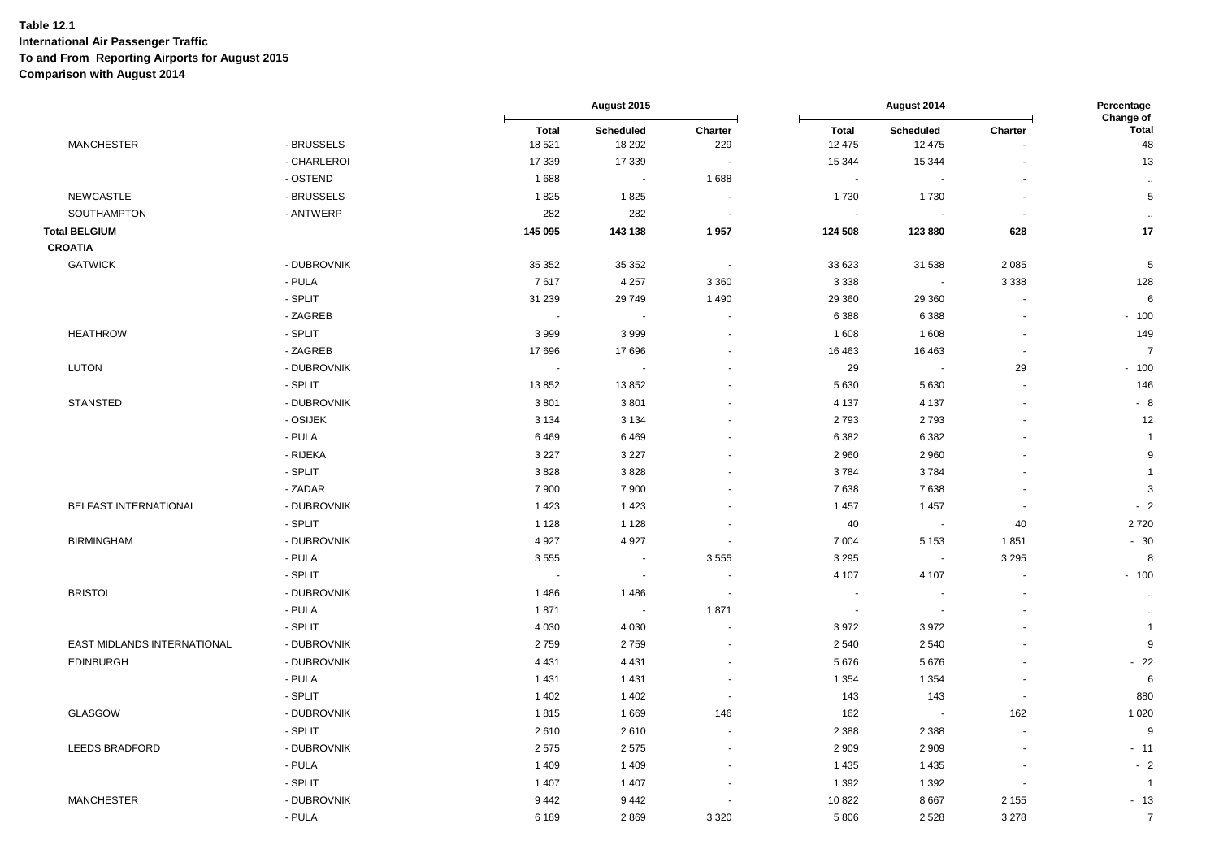**Table 12.1**
**International Air Passenger Traffic**
**To and From Reporting Airports for August 2015**
**Comparison with August 2014**

| | | August 2015 | | | August 2014 | | | Percentage Change of |
|---|---|---|---|---|---|---|---|---|
| | | **Total** | **Scheduled** | **Charter** | **Total** | **Scheduled** | **Charter** | **Total** |
| MANCHESTER | - BRUSSELS | 18 521 | 18 292 | 229 | 12 475 | 12 475 | - | 48 |
| | - CHARLEROI | 17 339 | 17 339 | - | 15 344 | 15 344 | - | 13 |
| | - OSTEND | 1 688 | - | 1 688 | - | - | - | .. |
| NEWCASTLE | - BRUSSELS | 1 825 | 1 825 | - | 1 730 | 1 730 | - | 5 |
| SOUTHAMPTON | - ANTWERP | 282 | 282 | - | - | - | - | .. |
| **Total BELGIUM** | | **145 095** | **143 138** | **1 957** | **124 508** | **123 880** | **628** | **17** |
| **CROATIA** | | | | | | | | |
| GATWICK | - DUBROVNIK | 35 352 | 35 352 | - | 33 623 | 31 538 | 2 085 | 5 |
| | - PULA | 7 617 | 4 257 | 3 360 | 3 338 | - | 3 338 | 128 |
| | - SPLIT | 31 239 | 29 749 | 1 490 | 29 360 | 29 360 | - | 6 |
| | - ZAGREB | - | - | - | 6 388 | 6 388 | - | - 100 |
| HEATHROW | - SPLIT | 3 999 | 3 999 | - | 1 608 | 1 608 | - | 149 |
| | - ZAGREB | 17 696 | 17 696 | - | 16 463 | 16 463 | - | 7 |
| LUTON | - DUBROVNIK | - | - | - | 29 | - | 29 | - 100 |
| | - SPLIT | 13 852 | 13 852 | - | 5 630 | 5 630 | - | 146 |
| STANSTED | - DUBROVNIK | 3 801 | 3 801 | - | 4 137 | 4 137 | - | - 8 |
| | - OSIJEK | 3 134 | 3 134 | - | 2 793 | 2 793 | - | 12 |
| | - PULA | 6 469 | 6 469 | - | 6 382 | 6 382 | - | 1 |
| | - RIJEKA | 3 227 | 3 227 | - | 2 960 | 2 960 | - | 9 |
| | - SPLIT | 3 828 | 3 828 | - | 3 784 | 3 784 | - | 1 |
| | - ZADAR | 7 900 | 7 900 | - | 7 638 | 7 638 | - | 3 |
| BELFAST INTERNATIONAL | - DUBROVNIK | 1 423 | 1 423 | - | 1 457 | 1 457 | - | - 2 |
| | - SPLIT | 1 128 | 1 128 | - | 40 | - | 40 | 2 720 |
| BIRMINGHAM | - DUBROVNIK | 4 927 | 4 927 | - | 7 004 | 5 153 | 1 851 | - 30 |
| | - PULA | 3 555 | - | 3 555 | 3 295 | - | 3 295 | 8 |
| | - SPLIT | - | - | - | 4 107 | 4 107 | - | - 100 |
| BRISTOL | - DUBROVNIK | 1 486 | 1 486 | - | - | - | - | .. |
| | - PULA | 1 871 | - | 1 871 | - | - | - | .. |
| | - SPLIT | 4 030 | 4 030 | - | 3 972 | 3 972 | - | 1 |
| EAST MIDLANDS INTERNATIONAL | - DUBROVNIK | 2 759 | 2 759 | - | 2 540 | 2 540 | - | 9 |
| EDINBURGH | - DUBROVNIK | 4 431 | 4 431 | - | 5 676 | 5 676 | - | - 22 |
| | - PULA | 1 431 | 1 431 | - | 1 354 | 1 354 | - | 6 |
| | - SPLIT | 1 402 | 1 402 | - | 143 | 143 | - | 880 |
| GLASGOW | - DUBROVNIK | 1 815 | 1 669 | 146 | 162 | - | 162 | 1 020 |
| | - SPLIT | 2 610 | 2 610 | - | 2 388 | 2 388 | - | 9 |
| LEEDS BRADFORD | - DUBROVNIK | 2 575 | 2 575 | - | 2 909 | 2 909 | - | - 11 |
| | - PULA | 1 409 | 1 409 | - | 1 435 | 1 435 | - | - 2 |
| | - SPLIT | 1 407 | 1 407 | - | 1 392 | 1 392 | - | 1 |
| MANCHESTER | - DUBROVNIK | 9 442 | 9 442 | - | 10 822 | 8 667 | 2 155 | - 13 |
| | - PULA | 6 189 | 2 869 | 3 320 | 5 806 | 2 528 | 3 278 | 7 |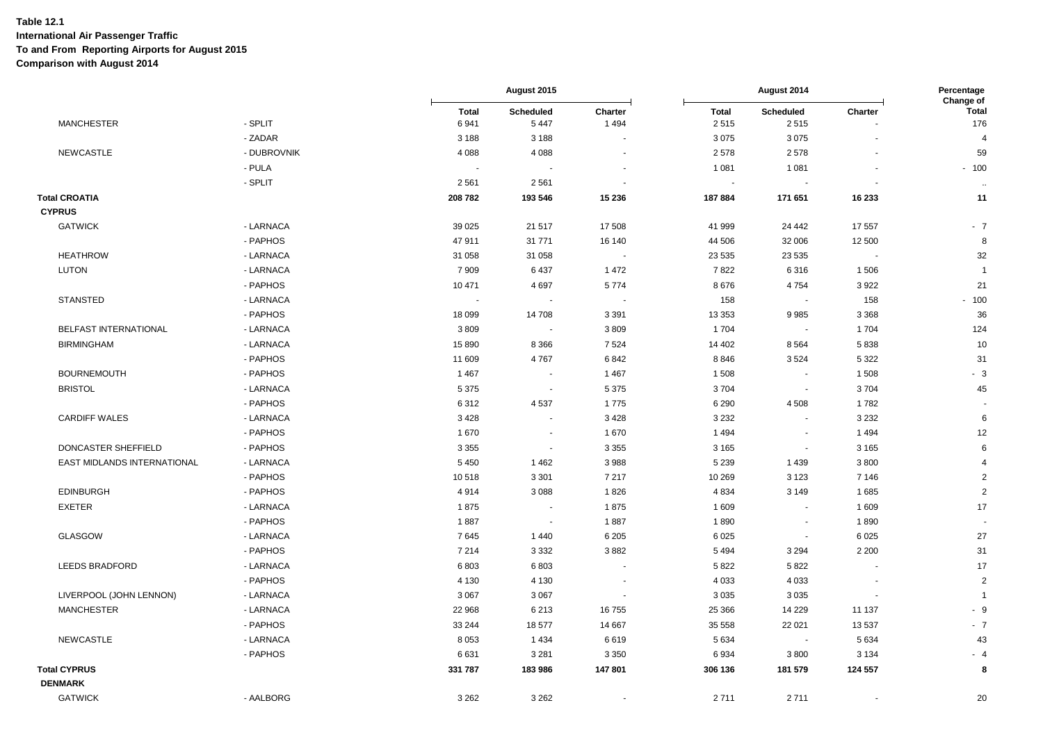**Table 12.1**
**International Air Passenger Traffic**
**To and From Reporting Airports for August 2015**
**Comparison with August 2014**

| | | August 2015 | | | August 2014 | | | Percentage Change of |
|---|---|---|---|---|---|---|---|---|
| | | Total | Scheduled | Charter | Total | Scheduled | Charter | Total |
| MANCHESTER | - SPLIT | 6 941 | 5 447 | 1 494 | 2 515 | 2 515 | - | 176 |
| | - ZADAR | 3 188 | 3 188 | - | 3 075 | 3 075 | - | 4 |
| NEWCASTLE | - DUBROVNIK | 4 088 | 4 088 | - | 2 578 | 2 578 | - | 59 |
| | - PULA | - | - | - | 1 081 | 1 081 | - | - 100 |
| | - SPLIT | 2 561 | 2 561 | - | - | - | - | .. |
| **Total CROATIA** | | **208 782** | **193 546** | **15 236** | **187 884** | **171 651** | **16 233** | **11** |
| **CYPRUS** | | | | | | | | |
| GATWICK | - LARNACA | 39 025 | 21 517 | 17 508 | 41 999 | 24 442 | 17 557 | - 7 |
| | - PAPHOS | 47 911 | 31 771 | 16 140 | 44 506 | 32 006 | 12 500 | 8 |
| HEATHROW | - LARNACA | 31 058 | 31 058 | - | 23 535 | 23 535 | - | 32 |
| LUTON | - LARNACA | 7 909 | 6 437 | 1 472 | 7 822 | 6 316 | 1 506 | 1 |
| | - PAPHOS | 10 471 | 4 697 | 5 774 | 8 676 | 4 754 | 3 922 | 21 |
| STANSTED | - LARNACA | - | - | - | 158 | - | 158 | - 100 |
| | - PAPHOS | 18 099 | 14 708 | 3 391 | 13 353 | 9 985 | 3 368 | 36 |
| BELFAST INTERNATIONAL | - LARNACA | 3 809 | - | 3 809 | 1 704 | - | 1 704 | 124 |
| BIRMINGHAM | - LARNACA | 15 890 | 8 366 | 7 524 | 14 402 | 8 564 | 5 838 | 10 |
| | - PAPHOS | 11 609 | 4 767 | 6 842 | 8 846 | 3 524 | 5 322 | 31 |
| BOURNEMOUTH | - PAPHOS | 1 467 | - | 1 467 | 1 508 | - | 1 508 | - 3 |
| BRISTOL | - LARNACA | 5 375 | - | 5 375 | 3 704 | - | 3 704 | 45 |
| | - PAPHOS | 6 312 | 4 537 | 1 775 | 6 290 | 4 508 | 1 782 | - |
| CARDIFF WALES | - LARNACA | 3 428 | - | 3 428 | 3 232 | - | 3 232 | 6 |
| | - PAPHOS | 1 670 | - | 1 670 | 1 494 | - | 1 494 | 12 |
| DONCASTER SHEFFIELD | - PAPHOS | 3 355 | - | 3 355 | 3 165 | - | 3 165 | 6 |
| EAST MIDLANDS INTERNATIONAL | - LARNACA | 5 450 | 1 462 | 3 988 | 5 239 | 1 439 | 3 800 | 4 |
| | - PAPHOS | 10 518 | 3 301 | 7 217 | 10 269 | 3 123 | 7 146 | 2 |
| EDINBURGH | - PAPHOS | 4 914 | 3 088 | 1 826 | 4 834 | 3 149 | 1 685 | 2 |
| EXETER | - LARNACA | 1 875 | - | 1 875 | 1 609 | - | 1 609 | 17 |
| | - PAPHOS | 1 887 | - | 1 887 | 1 890 | - | 1 890 | - |
| GLASGOW | - LARNACA | 7 645 | 1 440 | 6 205 | 6 025 | - | 6 025 | 27 |
| | - PAPHOS | 7 214 | 3 332 | 3 882 | 5 494 | 3 294 | 2 200 | 31 |
| LEEDS BRADFORD | - LARNACA | 6 803 | 6 803 | - | 5 822 | 5 822 | - | 17 |
| | - PAPHOS | 4 130 | 4 130 | - | 4 033 | 4 033 | - | 2 |
| LIVERPOOL (JOHN LENNON) | - LARNACA | 3 067 | 3 067 | - | 3 035 | 3 035 | - | 1 |
| MANCHESTER | - LARNACA | 22 968 | 6 213 | 16 755 | 25 366 | 14 229 | 11 137 | - 9 |
| | - PAPHOS | 33 244 | 18 577 | 14 667 | 35 558 | 22 021 | 13 537 | - 7 |
| NEWCASTLE | - LARNACA | 8 053 | 1 434 | 6 619 | 5 634 | - | 5 634 | 43 |
| | - PAPHOS | 6 631 | 3 281 | 3 350 | 6 934 | 3 800 | 3 134 | - 4 |
| **Total CYPRUS** | | **331 787** | **183 986** | **147 801** | **306 136** | **181 579** | **124 557** | **8** |
| **DENMARK** | | | | | | | | |
| GATWICK | - AALBORG | 3 262 | 3 262 | - | 2 711 | 2 711 | - | 20 |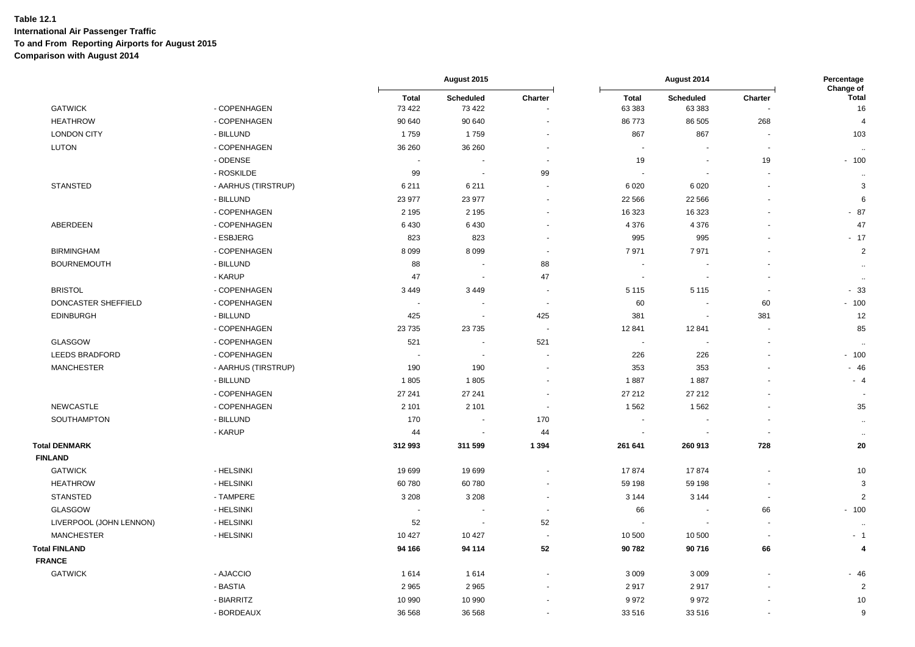**Table 12.1**
**International Air Passenger Traffic**
**To and From Reporting Airports for August 2015**
**Comparison with August 2014**

| | | August 2015 | | | August 2014 | | | Percentage Change of |
|---|---|---|---|---|---|---|---|---|
| | | Total | Scheduled | Charter | Total | Scheduled | Charter | Total |
| GATWICK | - COPENHAGEN | 73 422 | 73 422 | - | 63 383 | 63 383 | - | 16 |
| HEATHROW | - COPENHAGEN | 90 640 | 90 640 | - | 86 773 | 86 505 | 268 | 4 |
| LONDON CITY | - BILLUND | 1 759 | 1 759 | - | 867 | 867 | - | 103 |
| LUTON | - COPENHAGEN | 36 260 | 36 260 | - | - | - | - | .. |
| | - ODENSE | - | - | - | 19 | - | 19 | - 100 |
| | - ROSKILDE | 99 | - | 99 | - | - | - | .. |
| STANSTED | - AARHUS (TIRSTRUP) | 6 211 | 6 211 | - | 6 020 | 6 020 | - | 3 |
| | - BILLUND | 23 977 | 23 977 | - | 22 566 | 22 566 | - | 6 |
| | - COPENHAGEN | 2 195 | 2 195 | - | 16 323 | 16 323 | - | - 87 |
| ABERDEEN | - COPENHAGEN | 6 430 | 6 430 | - | 4 376 | 4 376 | - | 47 |
| | - ESBJERG | 823 | 823 | - | 995 | 995 | - | - 17 |
| BIRMINGHAM | - COPENHAGEN | 8 099 | 8 099 | - | 7 971 | 7 971 | - | 2 |
| BOURNEMOUTH | - BILLUND | 88 | - | 88 | - | - | - | .. |
| | - KARUP | 47 | - | 47 | - | - | - | .. |
| BRISTOL | - COPENHAGEN | 3 449 | 3 449 | - | 5 115 | 5 115 | - | - 33 |
| DONCASTER SHEFFIELD | - COPENHAGEN | - | - | - | 60 | - | 60 | - 100 |
| EDINBURGH | - BILLUND | 425 | - | 425 | 381 | - | 381 | 12 |
| | - COPENHAGEN | 23 735 | 23 735 | - | 12 841 | 12 841 | - | 85 |
| GLASGOW | - COPENHAGEN | 521 | - | 521 | - | - | - | .. |
| LEEDS BRADFORD | - COPENHAGEN | - | - | - | 226 | 226 | - | - 100 |
| MANCHESTER | - AARHUS (TIRSTRUP) | 190 | 190 | - | 353 | 353 | - | - 46 |
| | - BILLUND | 1 805 | 1 805 | - | 1 887 | 1 887 | - | - 4 |
| | - COPENHAGEN | 27 241 | 27 241 | - | 27 212 | 27 212 | - | - |
| NEWCASTLE | - COPENHAGEN | 2 101 | 2 101 | - | 1 562 | 1 562 | - | 35 |
| SOUTHAMPTON | - BILLUND | 170 | - | 170 | - | - | - | .. |
| | - KARUP | 44 | - | 44 | - | - | - | .. |
| **Total DENMARK** | | **312 993** | **311 599** | **1 394** | **261 641** | **260 913** | **728** | **20** |
| **FINLAND** | | | | | | | | |
| GATWICK | - HELSINKI | 19 699 | 19 699 | - | 17 874 | 17 874 | - | 10 |
| HEATHROW | - HELSINKI | 60 780 | 60 780 | - | 59 198 | 59 198 | - | 3 |
| STANSTED | - TAMPERE | 3 208 | 3 208 | - | 3 144 | 3 144 | - | 2 |
| GLASGOW | - HELSINKI | - | - | - | 66 | - | 66 | - 100 |
| LIVERPOOL (JOHN LENNON) | - HELSINKI | 52 | - | 52 | - | - | - | .. |
| MANCHESTER | - HELSINKI | 10 427 | 10 427 | - | 10 500 | 10 500 | - | - 1 |
| **Total FINLAND** | | **94 166** | **94 114** | **52** | **90 782** | **90 716** | **66** | **4** |
| **FRANCE** | | | | | | | | |
| GATWICK | - AJACCIO | 1 614 | 1 614 | - | 3 009 | 3 009 | - | - 46 |
| | - BASTIA | 2 965 | 2 965 | - | 2 917 | 2 917 | - | 2 |
| | - BIARRITZ | 10 990 | 10 990 | - | 9 972 | 9 972 | - | 10 |
| | - BORDEAUX | 36 568 | 36 568 | - | 33 516 | 33 516 | - | 9 |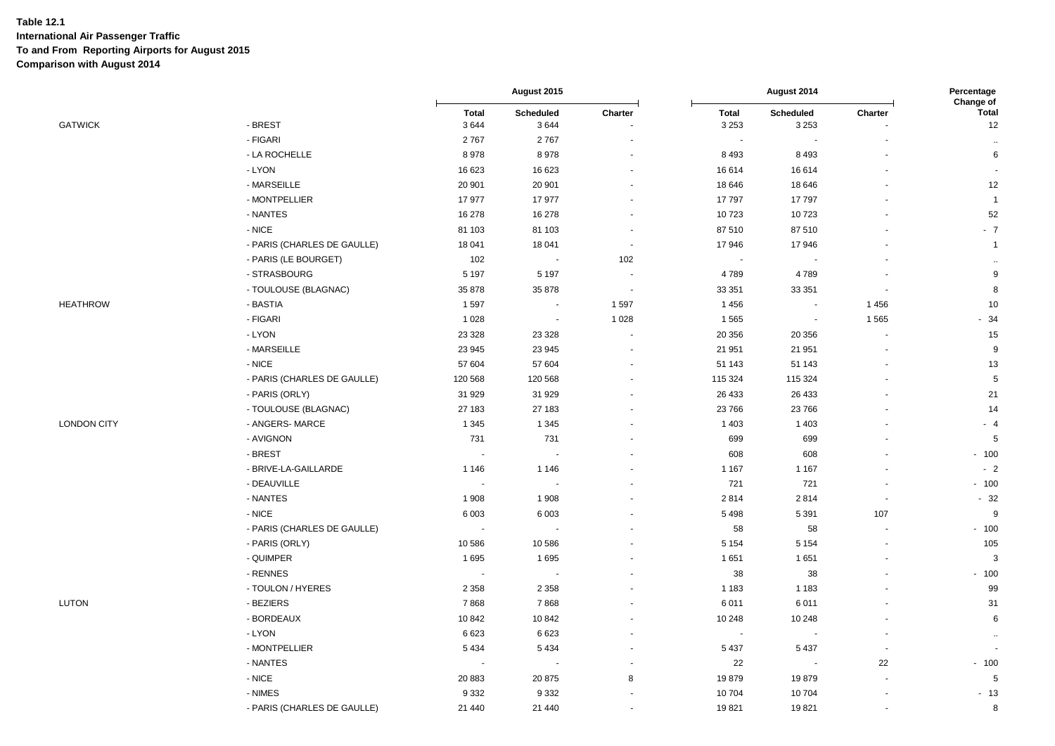**Table 12.1**
**International Air Passenger Traffic**
**To and From Reporting Airports for August 2015**
**Comparison with August 2014**

| | | August 2015 | | | August 2014 | | | Percentage Change of |
|---|---|---|---|---|---|---|---|---|
| | | Total | Scheduled | Charter | Total | Scheduled | Charter | Total |
| GATWICK | - BREST | 3 644 | 3 644 | - | 3 253 | 3 253 | - | 12 |
| | - FIGARI | 2 767 | 2 767 | - | - | - | - | .. |
| | - LA ROCHELLE | 8 978 | 8 978 | - | 8 493 | 8 493 | - | 6 |
| | - LYON | 16 623 | 16 623 | - | 16 614 | 16 614 | - | - |
| | - MARSEILLE | 20 901 | 20 901 | - | 18 646 | 18 646 | - | 12 |
| | - MONTPELLIER | 17 977 | 17 977 | - | 17 797 | 17 797 | - | 1 |
| | - NANTES | 16 278 | 16 278 | - | 10 723 | 10 723 | - | 52 |
| | - NICE | 81 103 | 81 103 | - | 87 510 | 87 510 | - | - 7 |
| | - PARIS (CHARLES DE GAULLE) | 18 041 | 18 041 | - | 17 946 | 17 946 | - | 1 |
| | - PARIS (LE BOURGET) | 102 | - | 102 | - | - | - | .. |
| | - STRASBOURG | 5 197 | 5 197 | - | 4 789 | 4 789 | - | 9 |
| | - TOULOUSE (BLAGNAC) | 35 878 | 35 878 | - | 33 351 | 33 351 | - | 8 |
| HEATHROW | - BASTIA | 1 597 | - | 1 597 | 1 456 | - | 1 456 | 10 |
| | - FIGARI | 1 028 | - | 1 028 | 1 565 | - | 1 565 | - 34 |
| | - LYON | 23 328 | 23 328 | - | 20 356 | 20 356 | - | 15 |
| | - MARSEILLE | 23 945 | 23 945 | - | 21 951 | 21 951 | - | 9 |
| | - NICE | 57 604 | 57 604 | - | 51 143 | 51 143 | - | 13 |
| | - PARIS (CHARLES DE GAULLE) | 120 568 | 120 568 | - | 115 324 | 115 324 | - | 5 |
| | - PARIS (ORLY) | 31 929 | 31 929 | - | 26 433 | 26 433 | - | 21 |
| | - TOULOUSE (BLAGNAC) | 27 183 | 27 183 | - | 23 766 | 23 766 | - | 14 |
| LONDON CITY | - ANGERS- MARCE | 1 345 | 1 345 | - | 1 403 | 1 403 | - | - 4 |
| | - AVIGNON | 731 | 731 | - | 699 | 699 | - | 5 |
| | - BREST | - | - | - | 608 | 608 | - | - 100 |
| | - BRIVE-LA-GAILLARDE | 1 146 | 1 146 | - | 1 167 | 1 167 | - | - 2 |
| | - DEAUVILLE | - | - | - | 721 | 721 | - | - 100 |
| | - NANTES | 1 908 | 1 908 | - | 2 814 | 2 814 | - | - 32 |
| | - NICE | 6 003 | 6 003 | - | 5 498 | 5 391 | 107 | 9 |
| | - PARIS (CHARLES DE GAULLE) | - | - | - | 58 | 58 | - | - 100 |
| | - PARIS (ORLY) | 10 586 | 10 586 | - | 5 154 | 5 154 | - | 105 |
| | - QUIMPER | 1 695 | 1 695 | - | 1 651 | 1 651 | - | 3 |
| | - RENNES | - | - | - | 38 | 38 | - | - 100 |
| | - TOULON / HYERES | 2 358 | 2 358 | - | 1 183 | 1 183 | - | 99 |
| LUTON | - BEZIERS | 7 868 | 7 868 | - | 6 011 | 6 011 | - | 31 |
| | - BORDEAUX | 10 842 | 10 842 | - | 10 248 | 10 248 | - | 6 |
| | - LYON | 6 623 | 6 623 | - | - | - | - | .. |
| | - MONTPELLIER | 5 434 | 5 434 | - | 5 437 | 5 437 | - | - |
| | - NANTES | - | - | - | 22 | - | 22 | - 100 |
| | - NICE | 20 883 | 20 875 | 8 | 19 879 | 19 879 | - | 5 |
| | - NIMES | 9 332 | 9 332 | - | 10 704 | 10 704 | - | - 13 |
| | - PARIS (CHARLES DE GAULLE) | 21 440 | 21 440 | - | 19 821 | 19 821 | - | 8 |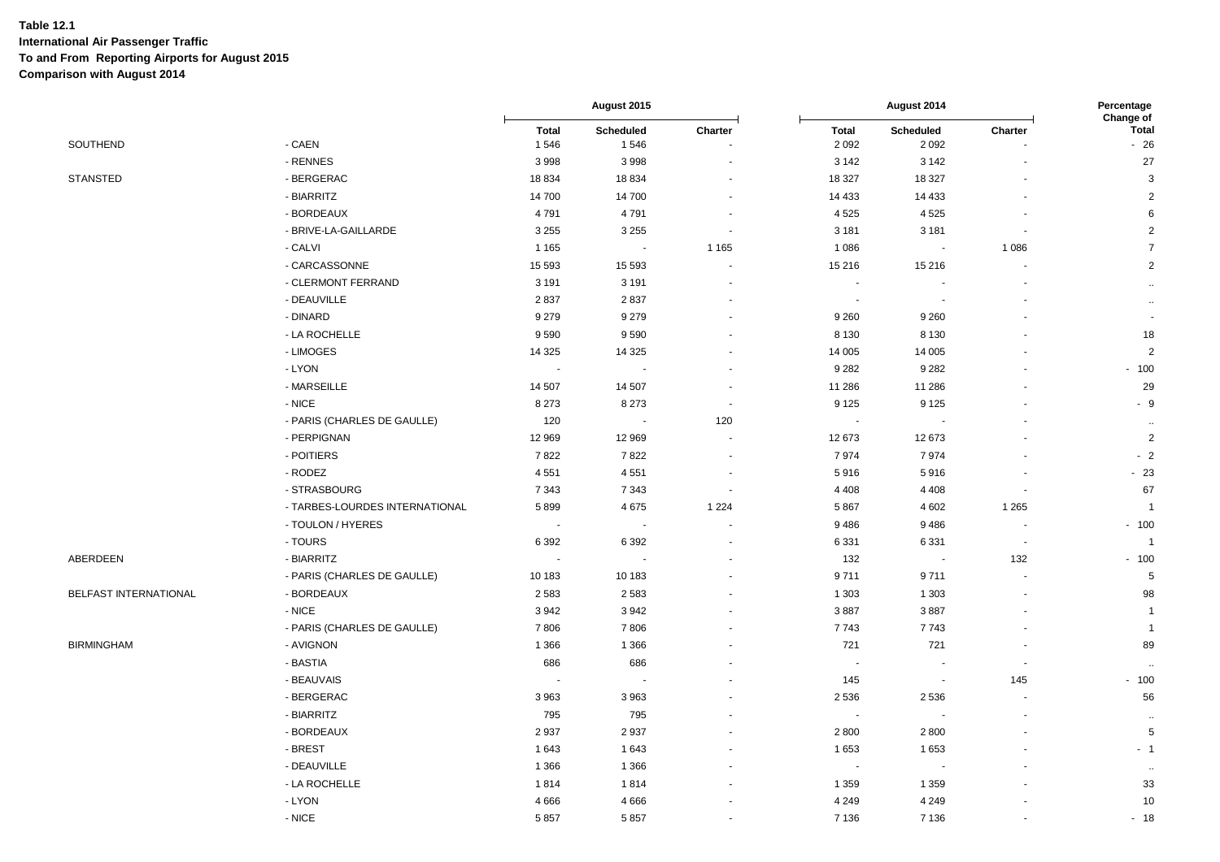**Table 12.1**
**International Air Passenger Traffic**
**To and From Reporting Airports for August 2015**
**Comparison with August 2014**

| | | August 2015 | | | August 2014 | | | Percentage Change of |
|---|---|---|---|---|---|---|---|---|
| | | Total | Scheduled | Charter | Total | Scheduled | Charter | Total |
| SOUTHEND | - CAEN | 1 546 | 1 546 | - | 2 092 | 2 092 | - | - 26 |
| | - RENNES | 3 998 | 3 998 | - | 3 142 | 3 142 | - | 27 |
| STANSTED | - BERGERAC | 18 834 | 18 834 | - | 18 327 | 18 327 | - | 3 |
| | - BIARRITZ | 14 700 | 14 700 | - | 14 433 | 14 433 | - | 2 |
| | - BORDEAUX | 4 791 | 4 791 | - | 4 525 | 4 525 | - | 6 |
| | - BRIVE-LA-GAILLARDE | 3 255 | 3 255 | - | 3 181 | 3 181 | - | 2 |
| | - CALVI | 1 165 | - | 1 165 | 1 086 | - | 1 086 | 7 |
| | - CARCASSONNE | 15 593 | 15 593 | - | 15 216 | 15 216 | - | 2 |
| | - CLERMONT FERRAND | 3 191 | 3 191 | - | - | - | - | .. |
| | - DEAUVILLE | 2 837 | 2 837 | - | - | - | - | .. |
| | - DINARD | 9 279 | 9 279 | - | 9 260 | 9 260 | - | - |
| | - LA ROCHELLE | 9 590 | 9 590 | - | 8 130 | 8 130 | - | 18 |
| | - LIMOGES | 14 325 | 14 325 | - | 14 005 | 14 005 | - | 2 |
| | - LYON | - | - | - | 9 282 | 9 282 | - | - 100 |
| | - MARSEILLE | 14 507 | 14 507 | - | 11 286 | 11 286 | - | 29 |
| | - NICE | 8 273 | 8 273 | - | 9 125 | 9 125 | - | - 9 |
| | - PARIS (CHARLES DE GAULLE) | 120 | - | 120 | - | - | - | .. |
| | - PERPIGNAN | 12 969 | 12 969 | - | 12 673 | 12 673 | - | 2 |
| | - POITIERS | 7 822 | 7 822 | - | 7 974 | 7 974 | - | - 2 |
| | - RODEZ | 4 551 | 4 551 | - | 5 916 | 5 916 | - | - 23 |
| | - STRASBOURG | 7 343 | 7 343 | - | 4 408 | 4 408 | - | 67 |
| | - TARBES-LOURDES INTERNATIONAL | 5 899 | 4 675 | 1 224 | 5 867 | 4 602 | 1 265 | 1 |
| | - TOULON / HYERES | - | - | - | 9 486 | 9 486 | - | - 100 |
| | - TOURS | 6 392 | 6 392 | - | 6 331 | 6 331 | - | 1 |
| ABERDEEN | - BIARRITZ | - | - | - | 132 | - | 132 | - 100 |
| | - PARIS (CHARLES DE GAULLE) | 10 183 | 10 183 | - | 9 711 | 9 711 | - | 5 |
| BELFAST INTERNATIONAL | - BORDEAUX | 2 583 | 2 583 | - | 1 303 | 1 303 | - | 98 |
| | - NICE | 3 942 | 3 942 | - | 3 887 | 3 887 | - | 1 |
| | - PARIS (CHARLES DE GAULLE) | 7 806 | 7 806 | - | 7 743 | 7 743 | - | 1 |
| BIRMINGHAM | - AVIGNON | 1 366 | 1 366 | - | 721 | 721 | - | 89 |
| | - BASTIA | 686 | 686 | - | - | - | - | .. |
| | - BEAUVAIS | - | - | - | 145 | - | 145 | - 100 |
| | - BERGERAC | 3 963 | 3 963 | - | 2 536 | 2 536 | - | 56 |
| | - BIARRITZ | 795 | 795 | - | - | - | - | .. |
| | - BORDEAUX | 2 937 | 2 937 | - | 2 800 | 2 800 | - | 5 |
| | - BREST | 1 643 | 1 643 | - | 1 653 | 1 653 | - | - 1 |
| | - DEAUVILLE | 1 366 | 1 366 | - | - | - | - | .. |
| | - LA ROCHELLE | 1 814 | 1 814 | - | 1 359 | 1 359 | - | 33 |
| | - LYON | 4 666 | 4 666 | - | 4 249 | 4 249 | - | 10 |
| | - NICE | 5 857 | 5 857 | - | 7 136 | 7 136 | - | - 18 |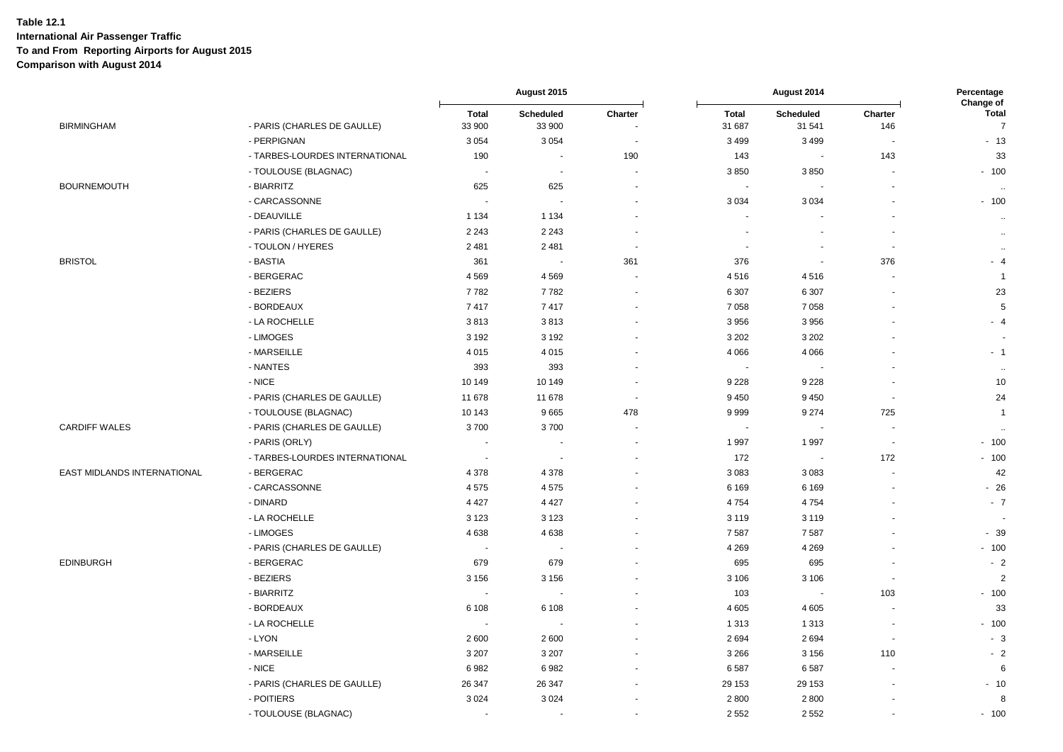**Table 12.1**
**International Air Passenger Traffic**
**To and From Reporting Airports for August 2015**
**Comparison with August 2014**

| | | August 2015 | | | August 2014 | | | Percentage Change of |
|---|---|---|---|---|---|---|---|---|
| | | Total | Scheduled | Charter | Total | Scheduled | Charter | Total |
| BIRMINGHAM | - PARIS (CHARLES DE GAULLE) | 33 900 | 33 900 | - | 31 687 | 31 541 | 146 | 7 |
| | - PERPIGNAN | 3 054 | 3 054 | - | 3 499 | 3 499 | - | - 13 |
| | - TARBES-LOURDES INTERNATIONAL | 190 | - | 190 | 143 | - | 143 | 33 |
| | - TOULOUSE (BLAGNAC) | - | - | - | 3 850 | 3 850 | - | - 100 |
| BOURNEMOUTH | - BIARRITZ | 625 | 625 | - | - | - | - | .. |
| | - CARCASSONNE | - | - | - | 3 034 | 3 034 | - | - 100 |
| | - DEAUVILLE | 1 134 | 1 134 | - | - | - | - | .. |
| | - PARIS (CHARLES DE GAULLE) | 2 243 | 2 243 | - | - | - | - | .. |
| | - TOULON / HYERES | 2 481 | 2 481 | - | - | - | - | .. |
| BRISTOL | - BASTIA | 361 | - | 361 | 376 | - | 376 | - 4 |
| | - BERGERAC | 4 569 | 4 569 | - | 4 516 | 4 516 | - | 1 |
| | - BEZIERS | 7 782 | 7 782 | - | 6 307 | 6 307 | - | 23 |
| | - BORDEAUX | 7 417 | 7 417 | - | 7 058 | 7 058 | - | 5 |
| | - LA ROCHELLE | 3 813 | 3 813 | - | 3 956 | 3 956 | - | - 4 |
| | - LIMOGES | 3 192 | 3 192 | - | 3 202 | 3 202 | - | - |
| | - MARSEILLE | 4 015 | 4 015 | - | 4 066 | 4 066 | - | - 1 |
| | - NANTES | 393 | 393 | - | - | - | - | .. |
| | - NICE | 10 149 | 10 149 | - | 9 228 | 9 228 | - | 10 |
| | - PARIS (CHARLES DE GAULLE) | 11 678 | 11 678 | - | 9 450 | 9 450 | - | 24 |
| | - TOULOUSE (BLAGNAC) | 10 143 | 9 665 | 478 | 9 999 | 9 274 | 725 | 1 |
| CARDIFF WALES | - PARIS (CHARLES DE GAULLE) | 3 700 | 3 700 | - | - | - | - | .. |
| | - PARIS (ORLY) | - | - | - | 1 997 | 1 997 | - | - 100 |
| | - TARBES-LOURDES INTERNATIONAL | - | - | - | 172 | - | 172 | - 100 |
| EAST MIDLANDS INTERNATIONAL | - BERGERAC | 4 378 | 4 378 | - | 3 083 | 3 083 | - | 42 |
| | - CARCASSONNE | 4 575 | 4 575 | - | 6 169 | 6 169 | - | - 26 |
| | - DINARD | 4 427 | 4 427 | - | 4 754 | 4 754 | - | - 7 |
| | - LA ROCHELLE | 3 123 | 3 123 | - | 3 119 | 3 119 | - | - |
| | - LIMOGES | 4 638 | 4 638 | - | 7 587 | 7 587 | - | - 39 |
| | - PARIS (CHARLES DE GAULLE) | - | - | - | 4 269 | 4 269 | - | - 100 |
| EDINBURGH | - BERGERAC | 679 | 679 | - | 695 | 695 | - | - 2 |
| | - BEZIERS | 3 156 | 3 156 | - | 3 106 | 3 106 | - | 2 |
| | - BIARRITZ | - | - | - | 103 | - | 103 | - 100 |
| | - BORDEAUX | 6 108 | 6 108 | - | 4 605 | 4 605 | - | 33 |
| | - LA ROCHELLE | - | - | - | 1 313 | 1 313 | - | - 100 |
| | - LYON | 2 600 | 2 600 | - | 2 694 | 2 694 | - | - 3 |
| | - MARSEILLE | 3 207 | 3 207 | - | 3 266 | 3 156 | 110 | - 2 |
| | - NICE | 6 982 | 6 982 | - | 6 587 | 6 587 | - | 6 |
| | - PARIS (CHARLES DE GAULLE) | 26 347 | 26 347 | - | 29 153 | 29 153 | - | - 10 |
| | - POITIERS | 3 024 | 3 024 | - | 2 800 | 2 800 | - | 8 |
| | - TOULOUSE (BLAGNAC) | - | - | - | 2 552 | 2 552 | - | - 100 |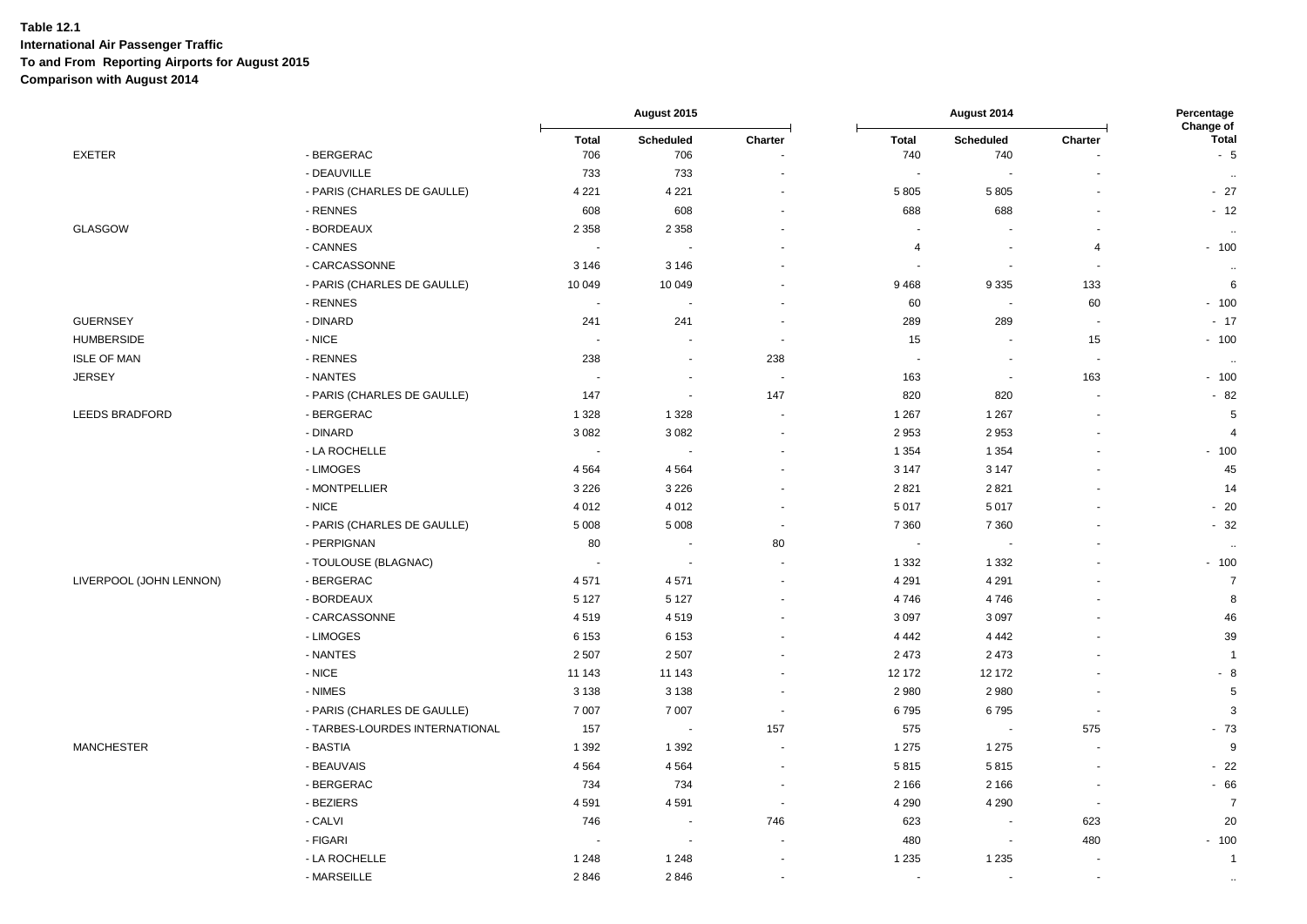**Table 12.1**
**International Air Passenger Traffic**
**To and From Reporting Airports for August 2015**
**Comparison with August 2014**

| | | August 2015 | | | August 2014 | | | Percentage Change of |
|---|---|---|---|---|---|---|---|---|
| | | Total | Scheduled | Charter | Total | Scheduled | Charter | Total |
| EXETER | - BERGERAC | 706 | 706 | - | 740 | 740 | - | - 5 |
| | - DEAUVILLE | 733 | 733 | - | - | - | - | .. |
| | - PARIS (CHARLES DE GAULLE) | 4 221 | 4 221 | - | 5 805 | 5 805 | - | - 27 |
| | - RENNES | 608 | 608 | - | 688 | 688 | - | - 12 |
| GLASGOW | - BORDEAUX | 2 358 | 2 358 | - | - | - | - | .. |
| | - CANNES | - | - | - | 4 | - | 4 | - 100 |
| | - CARCASSONNE | 3 146 | 3 146 | - | - | - | - | .. |
| | - PARIS (CHARLES DE GAULLE) | 10 049 | 10 049 | - | 9 468 | 9 335 | 133 | 6 |
| | - RENNES | - | - | - | 60 | - | 60 | - 100 |
| GUERNSEY | - DINARD | 241 | 241 | - | 289 | 289 | - | - 17 |
| HUMBERSIDE | - NICE | - | - | - | 15 | - | 15 | - 100 |
| ISLE OF MAN | - RENNES | 238 | - | 238 | - | - | - | .. |
| JERSEY | - NANTES | - | - | - | 163 | - | 163 | - 100 |
| | - PARIS (CHARLES DE GAULLE) | 147 | - | 147 | 820 | 820 | - | - 82 |
| LEEDS BRADFORD | - BERGERAC | 1 328 | 1 328 | - | 1 267 | 1 267 | - | 5 |
| | - DINARD | 3 082 | 3 082 | - | 2 953 | 2 953 | - | 4 |
| | - LA ROCHELLE | - | - | - | 1 354 | 1 354 | - | - 100 |
| | - LIMOGES | 4 564 | 4 564 | - | 3 147 | 3 147 | - | 45 |
| | - MONTPELLIER | 3 226 | 3 226 | - | 2 821 | 2 821 | - | 14 |
| | - NICE | 4 012 | 4 012 | - | 5 017 | 5 017 | - | - 20 |
| | - PARIS (CHARLES DE GAULLE) | 5 008 | 5 008 | - | 7 360 | 7 360 | - | - 32 |
| | - PERPIGNAN | 80 | - | 80 | - | - | - | .. |
| | - TOULOUSE (BLAGNAC) | - | - | - | 1 332 | 1 332 | - | - 100 |
| LIVERPOOL (JOHN LENNON) | - BERGERAC | 4 571 | 4 571 | - | 4 291 | 4 291 | - | 7 |
| | - BORDEAUX | 5 127 | 5 127 | - | 4 746 | 4 746 | - | 8 |
| | - CARCASSONNE | 4 519 | 4 519 | - | 3 097 | 3 097 | - | 46 |
| | - LIMOGES | 6 153 | 6 153 | - | 4 442 | 4 442 | - | 39 |
| | - NANTES | 2 507 | 2 507 | - | 2 473 | 2 473 | - | 1 |
| | - NICE | 11 143 | 11 143 | - | 12 172 | 12 172 | - | - 8 |
| | - NIMES | 3 138 | 3 138 | - | 2 980 | 2 980 | - | 5 |
| | - PARIS (CHARLES DE GAULLE) | 7 007 | 7 007 | - | 6 795 | 6 795 | - | 3 |
| | - TARBES-LOURDES INTERNATIONAL | 157 | - | 157 | 575 | - | 575 | - 73 |
| MANCHESTER | - BASTIA | 1 392 | 1 392 | - | 1 275 | 1 275 | - | 9 |
| | - BEAUVAIS | 4 564 | 4 564 | - | 5 815 | 5 815 | - | - 22 |
| | - BERGERAC | 734 | 734 | - | 2 166 | 2 166 | - | - 66 |
| | - BEZIERS | 4 591 | 4 591 | - | 4 290 | 4 290 | - | 7 |
| | - CALVI | 746 | - | 746 | 623 | - | 623 | 20 |
| | - FIGARI | - | - | - | 480 | - | 480 | - 100 |
| | - LA ROCHELLE | 1 248 | 1 248 | - | 1 235 | 1 235 | - | 1 |
| | - MARSEILLE | 2 846 | 2 846 | - | - | - | - | .. |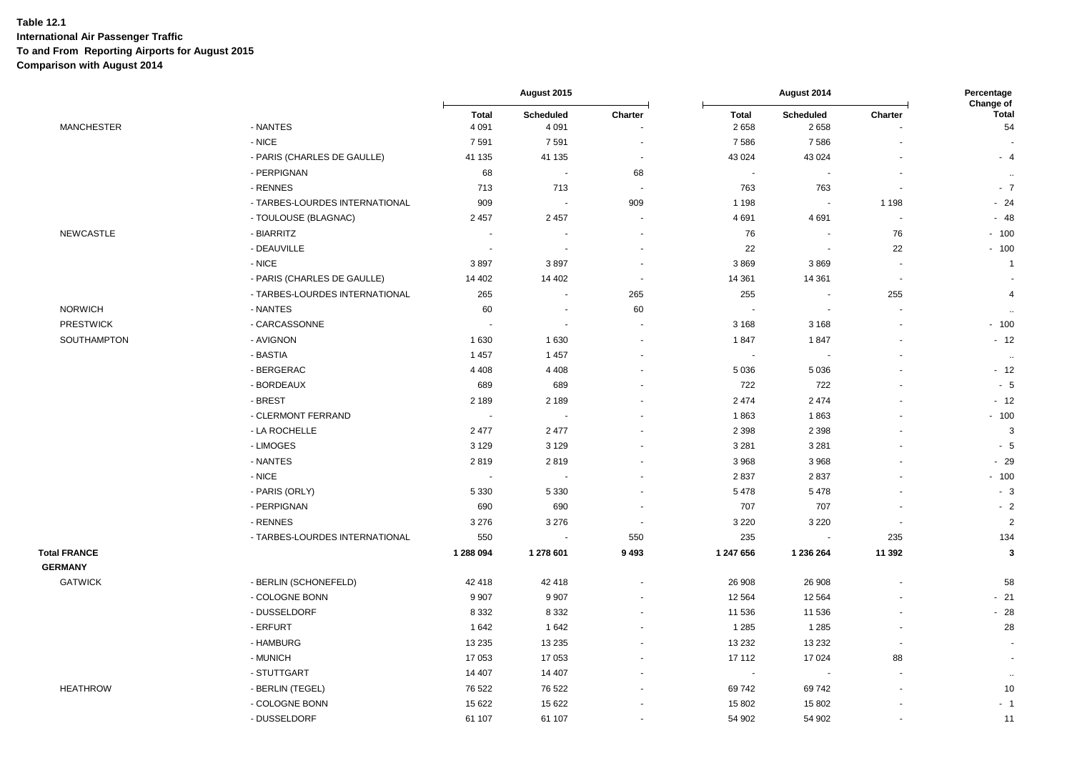**Table 12.1**
**International Air Passenger Traffic**
**To and From Reporting Airports for August 2015**
**Comparison with August 2014**

| | | August 2015 | | | August 2014 | | | Percentage Change of |
|---|---|---|---|---|---|---|---|---|
| | | Total | Scheduled | Charter | Total | Scheduled | Charter | Total |
| MANCHESTER | - NANTES | 4 091 | 4 091 | - | 2 658 | 2 658 | - | 54 |
| | - NICE | 7 591 | 7 591 | - | 7 586 | 7 586 | - | - |
| | - PARIS (CHARLES DE GAULLE) | 41 135 | 41 135 | - | 43 024 | 43 024 | - | - 4 |
| | - PERPIGNAN | 68 | - | 68 | - | - | - | .. |
| | - RENNES | 713 | 713 | - | 763 | 763 | - | - 7 |
| | - TARBES-LOURDES INTERNATIONAL | 909 | - | 909 | 1 198 | - | 1 198 | - 24 |
| | - TOULOUSE (BLAGNAC) | 2 457 | 2 457 | - | 4 691 | 4 691 | - | - 48 |
| NEWCASTLE | - BIARRITZ | - | - | - | 76 | - | 76 | - 100 |
| | - DEAUVILLE | - | - | - | 22 | - | 22 | - 100 |
| | - NICE | 3 897 | 3 897 | - | 3 869 | 3 869 | - | 1 |
| | - PARIS (CHARLES DE GAULLE) | 14 402 | 14 402 | - | 14 361 | 14 361 | - | - |
| | - TARBES-LOURDES INTERNATIONAL | 265 | - | 265 | 255 | - | 255 | 4 |
| NORWICH | - NANTES | 60 | - | 60 | - | - | - | .. |
| PRESTWICK | - CARCASSONNE | - | - | - | 3 168 | 3 168 | - | - 100 |
| SOUTHAMPTON | - AVIGNON | 1 630 | 1 630 | - | 1 847 | 1 847 | - | - 12 |
| | - BASTIA | 1 457 | 1 457 | - | - | - | - | .. |
| | - BERGERAC | 4 408 | 4 408 | - | 5 036 | 5 036 | - | - 12 |
| | - BORDEAUX | 689 | 689 | - | 722 | 722 | - | - 5 |
| | - BREST | 2 189 | 2 189 | - | 2 474 | 2 474 | - | - 12 |
| | - CLERMONT FERRAND | - | - | - | 1 863 | 1 863 | - | - 100 |
| | - LA ROCHELLE | 2 477 | 2 477 | - | 2 398 | 2 398 | - | 3 |
| | - LIMOGES | 3 129 | 3 129 | - | 3 281 | 3 281 | - | - 5 |
| | - NANTES | 2 819 | 2 819 | - | 3 968 | 3 968 | - | - 29 |
| | - NICE | - | - | - | 2 837 | 2 837 | - | - 100 |
| | - PARIS (ORLY) | 5 330 | 5 330 | - | 5 478 | 5 478 | - | - 3 |
| | - PERPIGNAN | 690 | 690 | - | 707 | 707 | - | - 2 |
| | - RENNES | 3 276 | 3 276 | - | 3 220 | 3 220 | - | 2 |
| | - TARBES-LOURDES INTERNATIONAL | 550 | - | 550 | 235 | - | 235 | 134 |
| **Total FRANCE** | | **1 288 094** | **1 278 601** | **9 493** | **1 247 656** | **1 236 264** | **11 392** | **3** |
| **GERMANY** | | | | | | | | |
| GATWICK | - BERLIN (SCHONEFELD) | 42 418 | 42 418 | - | 26 908 | 26 908 | - | 58 |
| | - COLOGNE BONN | 9 907 | 9 907 | - | 12 564 | 12 564 | - | - 21 |
| | - DUSSELDORF | 8 332 | 8 332 | - | 11 536 | 11 536 | - | - 28 |
| | - ERFURT | 1 642 | 1 642 | - | 1 285 | 1 285 | - | 28 |
| | - HAMBURG | 13 235 | 13 235 | - | 13 232 | 13 232 | - | - |
| | - MUNICH | 17 053 | 17 053 | - | 17 112 | 17 024 | 88 | - |
| | - STUTTGART | 14 407 | 14 407 | - | - | - | - | .. |
| HEATHROW | - BERLIN (TEGEL) | 76 522 | 76 522 | - | 69 742 | 69 742 | - | 10 |
| | - COLOGNE BONN | 15 622 | 15 622 | - | 15 802 | 15 802 | - | - 1 |
| | - DUSSELDORF | 61 107 | 61 107 | - | 54 902 | 54 902 | - | 11 |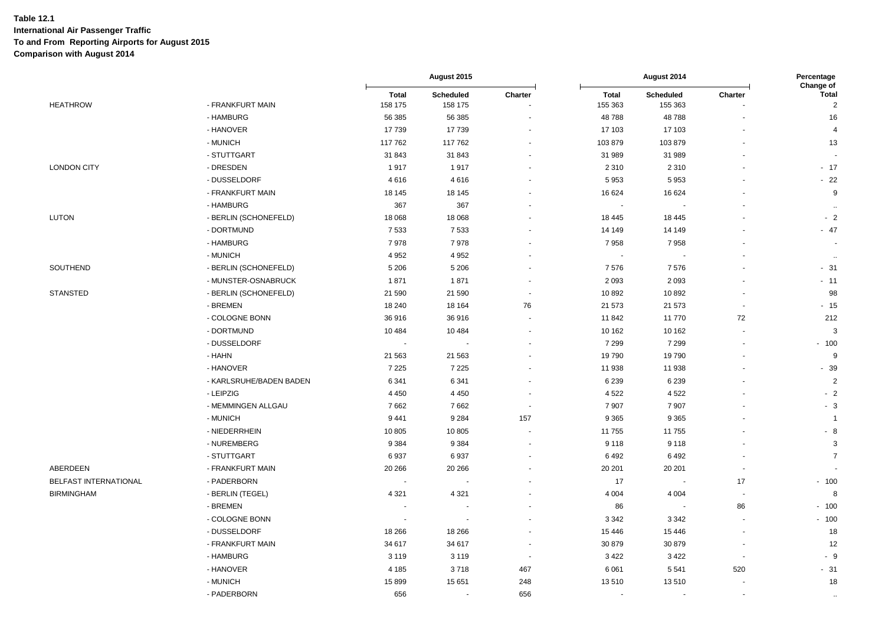**Table 12.1**
**International Air Passenger Traffic**
**To and From Reporting Airports for August 2015**
**Comparison with August 2014**

| | | August 2015 | | | August 2014 | | | Percentage Change of |
|---|---|---|---|---|---|---|---|---|
| | | Total | Scheduled | Charter | Total | Scheduled | Charter | Total |
| HEATHROW | - FRANKFURT MAIN | 158 175 | 158 175 | - | 155 363 | 155 363 | - | 2 |
| | - HAMBURG | 56 385 | 56 385 | - | 48 788 | 48 788 | - | 16 |
| | - HANOVER | 17 739 | 17 739 | - | 17 103 | 17 103 | - | 4 |
| | - MUNICH | 117 762 | 117 762 | - | 103 879 | 103 879 | - | 13 |
| | - STUTTGART | 31 843 | 31 843 | - | 31 989 | 31 989 | - | - |
| LONDON CITY | - DRESDEN | 1 917 | 1 917 | - | 2 310 | 2 310 | - | - 17 |
| | - DUSSELDORF | 4 616 | 4 616 | - | 5 953 | 5 953 | - | - 22 |
| | - FRANKFURT MAIN | 18 145 | 18 145 | - | 16 624 | 16 624 | - | 9 |
| | - HAMBURG | 367 | 367 | - | - | - | - | .. |
| LUTON | - BERLIN (SCHONEFELD) | 18 068 | 18 068 | - | 18 445 | 18 445 | - | - 2 |
| | - DORTMUND | 7 533 | 7 533 | - | 14 149 | 14 149 | - | - 47 |
| | - HAMBURG | 7 978 | 7 978 | - | 7 958 | 7 958 | - | - |
| | - MUNICH | 4 952 | 4 952 | - | - | - | - | .. |
| SOUTHEND | - BERLIN (SCHONEFELD) | 5 206 | 5 206 | - | 7 576 | 7 576 | - | - 31 |
| | - MUNSTER-OSNABRUCK | 1 871 | 1 871 | - | 2 093 | 2 093 | - | - 11 |
| STANSTED | - BERLIN (SCHONEFELD) | 21 590 | 21 590 | - | 10 892 | 10 892 | - | 98 |
| | - BREMEN | 18 240 | 18 164 | 76 | 21 573 | 21 573 | - | - 15 |
| | - COLOGNE BONN | 36 916 | 36 916 | - | 11 842 | 11 770 | 72 | 212 |
| | - DORTMUND | 10 484 | 10 484 | - | 10 162 | 10 162 | - | 3 |
| | - DUSSELDORF | - | - | - | 7 299 | 7 299 | - | - 100 |
| | - HAHN | 21 563 | 21 563 | - | 19 790 | 19 790 | - | 9 |
| | - HANOVER | 7 225 | 7 225 | - | 11 938 | 11 938 | - | - 39 |
| | - KARLSRUHE/BADEN BADEN | 6 341 | 6 341 | - | 6 239 | 6 239 | - | 2 |
| | - LEIPZIG | 4 450 | 4 450 | - | 4 522 | 4 522 | - | - 2 |
| | - MEMMINGEN ALLGAU | 7 662 | 7 662 | - | 7 907 | 7 907 | - | - 3 |
| | - MUNICH | 9 441 | 9 284 | 157 | 9 365 | 9 365 | - | 1 |
| | - NIEDERRHEIN | 10 805 | 10 805 | - | 11 755 | 11 755 | - | - 8 |
| | - NUREMBERG | 9 384 | 9 384 | - | 9 118 | 9 118 | - | 3 |
| | - STUTTGART | 6 937 | 6 937 | - | 6 492 | 6 492 | - | 7 |
| ABERDEEN | - FRANKFURT MAIN | 20 266 | 20 266 | - | 20 201 | 20 201 | - | - |
| BELFAST INTERNATIONAL | - PADERBORN | - | - | - | 17 | - | 17 | - 100 |
| BIRMINGHAM | - BERLIN (TEGEL) | 4 321 | 4 321 | - | 4 004 | 4 004 | - | 8 |
| | - BREMEN | - | - | - | 86 | - | 86 | - 100 |
| | - COLOGNE BONN | - | - | - | 3 342 | 3 342 | - | - 100 |
| | - DUSSELDORF | 18 266 | 18 266 | - | 15 446 | 15 446 | - | 18 |
| | - FRANKFURT MAIN | 34 617 | 34 617 | - | 30 879 | 30 879 | - | 12 |
| | - HAMBURG | 3 119 | 3 119 | - | 3 422 | 3 422 | - | - 9 |
| | - HANOVER | 4 185 | 3 718 | 467 | 6 061 | 5 541 | 520 | - 31 |
| | - MUNICH | 15 899 | 15 651 | 248 | 13 510 | 13 510 | - | 18 |
| | - PADERBORN | 656 | - | 656 | - | - | - | .. |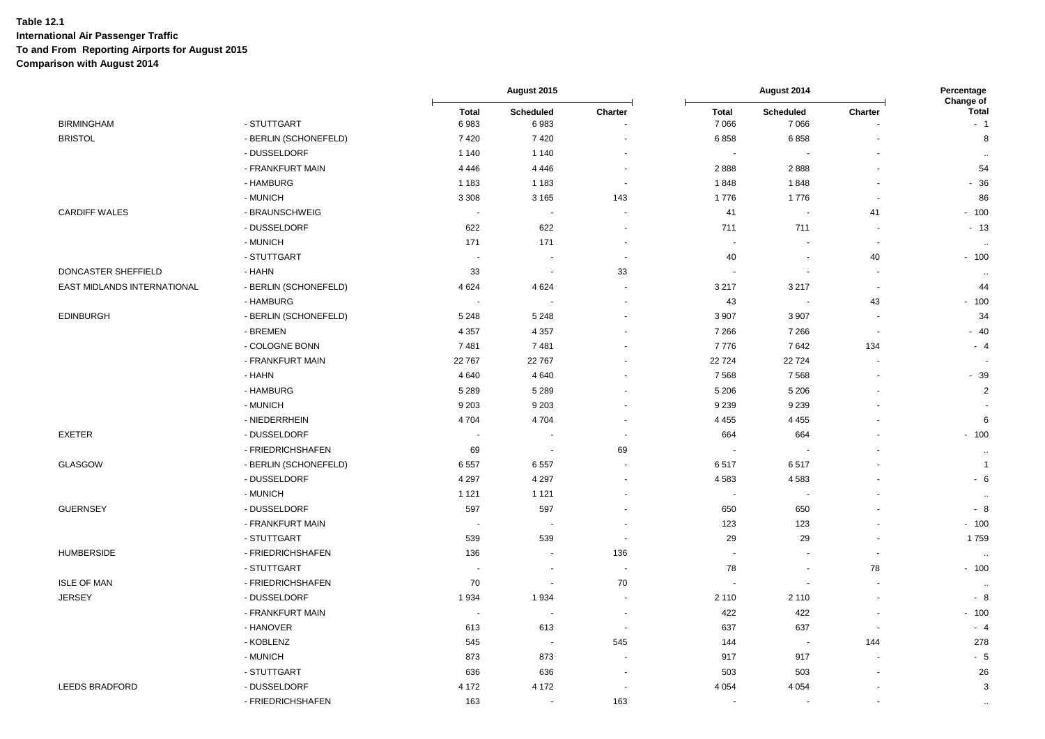**Table 12.1**
**International Air Passenger Traffic**
**To and From Reporting Airports for August 2015**
**Comparison with August 2014**

| | | August 2015 | | | August 2014 | | | Percentage Change of |
|---|---|---|---|---|---|---|---|---|
| | | Total | Scheduled | Charter | Total | Scheduled | Charter | Total |
| BIRMINGHAM | - STUTTGART | 6 983 | 6 983 | - | 7 066 | 7 066 | - | - 1 |
| BRISTOL | - BERLIN (SCHONEFELD) | 7 420 | 7 420 | - | 6 858 | 6 858 | - | 8 |
| | - DUSSELDORF | 1 140 | 1 140 | - | - | - | - | .. |
| | - FRANKFURT MAIN | 4 446 | 4 446 | - | 2 888 | 2 888 | - | 54 |
| | - HAMBURG | 1 183 | 1 183 | - | 1 848 | 1 848 | - | - 36 |
| | - MUNICH | 3 308 | 3 165 | 143 | 1 776 | 1 776 | - | 86 |
| CARDIFF WALES | - BRAUNSCHWEIG | - | - | - | 41 | - | 41 | - 100 |
| | - DUSSELDORF | 622 | 622 | - | 711 | 711 | - | - 13 |
| | - MUNICH | 171 | 171 | - | - | - | - | .. |
| | - STUTTGART | - | - | - | 40 | - | 40 | - 100 |
| DONCASTER SHEFFIELD | - HAHN | 33 | - | 33 | - | - | - | .. |
| EAST MIDLANDS INTERNATIONAL | - BERLIN (SCHONEFELD) | 4 624 | 4 624 | - | 3 217 | 3 217 | - | 44 |
| | - HAMBURG | - | - | - | 43 | - | 43 | - 100 |
| EDINBURGH | - BERLIN (SCHONEFELD) | 5 248 | 5 248 | - | 3 907 | 3 907 | - | 34 |
| | - BREMEN | 4 357 | 4 357 | - | 7 266 | 7 266 | - | - 40 |
| | - COLOGNE BONN | 7 481 | 7 481 | - | 7 776 | 7 642 | 134 | - 4 |
| | - FRANKFURT MAIN | 22 767 | 22 767 | - | 22 724 | 22 724 | - | - |
| | - HAHN | 4 640 | 4 640 | - | 7 568 | 7 568 | - | - 39 |
| | - HAMBURG | 5 289 | 5 289 | - | 5 206 | 5 206 | - | 2 |
| | - MUNICH | 9 203 | 9 203 | - | 9 239 | 9 239 | - | - |
| | - NIEDERRHEIN | 4 704 | 4 704 | - | 4 455 | 4 455 | - | 6 |
| EXETER | - DUSSELDORF | - | - | - | 664 | 664 | - | - 100 |
| | - FRIEDRICHSHAFEN | 69 | - | 69 | - | - | - | .. |
| GLASGOW | - BERLIN (SCHONEFELD) | 6 557 | 6 557 | - | 6 517 | 6 517 | - | 1 |
| | - DUSSELDORF | 4 297 | 4 297 | - | 4 583 | 4 583 | - | - 6 |
| | - MUNICH | 1 121 | 1 121 | - | - | - | - | .. |
| GUERNSEY | - DUSSELDORF | 597 | 597 | - | 650 | 650 | - | - 8 |
| | - FRANKFURT MAIN | - | - | - | 123 | 123 | - | - 100 |
| | - STUTTGART | 539 | 539 | - | 29 | 29 | - | 1 759 |
| HUMBERSIDE | - FRIEDRICHSHAFEN | 136 | - | 136 | - | - | - | .. |
| | - STUTTGART | - | - | - | 78 | - | 78 | - 100 |
| ISLE OF MAN | - FRIEDRICHSHAFEN | 70 | - | 70 | - | - | - | .. |
| JERSEY | - DUSSELDORF | 1 934 | 1 934 | - | 2 110 | 2 110 | - | - 8 |
| | - FRANKFURT MAIN | - | - | - | 422 | 422 | - | - 100 |
| | - HANOVER | 613 | 613 | - | 637 | 637 | - | - 4 |
| | - KOBLENZ | 545 | - | 545 | 144 | - | 144 | 278 |
| | - MUNICH | 873 | 873 | - | 917 | 917 | - | - 5 |
| | - STUTTGART | 636 | 636 | - | 503 | 503 | - | 26 |
| LEEDS BRADFORD | - DUSSELDORF | 4 172 | 4 172 | - | 4 054 | 4 054 | - | 3 |
| | - FRIEDRICHSHAFEN | 163 | - | 163 | - | - | - | .. |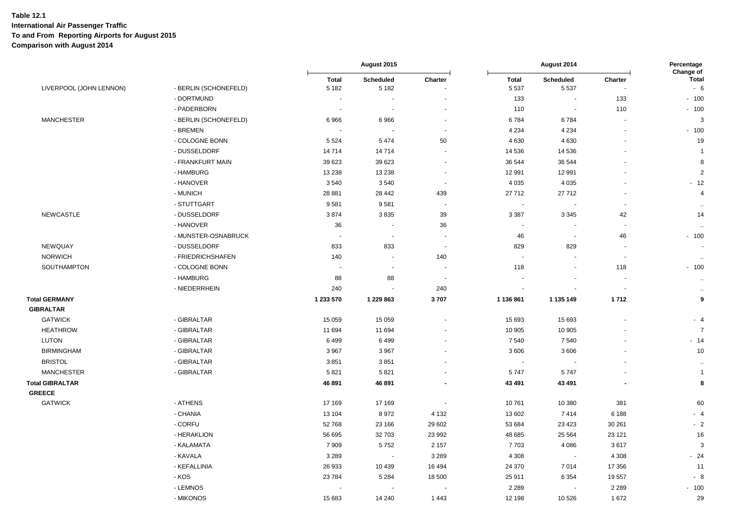**Table 12.1**
**International Air Passenger Traffic**
**To and From Reporting Airports for August 2015**
**Comparison with August 2014**

| | | August 2015 | | | August 2014 | | | Percentage Change of |
|---|---|---|---|---|---|---|---|---|
| | | Total | Scheduled | Charter | Total | Scheduled | Charter | Total |
| LIVERPOOL (JOHN LENNON) | - BERLIN (SCHONEFELD) | 5 182 | 5 182 | - | 5 537 | 5 537 | - | - 6 |
| | - DORTMUND | - | - | - | 133 | - | 133 | - 100 |
| | - PADERBORN | - | - | - | 110 | - | 110 | - 100 |
| MANCHESTER | - BERLIN (SCHONEFELD) | 6 966 | 6 966 | - | 6 784 | 6 784 | - | 3 |
| | - BREMEN | - | - | - | 4 234 | 4 234 | - | - 100 |
| | - COLOGNE BONN | 5 524 | 5 474 | 50 | 4 630 | 4 630 | - | 19 |
| | - DUSSELDORF | 14 714 | 14 714 | - | 14 536 | 14 536 | - | 1 |
| | - FRANKFURT MAIN | 39 623 | 39 623 | - | 36 544 | 36 544 | - | 8 |
| | - HAMBURG | 13 238 | 13 238 | - | 12 991 | 12 991 | - | 2 |
| | - HANOVER | 3 540 | 3 540 | - | 4 035 | 4 035 | - | - 12 |
| | - MUNICH | 28 881 | 28 442 | 439 | 27 712 | 27 712 | - | 4 |
| | - STUTTGART | 9 581 | 9 581 | - | - | - | - | .. |
| NEWCASTLE | - DUSSELDORF | 3 874 | 3 835 | 39 | 3 387 | 3 345 | 42 | 14 |
| | - HANOVER | 36 | - | 36 | - | - | - | .. |
| | - MUNSTER-OSNABRUCK | - | - | - | 46 | - | 46 | - 100 |
| NEWQUAY | - DUSSELDORF | 833 | 833 | - | 829 | 829 | - | - |
| NORWICH | - FRIEDRICHSHAFEN | 140 | - | 140 | - | - | - | .. |
| SOUTHAMPTON | - COLOGNE BONN | - | - | - | 118 | - | 118 | - 100 |
| | - HAMBURG | 88 | 88 | - | - | - | - | .. |
| | - NIEDERRHEIN | 240 | - | 240 | - | - | - | .. |
| **Total GERMANY** | | **1 233 570** | **1 229 863** | **3 707** | **1 136 861** | **1 135 149** | **1 712** | **9** |
| **GIBRALTAR** | | | | | | | | |
| GATWICK | - GIBRALTAR | 15 059 | 15 059 | - | 15 693 | 15 693 | - | - 4 |
| HEATHROW | - GIBRALTAR | 11 694 | 11 694 | - | 10 905 | 10 905 | - | 7 |
| LUTON | - GIBRALTAR | 6 499 | 6 499 | - | 7 540 | 7 540 | - | - 14 |
| BIRMINGHAM | - GIBRALTAR | 3 967 | 3 967 | - | 3 606 | 3 606 | - | 10 |
| BRISTOL | - GIBRALTAR | 3 851 | 3 851 | - | - | - | - | .. |
| MANCHESTER | - GIBRALTAR | 5 821 | 5 821 | - | 5 747 | 5 747 | - | 1 |
| **Total GIBRALTAR** | | **46 891** | **46 891** | **-** | **43 491** | **43 491** | **-** | **8** |
| **GREECE** | | | | | | | | |
| GATWICK | - ATHENS | 17 169 | 17 169 | - | 10 761 | 10 380 | 381 | 60 |
| | - CHANIA | 13 104 | 8 972 | 4 132 | 13 602 | 7 414 | 6 188 | - 4 |
| | - CORFU | 52 768 | 23 166 | 29 602 | 53 684 | 23 423 | 30 261 | - 2 |
| | - HERAKLION | 56 695 | 32 703 | 23 992 | 48 685 | 25 564 | 23 121 | 16 |
| | - KALAMATA | 7 909 | 5 752 | 2 157 | 7 703 | 4 086 | 3 617 | 3 |
| | - KAVALA | 3 289 | - | 3 289 | 4 308 | - | 4 308 | - 24 |
| | - KEFALLINIA | 26 933 | 10 439 | 16 494 | 24 370 | 7 014 | 17 356 | 11 |
| | - KOS | 23 784 | 5 284 | 18 500 | 25 911 | 6 354 | 19 557 | - 8 |
| | - LEMNOS | - | - | - | 2 289 | - | 2 289 | - 100 |
| | - MIKONOS | 15 683 | 14 240 | 1 443 | 12 198 | 10 526 | 1 672 | 29 |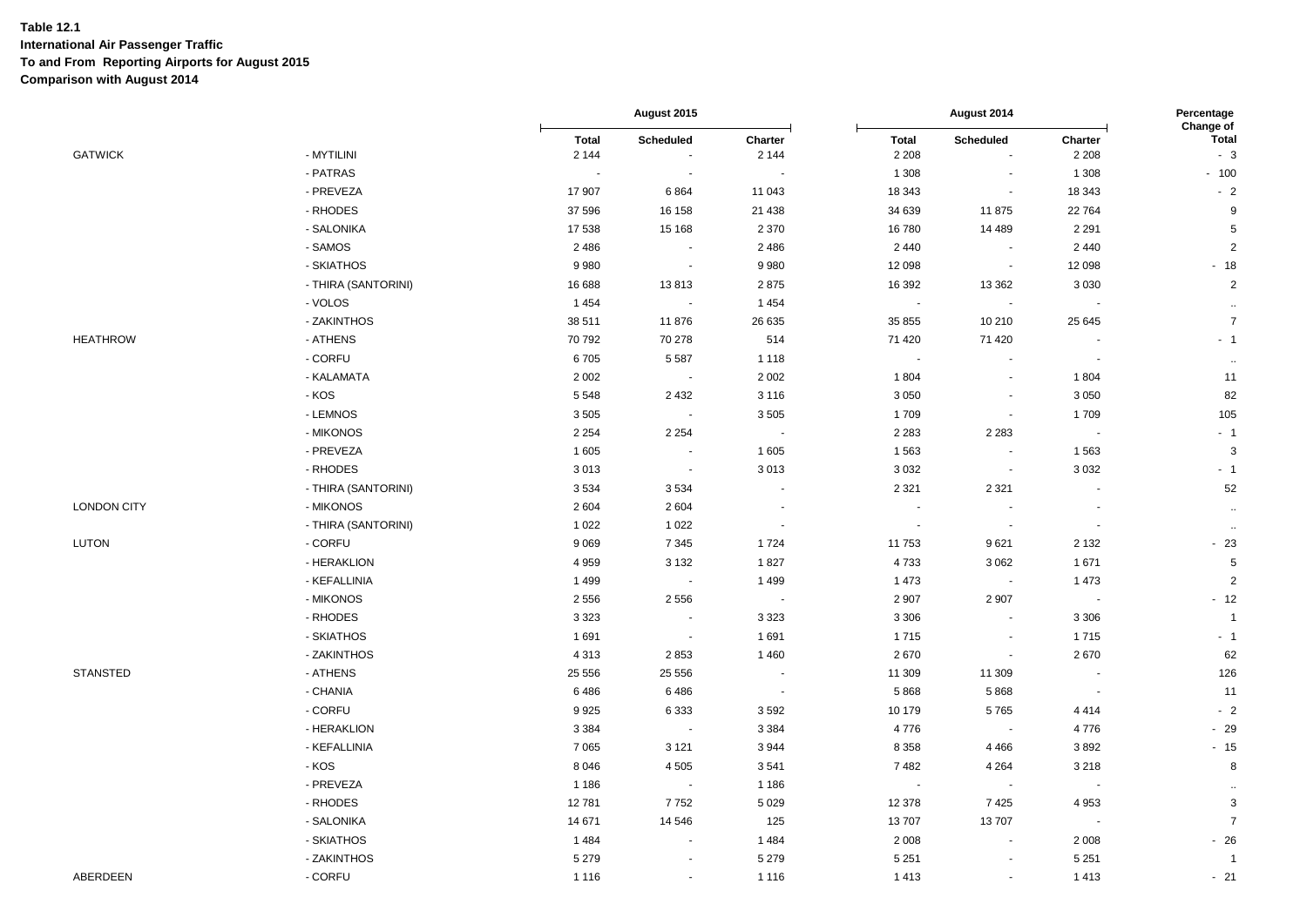**Table 12.1**
**International Air Passenger Traffic**
**To and From Reporting Airports for August 2015**
**Comparison with August 2014**

| | | August 2015 | | | August 2014 | | | Percentage Change of |
|---|---|---|---|---|---|---|---|---|
| | | Total | Scheduled | Charter | Total | Scheduled | Charter | Total |
| GATWICK | - MYTILINI | 2 144 | - | 2 144 | 2 208 | - | 2 208 | - 3 |
| | - PATRAS | - | - | - | 1 308 | - | 1 308 | - 100 |
| | - PREVEZA | 17 907 | 6 864 | 11 043 | 18 343 | - | 18 343 | - 2 |
| | - RHODES | 37 596 | 16 158 | 21 438 | 34 639 | 11 875 | 22 764 | 9 |
| | - SALONIKA | 17 538 | 15 168 | 2 370 | 16 780 | 14 489 | 2 291 | 5 |
| | - SAMOS | 2 486 | - | 2 486 | 2 440 | - | 2 440 | 2 |
| | - SKIATHOS | 9 980 | - | 9 980 | 12 098 | - | 12 098 | - 18 |
| | - THIRA (SANTORINI) | 16 688 | 13 813 | 2 875 | 16 392 | 13 362 | 3 030 | 2 |
| | - VOLOS | 1 454 | - | 1 454 | - | - | - | .. |
| | - ZAKINTHOS | 38 511 | 11 876 | 26 635 | 35 855 | 10 210 | 25 645 | 7 |
| HEATHROW | - ATHENS | 70 792 | 70 278 | 514 | 71 420 | 71 420 | - | - 1 |
| | - CORFU | 6 705 | 5 587 | 1 118 | - | - | - | .. |
| | - KALAMATA | 2 002 | - | 2 002 | 1 804 | - | 1 804 | 11 |
| | - KOS | 5 548 | 2 432 | 3 116 | 3 050 | - | 3 050 | 82 |
| | - LEMNOS | 3 505 | - | 3 505 | 1 709 | - | 1 709 | 105 |
| | - MIKONOS | 2 254 | 2 254 | - | 2 283 | 2 283 | - | - 1 |
| | - PREVEZA | 1 605 | - | 1 605 | 1 563 | - | 1 563 | 3 |
| | - RHODES | 3 013 | - | 3 013 | 3 032 | - | 3 032 | - 1 |
| | - THIRA (SANTORINI) | 3 534 | 3 534 | - | 2 321 | 2 321 | - | 52 |
| LONDON CITY | - MIKONOS | 2 604 | 2 604 | - | - | - | - | .. |
| | - THIRA (SANTORINI) | 1 022 | 1 022 | - | - | - | - | .. |
| LUTON | - CORFU | 9 069 | 7 345 | 1 724 | 11 753 | 9 621 | 2 132 | - 23 |
| | - HERAKLION | 4 959 | 3 132 | 1 827 | 4 733 | 3 062 | 1 671 | 5 |
| | - KEFALLINIA | 1 499 | - | 1 499 | 1 473 | - | 1 473 | 2 |
| | - MIKONOS | 2 556 | 2 556 | - | 2 907 | 2 907 | - | - 12 |
| | - RHODES | 3 323 | - | 3 323 | 3 306 | - | 3 306 | 1 |
| | - SKIATHOS | 1 691 | - | 1 691 | 1 715 | - | 1 715 | - 1 |
| | - ZAKINTHOS | 4 313 | 2 853 | 1 460 | 2 670 | - | 2 670 | 62 |
| STANSTED | - ATHENS | 25 556 | 25 556 | - | 11 309 | 11 309 | - | 126 |
| | - CHANIA | 6 486 | 6 486 | - | 5 868 | 5 868 | - | 11 |
| | - CORFU | 9 925 | 6 333 | 3 592 | 10 179 | 5 765 | 4 414 | - 2 |
| | - HERAKLION | 3 384 | - | 3 384 | 4 776 | - | 4 776 | - 29 |
| | - KEFALLINIA | 7 065 | 3 121 | 3 944 | 8 358 | 4 466 | 3 892 | - 15 |
| | - KOS | 8 046 | 4 505 | 3 541 | 7 482 | 4 264 | 3 218 | 8 |
| | - PREVEZA | 1 186 | - | 1 186 | - | - | - | .. |
| | - RHODES | 12 781 | 7 752 | 5 029 | 12 378 | 7 425 | 4 953 | 3 |
| | - SALONIKA | 14 671 | 14 546 | 125 | 13 707 | 13 707 | - | 7 |
| | - SKIATHOS | 1 484 | - | 1 484 | 2 008 | - | 2 008 | - 26 |
| | - ZAKINTHOS | 5 279 | - | 5 279 | 5 251 | - | 5 251 | 1 |
| ABERDEEN | - CORFU | 1 116 | - | 1 116 | 1 413 | - | 1 413 | - 21 |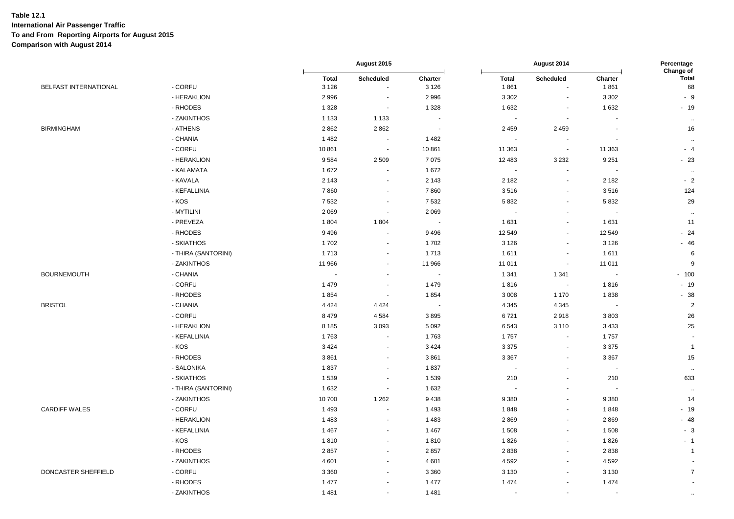**Table 12.1**
**International Air Passenger Traffic**
**To and From Reporting Airports for August 2015**
**Comparison with August 2014**

| | | August 2015 | | | August 2014 | | | Percentage Change of |
|---|---|---|---|---|---|---|---|---|
| | | Total | Scheduled | Charter | Total | Scheduled | Charter | Total |
| BELFAST INTERNATIONAL | - CORFU | 3 126 | - | 3 126 | 1 861 | - | 1 861 | 68 |
| | - HERAKLION | 2 996 | - | 2 996 | 3 302 | - | 3 302 | - 9 |
| | - RHODES | 1 328 | - | 1 328 | 1 632 | - | 1 632 | - 19 |
| | - ZAKINTHOS | 1 133 | 1 133 | - | - | - | - | .. |
| BIRMINGHAM | - ATHENS | 2 862 | 2 862 | - | 2 459 | 2 459 | - | 16 |
| | - CHANIA | 1 482 | - | 1 482 | - | - | - | .. |
| | - CORFU | 10 861 | - | 10 861 | 11 363 | - | 11 363 | - 4 |
| | - HERAKLION | 9 584 | 2 509 | 7 075 | 12 483 | 3 232 | 9 251 | - 23 |
| | - KALAMATA | 1 672 | - | 1 672 | - | - | - | .. |
| | - KAVALA | 2 143 | - | 2 143 | 2 182 | - | 2 182 | - 2 |
| | - KEFALLINIA | 7 860 | - | 7 860 | 3 516 | - | 3 516 | 124 |
| | - KOS | 7 532 | - | 7 532 | 5 832 | - | 5 832 | 29 |
| | - MYTILINI | 2 069 | - | 2 069 | - | - | - | .. |
| | - PREVEZA | 1 804 | 1 804 | - | 1 631 | - | 1 631 | 11 |
| | - RHODES | 9 496 | - | 9 496 | 12 549 | - | 12 549 | - 24 |
| | - SKIATHOS | 1 702 | - | 1 702 | 3 126 | - | 3 126 | - 46 |
| | - THIRA (SANTORINI) | 1 713 | - | 1 713 | 1 611 | - | 1 611 | 6 |
| | - ZAKINTHOS | 11 966 | - | 11 966 | 11 011 | - | 11 011 | 9 |
| BOURNEMOUTH | - CHANIA | - | - | - | 1 341 | 1 341 | - | - 100 |
| | - CORFU | 1 479 | - | 1 479 | 1 816 | - | 1 816 | - 19 |
| | - RHODES | 1 854 | - | 1 854 | 3 008 | 1 170 | 1 838 | - 38 |
| BRISTOL | - CHANIA | 4 424 | 4 424 | - | 4 345 | 4 345 | - | 2 |
| | - CORFU | 8 479 | 4 584 | 3 895 | 6 721 | 2 918 | 3 803 | 26 |
| | - HERAKLION | 8 185 | 3 093 | 5 092 | 6 543 | 3 110 | 3 433 | 25 |
| | - KEFALLINIA | 1 763 | - | 1 763 | 1 757 | - | 1 757 | - |
| | - KOS | 3 424 | - | 3 424 | 3 375 | - | 3 375 | 1 |
| | - RHODES | 3 861 | - | 3 861 | 3 367 | - | 3 367 | 15 |
| | - SALONIKA | 1 837 | - | 1 837 | - | - | - | .. |
| | - SKIATHOS | 1 539 | - | 1 539 | 210 | - | 210 | 633 |
| | - THIRA (SANTORINI) | 1 632 | - | 1 632 | - | - | - | .. |
| | - ZAKINTHOS | 10 700 | 1 262 | 9 438 | 9 380 | - | 9 380 | 14 |
| CARDIFF WALES | - CORFU | 1 493 | - | 1 493 | 1 848 | - | 1 848 | - 19 |
| | - HERAKLION | 1 483 | - | 1 483 | 2 869 | - | 2 869 | - 48 |
| | - KEFALLINIA | 1 467 | - | 1 467 | 1 508 | - | 1 508 | - 3 |
| | - KOS | 1 810 | - | 1 810 | 1 826 | - | 1 826 | - 1 |
| | - RHODES | 2 857 | - | 2 857 | 2 838 | - | 2 838 | 1 |
| | - ZAKINTHOS | 4 601 | - | 4 601 | 4 592 | - | 4 592 | - |
| DONCASTER SHEFFIELD | - CORFU | 3 360 | - | 3 360 | 3 130 | - | 3 130 | 7 |
| | - RHODES | 1 477 | - | 1 477 | 1 474 | - | 1 474 | - |
| | - ZAKINTHOS | 1 481 | - | 1 481 | - | - | - | .. |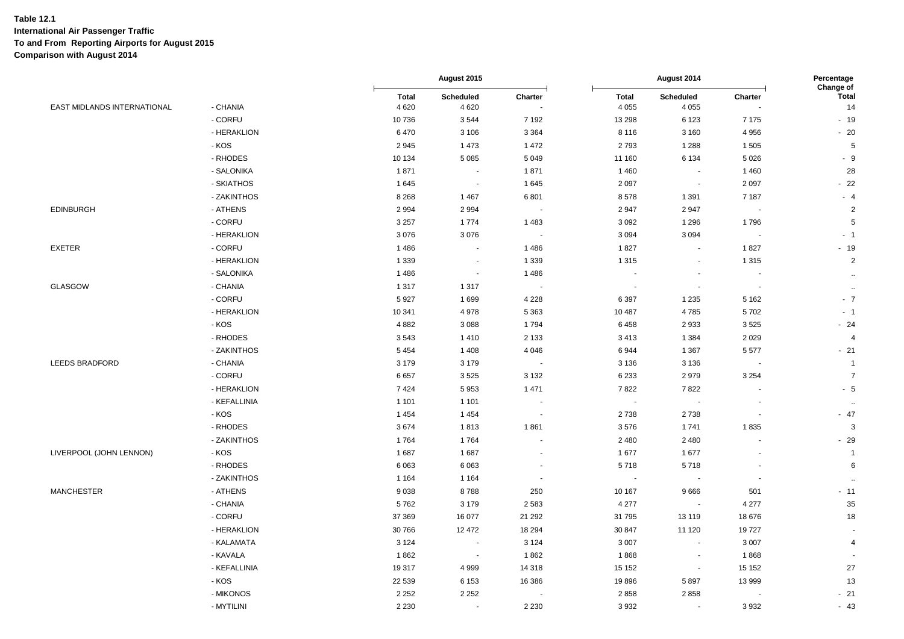**Table 12.1**
**International Air Passenger Traffic**
**To and From Reporting Airports for August 2015**
**Comparison with August 2014**

| | | August 2015 | | | August 2014 | | | Percentage Change of |
|---|---|---|---|---|---|---|---|---|
| | | Total | Scheduled | Charter | Total | Scheduled | Charter | Total |
| EAST MIDLANDS INTERNATIONAL | - CHANIA | 4 620 | 4 620 | - | 4 055 | 4 055 | - | 14 |
| | - CORFU | 10 736 | 3 544 | 7 192 | 13 298 | 6 123 | 7 175 | - 19 |
| | - HERAKLION | 6 470 | 3 106 | 3 364 | 8 116 | 3 160 | 4 956 | - 20 |
| | - KOS | 2 945 | 1 473 | 1 472 | 2 793 | 1 288 | 1 505 | 5 |
| | - RHODES | 10 134 | 5 085 | 5 049 | 11 160 | 6 134 | 5 026 | - 9 |
| | - SALONIKA | 1 871 | - | 1 871 | 1 460 | - | 1 460 | 28 |
| | - SKIATHOS | 1 645 | - | 1 645 | 2 097 | - | 2 097 | - 22 |
| | - ZAKINTHOS | 8 268 | 1 467 | 6 801 | 8 578 | 1 391 | 7 187 | - 4 |
| EDINBURGH | - ATHENS | 2 994 | 2 994 | - | 2 947 | 2 947 | - | 2 |
| | - CORFU | 3 257 | 1 774 | 1 483 | 3 092 | 1 296 | 1 796 | 5 |
| | - HERAKLION | 3 076 | 3 076 | - | 3 094 | 3 094 | - | - 1 |
| EXETER | - CORFU | 1 486 | - | 1 486 | 1 827 | - | 1 827 | - 19 |
| | - HERAKLION | 1 339 | - | 1 339 | 1 315 | - | 1 315 | 2 |
| | - SALONIKA | 1 486 | - | 1 486 | - | - | - | .. |
| GLASGOW | - CHANIA | 1 317 | 1 317 | - | - | - | - | .. |
| | - CORFU | 5 927 | 1 699 | 4 228 | 6 397 | 1 235 | 5 162 | - 7 |
| | - HERAKLION | 10 341 | 4 978 | 5 363 | 10 487 | 4 785 | 5 702 | - 1 |
| | - KOS | 4 882 | 3 088 | 1 794 | 6 458 | 2 933 | 3 525 | - 24 |
| | - RHODES | 3 543 | 1 410 | 2 133 | 3 413 | 1 384 | 2 029 | 4 |
| | - ZAKINTHOS | 5 454 | 1 408 | 4 046 | 6 944 | 1 367 | 5 577 | - 21 |
| LEEDS BRADFORD | - CHANIA | 3 179 | 3 179 | - | 3 136 | 3 136 | - | 1 |
| | - CORFU | 6 657 | 3 525 | 3 132 | 6 233 | 2 979 | 3 254 | 7 |
| | - HERAKLION | 7 424 | 5 953 | 1 471 | 7 822 | 7 822 | - | - 5 |
| | - KEFALLINIA | 1 101 | 1 101 | - | - | - | - | .. |
| | - KOS | 1 454 | 1 454 | - | 2 738 | 2 738 | - | - 47 |
| | - RHODES | 3 674 | 1 813 | 1 861 | 3 576 | 1 741 | 1 835 | 3 |
| | - ZAKINTHOS | 1 764 | 1 764 | - | 2 480 | 2 480 | - | - 29 |
| LIVERPOOL (JOHN LENNON) | - KOS | 1 687 | 1 687 | - | 1 677 | 1 677 | - | 1 |
| | - RHODES | 6 063 | 6 063 | - | 5 718 | 5 718 | - | 6 |
| | - ZAKINTHOS | 1 164 | 1 164 | - | - | - | - | .. |
| MANCHESTER | - ATHENS | 9 038 | 8 788 | 250 | 10 167 | 9 666 | 501 | - 11 |
| | - CHANIA | 5 762 | 3 179 | 2 583 | 4 277 | - | 4 277 | 35 |
| | - CORFU | 37 369 | 16 077 | 21 292 | 31 795 | 13 119 | 18 676 | 18 |
| | - HERAKLION | 30 766 | 12 472 | 18 294 | 30 847 | 11 120 | 19 727 | - |
| | - KALAMATA | 3 124 | - | 3 124 | 3 007 | - | 3 007 | 4 |
| | - KAVALA | 1 862 | - | 1 862 | 1 868 | - | 1 868 | - |
| | - KEFALLINIA | 19 317 | 4 999 | 14 318 | 15 152 | - | 15 152 | 27 |
| | - KOS | 22 539 | 6 153 | 16 386 | 19 896 | 5 897 | 13 999 | 13 |
| | - MIKONOS | 2 252 | 2 252 | - | 2 858 | 2 858 | - | - 21 |
| | - MYTILINI | 2 230 | - | 2 230 | 3 932 | - | 3 932 | - 43 |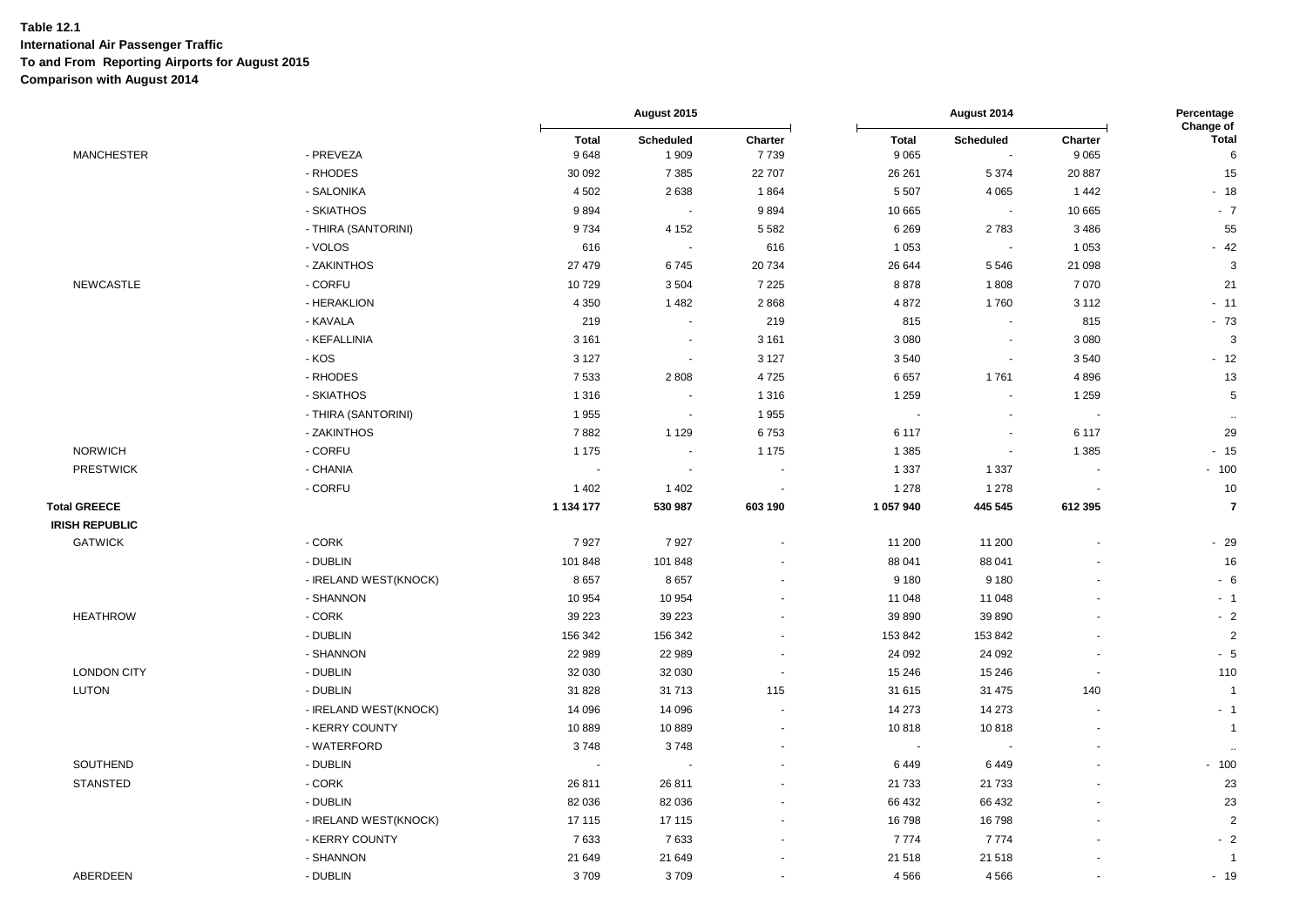**Table 12.1**
**International Air Passenger Traffic**
**To and From Reporting Airports for August 2015**
**Comparison with August 2014**

| | | August 2015 | | | August 2014 | | | Percentage Change of |
|---|---|---|---|---|---|---|---|---|
| | | Total | Scheduled | Charter | Total | Scheduled | Charter | Total |
| MANCHESTER | - PREVEZA | 9 648 | 1 909 | 7 739 | 9 065 | - | 9 065 | 6 |
| | - RHODES | 30 092 | 7 385 | 22 707 | 26 261 | 5 374 | 20 887 | 15 |
| | - SALONIKA | 4 502 | 2 638 | 1 864 | 5 507 | 4 065 | 1 442 | - 18 |
| | - SKIATHOS | 9 894 | - | 9 894 | 10 665 | - | 10 665 | - 7 |
| | - THIRA (SANTORINI) | 9 734 | 4 152 | 5 582 | 6 269 | 2 783 | 3 486 | 55 |
| | - VOLOS | 616 | - | 616 | 1 053 | - | 1 053 | - 42 |
| | - ZAKINTHOS | 27 479 | 6 745 | 20 734 | 26 644 | 5 546 | 21 098 | 3 |
| NEWCASTLE | - CORFU | 10 729 | 3 504 | 7 225 | 8 878 | 1 808 | 7 070 | 21 |
| | - HERAKLION | 4 350 | 1 482 | 2 868 | 4 872 | 1 760 | 3 112 | - 11 |
| | - KAVALA | 219 | - | 219 | 815 | - | 815 | - 73 |
| | - KEFALLINIA | 3 161 | - | 3 161 | 3 080 | - | 3 080 | 3 |
| | - KOS | 3 127 | - | 3 127 | 3 540 | - | 3 540 | - 12 |
| | - RHODES | 7 533 | 2 808 | 4 725 | 6 657 | 1 761 | 4 896 | 13 |
| | - SKIATHOS | 1 316 | - | 1 316 | 1 259 | - | 1 259 | 5 |
| | - THIRA (SANTORINI) | 1 955 | - | 1 955 | - | - | - | .. |
| | - ZAKINTHOS | 7 882 | 1 129 | 6 753 | 6 117 | - | 6 117 | 29 |
| NORWICH | - CORFU | 1 175 | - | 1 175 | 1 385 | - | 1 385 | - 15 |
| PRESTWICK | - CHANIA | - | - | - | 1 337 | 1 337 | - | - 100 |
| | - CORFU | 1 402 | 1 402 | - | 1 278 | 1 278 | - | 10 |
| **Total GREECE** | | **1 134 177** | **530 987** | **603 190** | **1 057 940** | **445 545** | **612 395** | **7** |
| **IRISH REPUBLIC** | | | | | | | | |
| GATWICK | - CORK | 7 927 | 7 927 | - | 11 200 | 11 200 | - | - 29 |
| | - DUBLIN | 101 848 | 101 848 | - | 88 041 | 88 041 | - | 16 |
| | - IRELAND WEST(KNOCK) | 8 657 | 8 657 | - | 9 180 | 9 180 | - | - 6 |
| | - SHANNON | 10 954 | 10 954 | - | 11 048 | 11 048 | - | - 1 |
| HEATHROW | - CORK | 39 223 | 39 223 | - | 39 890 | 39 890 | - | - 2 |
| | - DUBLIN | 156 342 | 156 342 | - | 153 842 | 153 842 | - | 2 |
| | - SHANNON | 22 989 | 22 989 | - | 24 092 | 24 092 | - | - 5 |
| LONDON CITY | - DUBLIN | 32 030 | 32 030 | - | 15 246 | 15 246 | - | 110 |
| LUTON | - DUBLIN | 31 828 | 31 713 | 115 | 31 615 | 31 475 | 140 | 1 |
| | - IRELAND WEST(KNOCK) | 14 096 | 14 096 | - | 14 273 | 14 273 | - | - 1 |
| | - KERRY COUNTY | 10 889 | 10 889 | - | 10 818 | 10 818 | - | 1 |
| | - WATERFORD | 3 748 | 3 748 | - | - | - | - | .. |
| SOUTHEND | - DUBLIN | - | - | - | 6 449 | 6 449 | - | - 100 |
| STANSTED | - CORK | 26 811 | 26 811 | - | 21 733 | 21 733 | - | 23 |
| | - DUBLIN | 82 036 | 82 036 | - | 66 432 | 66 432 | - | 23 |
| | - IRELAND WEST(KNOCK) | 17 115 | 17 115 | - | 16 798 | 16 798 | - | 2 |
| | - KERRY COUNTY | 7 633 | 7 633 | - | 7 774 | 7 774 | - | - 2 |
| | - SHANNON | 21 649 | 21 649 | - | 21 518 | 21 518 | - | 1 |
| ABERDEEN | - DUBLIN | 3 709 | 3 709 | - | 4 566 | 4 566 | - | - 19 |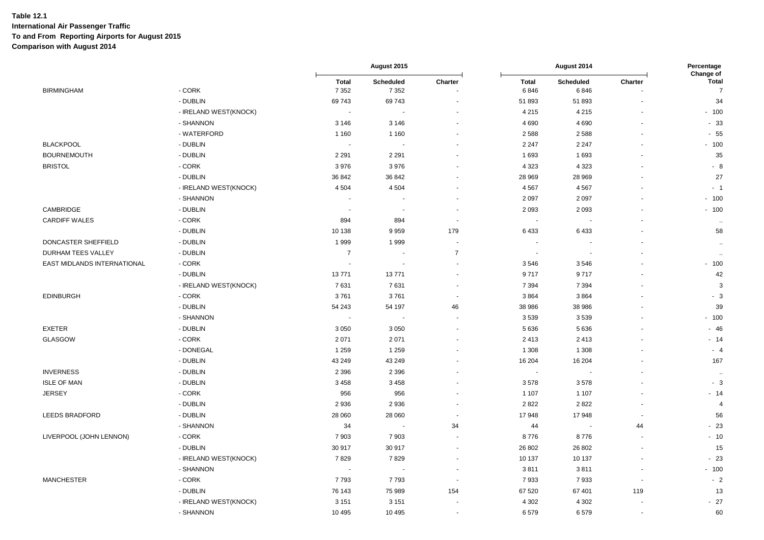**Table 12.1**
**International Air Passenger Traffic**
**To and From Reporting Airports for August 2015**
**Comparison with August 2014**

| | | August 2015 | | | August 2014 | | | Percentage Change of |
|---|---|---|---|---|---|---|---|---|
| | | Total | Scheduled | Charter | Total | Scheduled | Charter | Total |
| BIRMINGHAM | - CORK | 7 352 | 7 352 | - | 6 846 | 6 846 | - | 7 |
| | - DUBLIN | 69 743 | 69 743 | - | 51 893 | 51 893 | - | 34 |
| | - IRELAND WEST(KNOCK) | - | - | - | 4 215 | 4 215 | - | - 100 |
| | - SHANNON | 3 146 | 3 146 | - | 4 690 | 4 690 | - | - 33 |
| | - WATERFORD | 1 160 | 1 160 | - | 2 588 | 2 588 | - | - 55 |
| BLACKPOOL | - DUBLIN | - | - | - | 2 247 | 2 247 | - | - 100 |
| BOURNEMOUTH | - DUBLIN | 2 291 | 2 291 | - | 1 693 | 1 693 | - | 35 |
| BRISTOL | - CORK | 3 976 | 3 976 | - | 4 323 | 4 323 | - | - 8 |
| | - DUBLIN | 36 842 | 36 842 | - | 28 969 | 28 969 | - | 27 |
| | - IRELAND WEST(KNOCK) | 4 504 | 4 504 | - | 4 567 | 4 567 | - | - 1 |
| | - SHANNON | - | - | - | 2 097 | 2 097 | - | - 100 |
| CAMBRIDGE | - DUBLIN | - | - | - | 2 093 | 2 093 | - | - 100 |
| CARDIFF WALES | - CORK | 894 | 894 | - | - | - | - | .. |
| | - DUBLIN | 10 138 | 9 959 | 179 | 6 433 | 6 433 | - | 58 |
| DONCASTER SHEFFIELD | - DUBLIN | 1 999 | 1 999 | - | - | - | - | .. |
| DURHAM TEES VALLEY | - DUBLIN | 7 | - | 7 | - | - | - | .. |
| EAST MIDLANDS INTERNATIONAL | - CORK | - | - | - | 3 546 | 3 546 | - | - 100 |
| | - DUBLIN | 13 771 | 13 771 | - | 9 717 | 9 717 | - | 42 |
| | - IRELAND WEST(KNOCK) | 7 631 | 7 631 | - | 7 394 | 7 394 | - | 3 |
| EDINBURGH | - CORK | 3 761 | 3 761 | - | 3 864 | 3 864 | - | - 3 |
| | - DUBLIN | 54 243 | 54 197 | 46 | 38 986 | 38 986 | - | 39 |
| | - SHANNON | - | - | - | 3 539 | 3 539 | - | - 100 |
| EXETER | - DUBLIN | 3 050 | 3 050 | - | 5 636 | 5 636 | - | - 46 |
| GLASGOW | - CORK | 2 071 | 2 071 | - | 2 413 | 2 413 | - | - 14 |
| | - DONEGAL | 1 259 | 1 259 | - | 1 308 | 1 308 | - | - 4 |
| | - DUBLIN | 43 249 | 43 249 | - | 16 204 | 16 204 | - | 167 |
| INVERNESS | - DUBLIN | 2 396 | 2 396 | - | - | - | - | .. |
| ISLE OF MAN | - DUBLIN | 3 458 | 3 458 | - | 3 578 | 3 578 | - | - 3 |
| JERSEY | - CORK | 956 | 956 | - | 1 107 | 1 107 | - | - 14 |
| | - DUBLIN | 2 936 | 2 936 | - | 2 822 | 2 822 | - | 4 |
| LEEDS BRADFORD | - DUBLIN | 28 060 | 28 060 | - | 17 948 | 17 948 | - | 56 |
| | - SHANNON | 34 | - | 34 | 44 | - | 44 | - 23 |
| LIVERPOOL (JOHN LENNON) | - CORK | 7 903 | 7 903 | - | 8 776 | 8 776 | - | - 10 |
| | - DUBLIN | 30 917 | 30 917 | - | 26 802 | 26 802 | - | 15 |
| | - IRELAND WEST(KNOCK) | 7 829 | 7 829 | - | 10 137 | 10 137 | - | - 23 |
| | - SHANNON | - | - | - | 3 811 | 3 811 | - | - 100 |
| MANCHESTER | - CORK | 7 793 | 7 793 | - | 7 933 | 7 933 | - | - 2 |
| | - DUBLIN | 76 143 | 75 989 | 154 | 67 520 | 67 401 | 119 | 13 |
| | - IRELAND WEST(KNOCK) | 3 151 | 3 151 | - | 4 302 | 4 302 | - | - 27 |
| | - SHANNON | 10 495 | 10 495 | - | 6 579 | 6 579 | - | 60 |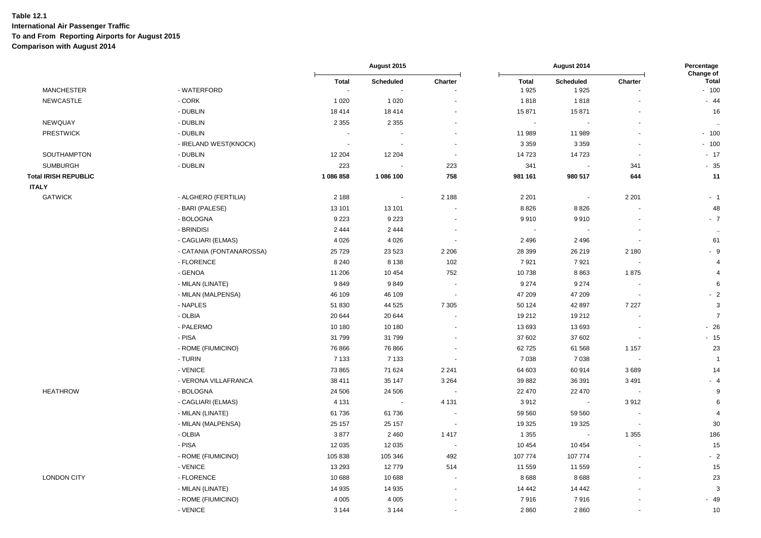**Table 12.1**
**International Air Passenger Traffic**
**To and From Reporting Airports for August 2015**
**Comparison with August 2014**

| | | August 2015 | | | August 2014 | | | Percentage Change of |
|---|---|---|---|---|---|---|---|---|
| | | Total | Scheduled | Charter | Total | Scheduled | Charter | Total |
| MANCHESTER | - WATERFORD | - | - | - | 1 925 | 1 925 | - | - 100 |
| NEWCASTLE | - CORK | 1 020 | 1 020 | - | 1 818 | 1 818 | - | - 44 |
| | - DUBLIN | 18 414 | 18 414 | - | 15 871 | 15 871 | - | 16 |
| NEWQUAY | - DUBLIN | 2 355 | 2 355 | - | - | - | - | .. |
| PRESTWICK | - DUBLIN | - | - | - | 11 989 | 11 989 | - | - 100 |
| | - IRELAND WEST(KNOCK) | - | - | - | 3 359 | 3 359 | - | - 100 |
| SOUTHAMPTON | - DUBLIN | 12 204 | 12 204 | - | 14 723 | 14 723 | - | - 17 |
| SUMBURGH | - DUBLIN | 223 | - | 223 | 341 | - | 341 | - 35 |
| **Total IRISH REPUBLIC** | | **1 086 858** | **1 086 100** | **758** | **981 161** | **980 517** | **644** | **11** |
| **ITALY** | | | | | | | | |
| GATWICK | - ALGHERO (FERTILIA) | 2 188 | - | 2 188 | 2 201 | - | 2 201 | - 1 |
| | - BARI (PALESE) | 13 101 | 13 101 | - | 8 826 | 8 826 | - | 48 |
| | - BOLOGNA | 9 223 | 9 223 | - | 9 910 | 9 910 | - | - 7 |
| | - BRINDISI | 2 444 | 2 444 | - | - | - | - | .. |
| | - CAGLIARI (ELMAS) | 4 026 | 4 026 | - | 2 496 | 2 496 | - | 61 |
| | - CATANIA (FONTANAROSSA) | 25 729 | 23 523 | 2 206 | 28 399 | 26 219 | 2 180 | - 9 |
| | - FLORENCE | 8 240 | 8 138 | 102 | 7 921 | 7 921 | - | 4 |
| | - GENOA | 11 206 | 10 454 | 752 | 10 738 | 8 863 | 1 875 | 4 |
| | - MILAN (LINATE) | 9 849 | 9 849 | - | 9 274 | 9 274 | - | 6 |
| | - MILAN (MALPENSA) | 46 109 | 46 109 | - | 47 209 | 47 209 | - | - 2 |
| | - NAPLES | 51 830 | 44 525 | 7 305 | 50 124 | 42 897 | 7 227 | 3 |
| | - OLBIA | 20 644 | 20 644 | - | 19 212 | 19 212 | - | 7 |
| | - PALERMO | 10 180 | 10 180 | - | 13 693 | 13 693 | - | - 26 |
| | - PISA | 31 799 | 31 799 | - | 37 602 | 37 602 | - | - 15 |
| | - ROME (FIUMICINO) | 76 866 | 76 866 | - | 62 725 | 61 568 | 1 157 | 23 |
| | - TURIN | 7 133 | 7 133 | - | 7 038 | 7 038 | - | 1 |
| | - VENICE | 73 865 | 71 624 | 2 241 | 64 603 | 60 914 | 3 689 | 14 |
| | - VERONA VILLAFRANCA | 38 411 | 35 147 | 3 264 | 39 882 | 36 391 | 3 491 | - 4 |
| HEATHROW | - BOLOGNA | 24 506 | 24 506 | - | 22 470 | 22 470 | - | 9 |
| | - CAGLIARI (ELMAS) | 4 131 | - | 4 131 | 3 912 | - | 3 912 | 6 |
| | - MILAN (LINATE) | 61 736 | 61 736 | - | 59 560 | 59 560 | - | 4 |
| | - MILAN (MALPENSA) | 25 157 | 25 157 | - | 19 325 | 19 325 | - | 30 |
| | - OLBIA | 3 877 | 2 460 | 1 417 | 1 355 | - | 1 355 | 186 |
| | - PISA | 12 035 | 12 035 | - | 10 454 | 10 454 | - | 15 |
| | - ROME (FIUMICINO) | 105 838 | 105 346 | 492 | 107 774 | 107 774 | - | - 2 |
| | - VENICE | 13 293 | 12 779 | 514 | 11 559 | 11 559 | - | 15 |
| LONDON CITY | - FLORENCE | 10 688 | 10 688 | - | 8 688 | 8 688 | - | 23 |
| | - MILAN (LINATE) | 14 935 | 14 935 | - | 14 442 | 14 442 | - | 3 |
| | - ROME (FIUMICINO) | 4 005 | 4 005 | - | 7 916 | 7 916 | - | - 49 |
| | - VENICE | 3 144 | 3 144 | - | 2 860 | 2 860 | - | 10 |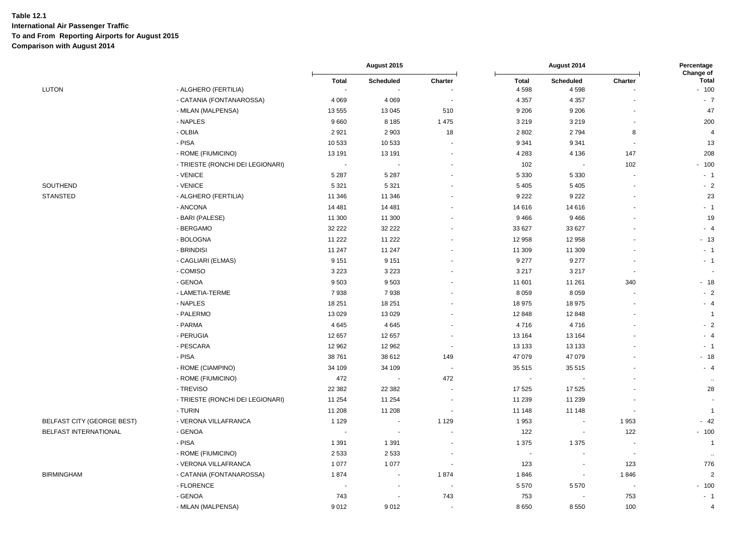**Table 12.1**
**International Air Passenger Traffic**
**To and From Reporting Airports for August 2015**
**Comparison with August 2014**

| | | August 2015 | | | August 2014 | | | Percentage Change of |
|---|---|---|---|---|---|---|---|---|
| | | Total | Scheduled | Charter | Total | Scheduled | Charter | Total |
| LUTON | - ALGHERO (FERTILIA) | - | - | - | 4 598 | 4 598 | - | - 100 |
| | - CATANIA (FONTANAROSSA) | 4 069 | 4 069 | - | 4 357 | 4 357 | - | - 7 |
| | - MILAN (MALPENSA) | 13 555 | 13 045 | 510 | 9 206 | 9 206 | - | 47 |
| | - NAPLES | 9 660 | 8 185 | 1 475 | 3 219 | 3 219 | - | 200 |
| | - OLBIA | 2 921 | 2 903 | 18 | 2 802 | 2 794 | 8 | 4 |
| | - PISA | 10 533 | 10 533 | - | 9 341 | 9 341 | - | 13 |
| | - ROME (FIUMICINO) | 13 191 | 13 191 | - | 4 283 | 4 136 | 147 | 208 |
| | - TRIESTE (RONCHI DEI LEGIONARI) | - | - | - | 102 | - | 102 | - 100 |
| | - VENICE | 5 287 | 5 287 | - | 5 330 | 5 330 | - | - 1 |
| SOUTHEND | - VENICE | 5 321 | 5 321 | - | 5 405 | 5 405 | - | - 2 |
| STANSTED | - ALGHERO (FERTILIA) | 11 346 | 11 346 | - | 9 222 | 9 222 | - | 23 |
| | - ANCONA | 14 481 | 14 481 | - | 14 616 | 14 616 | - | - 1 |
| | - BARI (PALESE) | 11 300 | 11 300 | - | 9 466 | 9 466 | - | 19 |
| | - BERGAMO | 32 222 | 32 222 | - | 33 627 | 33 627 | - | - 4 |
| | - BOLOGNA | 11 222 | 11 222 | - | 12 958 | 12 958 | - | - 13 |
| | - BRINDISI | 11 247 | 11 247 | - | 11 309 | 11 309 | - | - 1 |
| | - CAGLIARI (ELMAS) | 9 151 | 9 151 | - | 9 277 | 9 277 | - | - 1 |
| | - COMISO | 3 223 | 3 223 | - | 3 217 | 3 217 | - | - |
| | - GENOA | 9 503 | 9 503 | - | 11 601 | 11 261 | 340 | - 18 |
| | - LAMETIA-TERME | 7 938 | 7 938 | - | 8 059 | 8 059 | - | - 2 |
| | - NAPLES | 18 251 | 18 251 | - | 18 975 | 18 975 | - | - 4 |
| | - PALERMO | 13 029 | 13 029 | - | 12 848 | 12 848 | - | 1 |
| | - PARMA | 4 645 | 4 645 | - | 4 716 | 4 716 | - | - 2 |
| | - PERUGIA | 12 657 | 12 657 | - | 13 164 | 13 164 | - | - 4 |
| | - PESCARA | 12 962 | 12 962 | - | 13 133 | 13 133 | - | - 1 |
| | - PISA | 38 761 | 38 612 | 149 | 47 079 | 47 079 | - | - 18 |
| | - ROME (CIAMPINO) | 34 109 | 34 109 | - | 35 515 | 35 515 | - | - 4 |
| | - ROME (FIUMICINO) | 472 | - | 472 | - | - | - | .. |
| | - TREVISO | 22 382 | 22 382 | - | 17 525 | 17 525 | - | 28 |
| | - TRIESTE (RONCHI DEI LEGIONARI) | 11 254 | 11 254 | - | 11 239 | 11 239 | - | - |
| | - TURIN | 11 208 | 11 208 | - | 11 148 | 11 148 | - | 1 |
| BELFAST CITY (GEORGE BEST) | - VERONA VILLAFRANCA | 1 129 | - | 1 129 | 1 953 | - | 1 953 | - 42 |
| BELFAST INTERNATIONAL | - GENOA | - | - | - | 122 | - | 122 | - 100 |
| | - PISA | 1 391 | 1 391 | - | 1 375 | 1 375 | - | 1 |
| | - ROME (FIUMICINO) | 2 533 | 2 533 | - | - | - | - | .. |
| | - VERONA VILLAFRANCA | 1 077 | 1 077 | - | 123 | - | 123 | 776 |
| BIRMINGHAM | - CATANIA (FONTANAROSSA) | 1 874 | - | 1 874 | 1 846 | - | 1 846 | 2 |
| | - FLORENCE | - | - | - | 5 570 | 5 570 | - | - 100 |
| | - GENOA | 743 | - | 743 | 753 | - | 753 | - 1 |
| | - MILAN (MALPENSA) | 9 012 | 9 012 | - | 8 650 | 8 550 | 100 | 4 |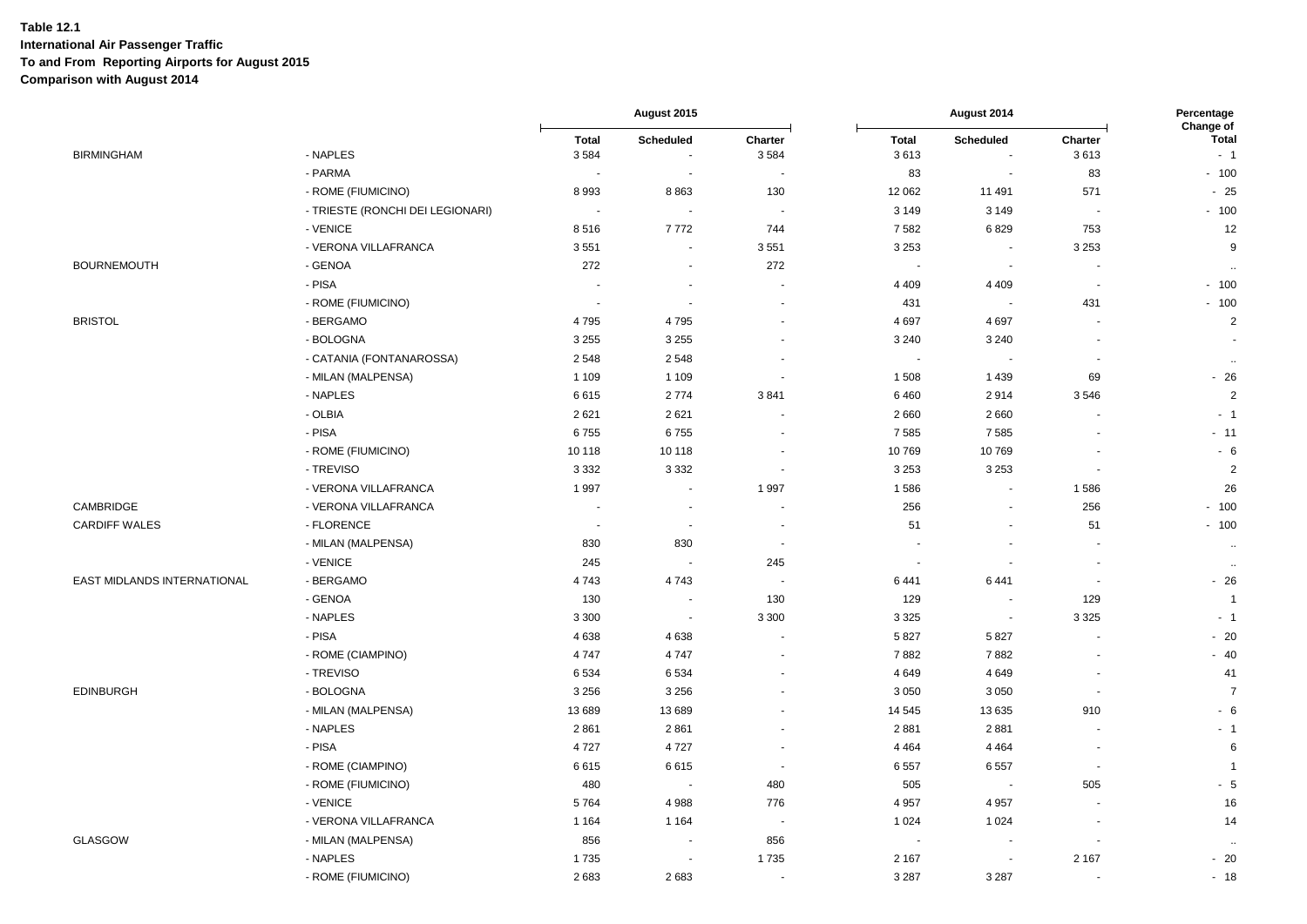**Table 12.1**
**International Air Passenger Traffic**
**To and From Reporting Airports for August 2015**
**Comparison with August 2014**

| | | August 2015 | | | August 2014 | | | Percentage Change of |
|---|---|---|---|---|---|---|---|---|
| | | Total | Scheduled | Charter | Total | Scheduled | Charter | Total |
| BIRMINGHAM | - NAPLES | 3 584 | - | 3 584 | 3 613 | - | 3 613 | - 1 |
| | - PARMA | - | - | - | 83 | - | 83 | - 100 |
| | - ROME (FIUMICINO) | 8 993 | 8 863 | 130 | 12 062 | 11 491 | 571 | - 25 |
| | - TRIESTE (RONCHI DEI LEGIONARI) | - | - | - | 3 149 | 3 149 | - | - 100 |
| | - VENICE | 8 516 | 7 772 | 744 | 7 582 | 6 829 | 753 | 12 |
| | - VERONA VILLAFRANCA | 3 551 | - | 3 551 | 3 253 | - | 3 253 | 9 |
| BOURNEMOUTH | - GENOA | 272 | - | 272 | - | - | - | .. |
| | - PISA | - | - | - | 4 409 | 4 409 | - | - 100 |
| | - ROME (FIUMICINO) | - | - | - | 431 | - | 431 | - 100 |
| BRISTOL | - BERGAMO | 4 795 | 4 795 | - | 4 697 | 4 697 | - | 2 |
| | - BOLOGNA | 3 255 | 3 255 | - | 3 240 | 3 240 | - | - |
| | - CATANIA (FONTANAROSSA) | 2 548 | 2 548 | - | - | - | - | .. |
| | - MILAN (MALPENSA) | 1 109 | 1 109 | - | 1 508 | 1 439 | 69 | - 26 |
| | - NAPLES | 6 615 | 2 774 | 3 841 | 6 460 | 2 914 | 3 546 | 2 |
| | - OLBIA | 2 621 | 2 621 | - | 2 660 | 2 660 | - | - 1 |
| | - PISA | 6 755 | 6 755 | - | 7 585 | 7 585 | - | - 11 |
| | - ROME (FIUMICINO) | 10 118 | 10 118 | - | 10 769 | 10 769 | - | - 6 |
| | - TREVISO | 3 332 | 3 332 | - | 3 253 | 3 253 | - | 2 |
| | - VERONA VILLAFRANCA | 1 997 | - | 1 997 | 1 586 | - | 1 586 | 26 |
| CAMBRIDGE | - VERONA VILLAFRANCA | - | - | - | 256 | - | 256 | - 100 |
| CARDIFF WALES | - FLORENCE | - | - | - | 51 | - | 51 | - 100 |
| | - MILAN (MALPENSA) | 830 | 830 | - | - | - | - | .. |
| | - VENICE | 245 | - | 245 | - | - | - | .. |
| EAST MIDLANDS INTERNATIONAL | - BERGAMO | 4 743 | 4 743 | - | 6 441 | 6 441 | - | - 26 |
| | - GENOA | 130 | - | 130 | 129 | - | 129 | 1 |
| | - NAPLES | 3 300 | - | 3 300 | 3 325 | - | 3 325 | - 1 |
| | - PISA | 4 638 | 4 638 | - | 5 827 | 5 827 | - | - 20 |
| | - ROME (CIAMPINO) | 4 747 | 4 747 | - | 7 882 | 7 882 | - | - 40 |
| | - TREVISO | 6 534 | 6 534 | - | 4 649 | 4 649 | - | 41 |
| EDINBURGH | - BOLOGNA | 3 256 | 3 256 | - | 3 050 | 3 050 | - | 7 |
| | - MILAN (MALPENSA) | 13 689 | 13 689 | - | 14 545 | 13 635 | 910 | - 6 |
| | - NAPLES | 2 861 | 2 861 | - | 2 881 | 2 881 | - | - 1 |
| | - PISA | 4 727 | 4 727 | - | 4 464 | 4 464 | - | 6 |
| | - ROME (CIAMPINO) | 6 615 | 6 615 | - | 6 557 | 6 557 | - | 1 |
| | - ROME (FIUMICINO) | 480 | - | 480 | 505 | - | 505 | - 5 |
| | - VENICE | 5 764 | 4 988 | 776 | 4 957 | 4 957 | - | 16 |
| | - VERONA VILLAFRANCA | 1 164 | 1 164 | - | 1 024 | 1 024 | - | 14 |
| GLASGOW | - MILAN (MALPENSA) | 856 | - | 856 | - | - | - | .. |
| | - NAPLES | 1 735 | - | 1 735 | 2 167 | - | 2 167 | - 20 |
| | - ROME (FIUMICINO) | 2 683 | 2 683 | - | 3 287 | 3 287 | - | - 18 |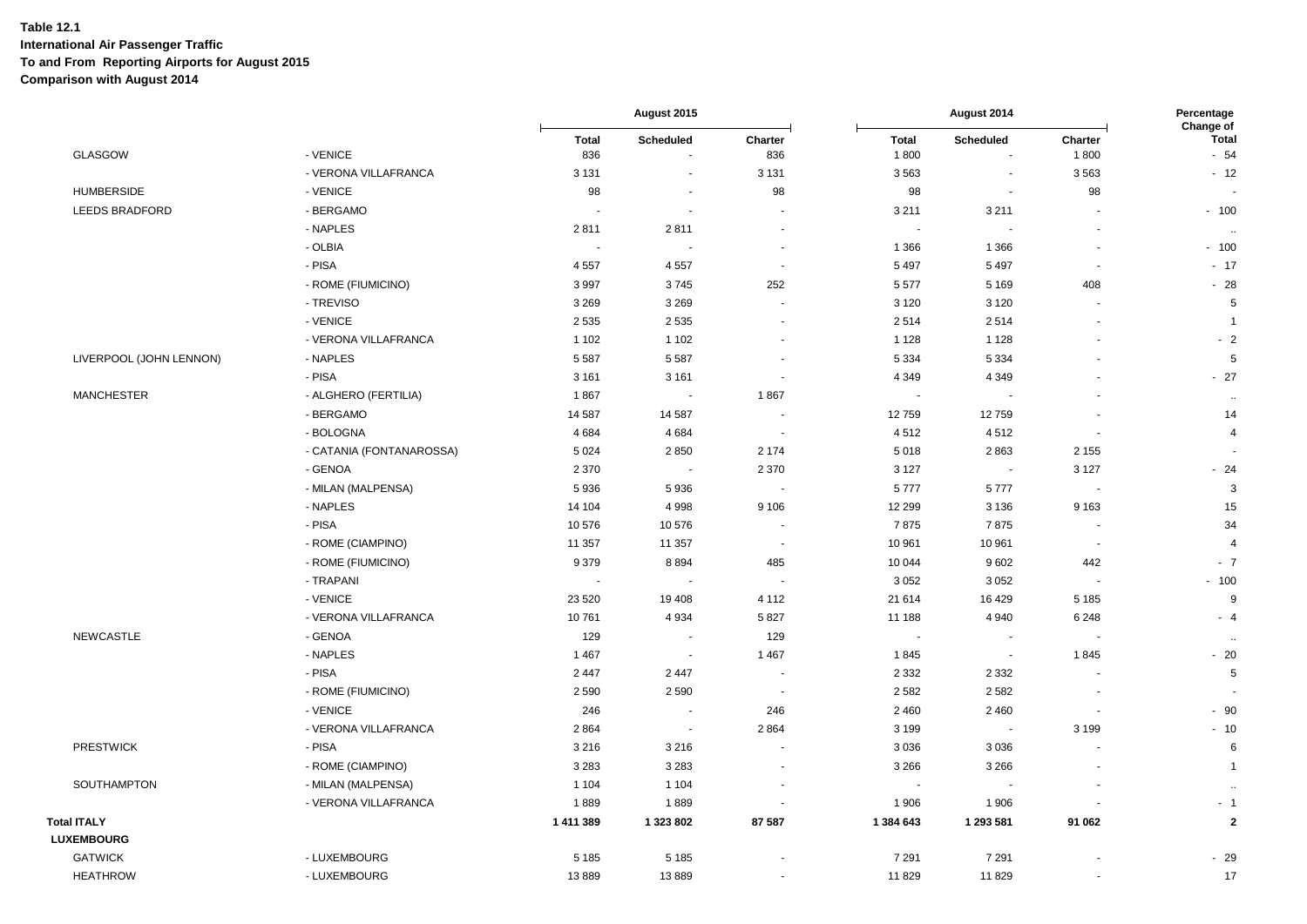**Table 12.1**
**International Air Passenger Traffic**
**To and From Reporting Airports for August 2015**
**Comparison with August 2014**

| | | August 2015 | | | August 2014 | | | Percentage Change of |
|---|---|---|---|---|---|---|---|---|
| | | Total | Scheduled | Charter | Total | Scheduled | Charter | Total |
| GLASGOW | - VENICE | 836 | - | 836 | 1 800 | - | 1 800 | - 54 |
| | - VERONA VILLAFRANCA | 3 131 | - | 3 131 | 3 563 | - | 3 563 | - 12 |
| HUMBERSIDE | - VENICE | 98 | - | 98 | 98 | - | 98 | - |
| LEEDS BRADFORD | - BERGAMO | - | - | - | 3 211 | 3 211 | - | - 100 |
| | - NAPLES | 2 811 | 2 811 | - | - | - | - | .. |
| | - OLBIA | - | - | - | 1 366 | 1 366 | - | - 100 |
| | - PISA | 4 557 | 4 557 | - | 5 497 | 5 497 | - | - 17 |
| | - ROME (FIUMICINO) | 3 997 | 3 745 | 252 | 5 577 | 5 169 | 408 | - 28 |
| | - TREVISO | 3 269 | 3 269 | - | 3 120 | 3 120 | - | 5 |
| | - VENICE | 2 535 | 2 535 | - | 2 514 | 2 514 | - | 1 |
| | - VERONA VILLAFRANCA | 1 102 | 1 102 | - | 1 128 | 1 128 | - | - 2 |
| LIVERPOOL (JOHN LENNON) | - NAPLES | 5 587 | 5 587 | - | 5 334 | 5 334 | - | 5 |
| | - PISA | 3 161 | 3 161 | - | 4 349 | 4 349 | - | - 27 |
| MANCHESTER | - ALGHERO (FERTILIA) | 1 867 | - | 1 867 | - | - | - | .. |
| | - BERGAMO | 14 587 | 14 587 | - | 12 759 | 12 759 | - | 14 |
| | - BOLOGNA | 4 684 | 4 684 | - | 4 512 | 4 512 | - | 4 |
| | - CATANIA (FONTANAROSSA) | 5 024 | 2 850 | 2 174 | 5 018 | 2 863 | 2 155 | - |
| | - GENOA | 2 370 | - | 2 370 | 3 127 | - | 3 127 | - 24 |
| | - MILAN (MALPENSA) | 5 936 | 5 936 | - | 5 777 | 5 777 | - | 3 |
| | - NAPLES | 14 104 | 4 998 | 9 106 | 12 299 | 3 136 | 9 163 | 15 |
| | - PISA | 10 576 | 10 576 | - | 7 875 | 7 875 | - | 34 |
| | - ROME (CIAMPINO) | 11 357 | 11 357 | - | 10 961 | 10 961 | - | 4 |
| | - ROME (FIUMICINO) | 9 379 | 8 894 | 485 | 10 044 | 9 602 | 442 | - 7 |
| | - TRAPANI | - | - | - | 3 052 | 3 052 | - | - 100 |
| | - VENICE | 23 520 | 19 408 | 4 112 | 21 614 | 16 429 | 5 185 | 9 |
| | - VERONA VILLAFRANCA | 10 761 | 4 934 | 5 827 | 11 188 | 4 940 | 6 248 | - 4 |
| NEWCASTLE | - GENOA | 129 | - | 129 | - | - | - | .. |
| | - NAPLES | 1 467 | - | 1 467 | 1 845 | - | 1 845 | - 20 |
| | - PISA | 2 447 | 2 447 | - | 2 332 | 2 332 | - | 5 |
| | - ROME (FIUMICINO) | 2 590 | 2 590 | - | 2 582 | 2 582 | - | - |
| | - VENICE | 246 | - | 246 | 2 460 | 2 460 | - | - 90 |
| | - VERONA VILLAFRANCA | 2 864 | - | 2 864 | 3 199 | - | 3 199 | - 10 |
| PRESTWICK | - PISA | 3 216 | 3 216 | - | 3 036 | 3 036 | - | 6 |
| | - ROME (CIAMPINO) | 3 283 | 3 283 | - | 3 266 | 3 266 | - | 1 |
| SOUTHAMPTON | - MILAN (MALPENSA) | 1 104 | 1 104 | - | - | - | - | .. |
| | - VERONA VILLAFRANCA | 1 889 | 1 889 | - | 1 906 | 1 906 | - | - 1 |
| **Total ITALY** | | **1 411 389** | **1 323 802** | **87 587** | **1 384 643** | **1 293 581** | **91 062** | **2** |
| **LUXEMBOURG** | | | | | | | | |
| GATWICK | - LUXEMBOURG | 5 185 | 5 185 | - | 7 291 | 7 291 | - | - 29 |
| HEATHROW | - LUXEMBOURG | 13 889 | 13 889 | - | 11 829 | 11 829 | - | 17 |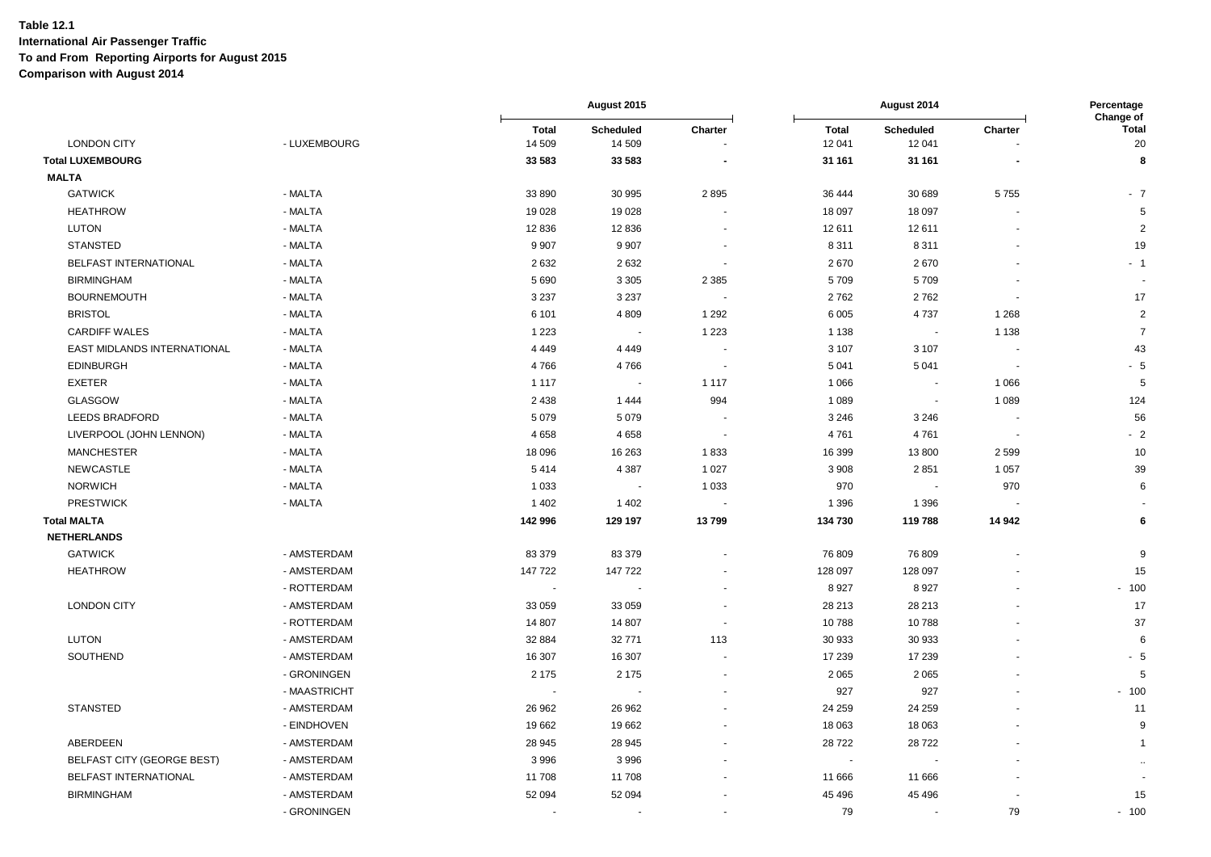**Table 12.1**
**International Air Passenger Traffic**
**To and From Reporting Airports for August 2015**
**Comparison with August 2014**

| | | August 2015 | | | August 2014 | | | Percentage Change of |
|---|---|---|---|---|---|---|---|---|
| | | Total | Scheduled | Charter | Total | Scheduled | Charter | Total |
| LONDON CITY | - LUXEMBOURG | 14 509 | 14 509 | - | 12 041 | 12 041 | - | 20 |
| **Total LUXEMBOURG** | | **33 583** | **33 583** | **-** | **31 161** | **31 161** | **-** | **8** |
| **MALTA** | | | | | | | | |
| GATWICK | - MALTA | 33 890 | 30 995 | 2 895 | 36 444 | 30 689 | 5 755 | - 7 |
| HEATHROW | - MALTA | 19 028 | 19 028 | - | 18 097 | 18 097 | - | 5 |
| LUTON | - MALTA | 12 836 | 12 836 | - | 12 611 | 12 611 | - | 2 |
| STANSTED | - MALTA | 9 907 | 9 907 | - | 8 311 | 8 311 | - | 19 |
| BELFAST INTERNATIONAL | - MALTA | 2 632 | 2 632 | - | 2 670 | 2 670 | - | - 1 |
| BIRMINGHAM | - MALTA | 5 690 | 3 305 | 2 385 | 5 709 | 5 709 | - | - |
| BOURNEMOUTH | - MALTA | 3 237 | 3 237 | - | 2 762 | 2 762 | - | 17 |
| BRISTOL | - MALTA | 6 101 | 4 809 | 1 292 | 6 005 | 4 737 | 1 268 | 2 |
| CARDIFF WALES | - MALTA | 1 223 | - | 1 223 | 1 138 | - | 1 138 | 7 |
| EAST MIDLANDS INTERNATIONAL | - MALTA | 4 449 | 4 449 | - | 3 107 | 3 107 | - | 43 |
| EDINBURGH | - MALTA | 4 766 | 4 766 | - | 5 041 | 5 041 | - | - 5 |
| EXETER | - MALTA | 1 117 | - | 1 117 | 1 066 | - | 1 066 | 5 |
| GLASGOW | - MALTA | 2 438 | 1 444 | 994 | 1 089 | - | 1 089 | 124 |
| LEEDS BRADFORD | - MALTA | 5 079 | 5 079 | - | 3 246 | 3 246 | - | 56 |
| LIVERPOOL (JOHN LENNON) | - MALTA | 4 658 | 4 658 | - | 4 761 | 4 761 | - | - 2 |
| MANCHESTER | - MALTA | 18 096 | 16 263 | 1 833 | 16 399 | 13 800 | 2 599 | 10 |
| NEWCASTLE | - MALTA | 5 414 | 4 387 | 1 027 | 3 908 | 2 851 | 1 057 | 39 |
| NORWICH | - MALTA | 1 033 | - | 1 033 | 970 | - | 970 | 6 |
| PRESTWICK | - MALTA | 1 402 | 1 402 | - | 1 396 | 1 396 | - | - |
| **Total MALTA** | | **142 996** | **129 197** | **13 799** | **134 730** | **119 788** | **14 942** | **6** |
| **NETHERLANDS** | | | | | | | | |
| GATWICK | - AMSTERDAM | 83 379 | 83 379 | - | 76 809 | 76 809 | - | 9 |
| HEATHROW | - AMSTERDAM | 147 722 | 147 722 | - | 128 097 | 128 097 | - | 15 |
| | - ROTTERDAM | - | - | - | 8 927 | 8 927 | - | - 100 |
| LONDON CITY | - AMSTERDAM | 33 059 | 33 059 | - | 28 213 | 28 213 | - | 17 |
| | - ROTTERDAM | 14 807 | 14 807 | - | 10 788 | 10 788 | - | 37 |
| LUTON | - AMSTERDAM | 32 884 | 32 771 | 113 | 30 933 | 30 933 | - | 6 |
| SOUTHEND | - AMSTERDAM | 16 307 | 16 307 | - | 17 239 | 17 239 | - | - 5 |
| | - GRONINGEN | 2 175 | 2 175 | - | 2 065 | 2 065 | - | 5 |
| | - MAASTRICHT | - | - | - | 927 | 927 | - | - 100 |
| STANSTED | - AMSTERDAM | 26 962 | 26 962 | - | 24 259 | 24 259 | - | 11 |
| | - EINDHOVEN | 19 662 | 19 662 | - | 18 063 | 18 063 | - | 9 |
| ABERDEEN | - AMSTERDAM | 28 945 | 28 945 | - | 28 722 | 28 722 | - | 1 |
| BELFAST CITY (GEORGE BEST) | - AMSTERDAM | 3 996 | 3 996 | - | - | - | - | .. |
| BELFAST INTERNATIONAL | - AMSTERDAM | 11 708 | 11 708 | - | 11 666 | 11 666 | - | - |
| BIRMINGHAM | - AMSTERDAM | 52 094 | 52 094 | - | 45 496 | 45 496 | - | 15 |
| | - GRONINGEN | - | - | - | 79 | - | 79 | - 100 |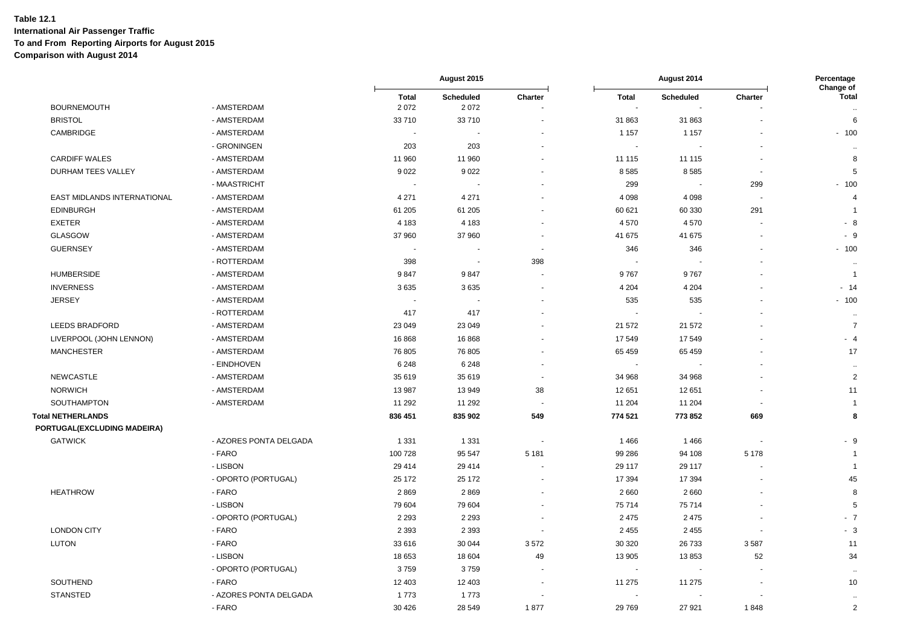**Table 12.1**
**International Air Passenger Traffic**
**To and From Reporting Airports for August 2015**
**Comparison with August 2014**

| | | August 2015 | | | August 2014 | | | Percentage Change of |
|---|---|---|---|---|---|---|---|---|
| | | Total | Scheduled | Charter | Total | Scheduled | Charter | Total |
| BOURNEMOUTH | - AMSTERDAM | 2 072 | 2 072 | - | - | - | - | .. |
| BRISTOL | - AMSTERDAM | 33 710 | 33 710 | - | 31 863 | 31 863 | - | 6 |
| CAMBRIDGE | - AMSTERDAM | - | - | - | 1 157 | 1 157 | - | - 100 |
| | - GRONINGEN | 203 | 203 | - | - | - | - | .. |
| CARDIFF WALES | - AMSTERDAM | 11 960 | 11 960 | - | 11 115 | 11 115 | - | 8 |
| DURHAM TEES VALLEY | - AMSTERDAM | 9 022 | 9 022 | - | 8 585 | 8 585 | - | 5 |
| | - MAASTRICHT | - | - | - | 299 | - | 299 | - 100 |
| EAST MIDLANDS INTERNATIONAL | - AMSTERDAM | 4 271 | 4 271 | - | 4 098 | 4 098 | - | 4 |
| EDINBURGH | - AMSTERDAM | 61 205 | 61 205 | - | 60 621 | 60 330 | 291 | 1 |
| EXETER | - AMSTERDAM | 4 183 | 4 183 | - | 4 570 | 4 570 | - | - 8 |
| GLASGOW | - AMSTERDAM | 37 960 | 37 960 | - | 41 675 | 41 675 | - | - 9 |
| GUERNSEY | - AMSTERDAM | - | - | - | 346 | 346 | - | - 100 |
| | - ROTTERDAM | 398 | - | 398 | - | - | - | .. |
| HUMBERSIDE | - AMSTERDAM | 9 847 | 9 847 | - | 9 767 | 9 767 | - | 1 |
| INVERNESS | - AMSTERDAM | 3 635 | 3 635 | - | 4 204 | 4 204 | - | - 14 |
| JERSEY | - AMSTERDAM | - | - | - | 535 | 535 | - | - 100 |
| | - ROTTERDAM | 417 | 417 | - | - | - | - | .. |
| LEEDS BRADFORD | - AMSTERDAM | 23 049 | 23 049 | - | 21 572 | 21 572 | - | 7 |
| LIVERPOOL (JOHN LENNON) | - AMSTERDAM | 16 868 | 16 868 | - | 17 549 | 17 549 | - | - 4 |
| MANCHESTER | - AMSTERDAM | 76 805 | 76 805 | - | 65 459 | 65 459 | - | 17 |
| | - EINDHOVEN | 6 248 | 6 248 | - | - | - | - | .. |
| NEWCASTLE | - AMSTERDAM | 35 619 | 35 619 | - | 34 968 | 34 968 | - | 2 |
| NORWICH | - AMSTERDAM | 13 987 | 13 949 | 38 | 12 651 | 12 651 | - | 11 |
| SOUTHAMPTON | - AMSTERDAM | 11 292 | 11 292 | - | 11 204 | 11 204 | - | 1 |
| **Total NETHERLANDS** | | **836 451** | **835 902** | **549** | **774 521** | **773 852** | **669** | **8** |
| **PORTUGAL(EXCLUDING MADEIRA)** | | | | | | | | |
| GATWICK | - AZORES PONTA DELGADA | 1 331 | 1 331 | - | 1 466 | 1 466 | - | - 9 |
| | - FARO | 100 728 | 95 547 | 5 181 | 99 286 | 94 108 | 5 178 | 1 |
| | - LISBON | 29 414 | 29 414 | - | 29 117 | 29 117 | - | 1 |
| | - OPORTO (PORTUGAL) | 25 172 | 25 172 | - | 17 394 | 17 394 | - | 45 |
| HEATHROW | - FARO | 2 869 | 2 869 | - | 2 660 | 2 660 | - | 8 |
| | - LISBON | 79 604 | 79 604 | - | 75 714 | 75 714 | - | 5 |
| | - OPORTO (PORTUGAL) | 2 293 | 2 293 | - | 2 475 | 2 475 | - | - 7 |
| LONDON CITY | - FARO | 2 393 | 2 393 | - | 2 455 | 2 455 | - | - 3 |
| LUTON | - FARO | 33 616 | 30 044 | 3 572 | 30 320 | 26 733 | 3 587 | 11 |
| | - LISBON | 18 653 | 18 604 | 49 | 13 905 | 13 853 | 52 | 34 |
| | - OPORTO (PORTUGAL) | 3 759 | 3 759 | - | - | - | - | .. |
| SOUTHEND | - FARO | 12 403 | 12 403 | - | 11 275 | 11 275 | - | 10 |
| STANSTED | - AZORES PONTA DELGADA | 1 773 | 1 773 | - | - | - | - | .. |
| | - FARO | 30 426 | 28 549 | 1 877 | 29 769 | 27 921 | 1 848 | 2 |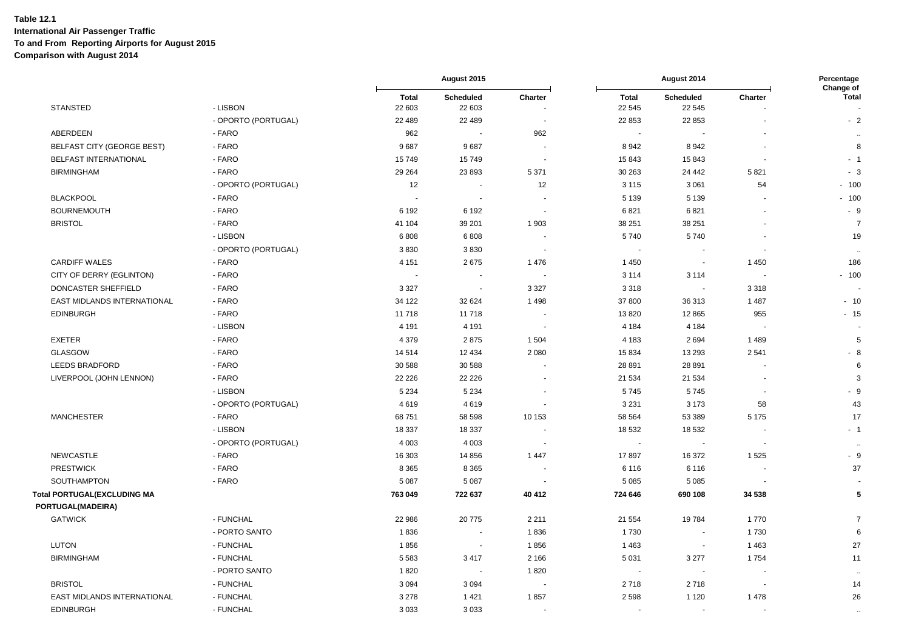**Table 12.1**
**International Air Passenger Traffic**
**To and From Reporting Airports for August 2015**
**Comparison with August 2014**

| | | August 2015 | | | August 2014 | | | Percentage Change of |
|---|---|---|---|---|---|---|---|---|
| | | Total | Scheduled | Charter | Total | Scheduled | Charter | Total |
| STANSTED | - LISBON | 22 603 | 22 603 | - | 22 545 | 22 545 | - | - |
| | - OPORTO (PORTUGAL) | 22 489 | 22 489 | - | 22 853 | 22 853 | - | - 2 |
| ABERDEEN | - FARO | 962 | - | 962 | - | - | - | .. |
| BELFAST CITY (GEORGE BEST) | - FARO | 9 687 | 9 687 | - | 8 942 | 8 942 | - | 8 |
| BELFAST INTERNATIONAL | - FARO | 15 749 | 15 749 | - | 15 843 | 15 843 | - | - 1 |
| BIRMINGHAM | - FARO | 29 264 | 23 893 | 5 371 | 30 263 | 24 442 | 5 821 | - 3 |
| | - OPORTO (PORTUGAL) | 12 | - | 12 | 3 115 | 3 061 | 54 | - 100 |
| BLACKPOOL | - FARO | - | - | - | 5 139 | 5 139 | - | - 100 |
| BOURNEMOUTH | - FARO | 6 192 | 6 192 | - | 6 821 | 6 821 | - | - 9 |
| BRISTOL | - FARO | 41 104 | 39 201 | 1 903 | 38 251 | 38 251 | - | 7 |
| | - LISBON | 6 808 | 6 808 | - | 5 740 | 5 740 | - | 19 |
| | - OPORTO (PORTUGAL) | 3 830 | 3 830 | - | - | - | - | .. |
| CARDIFF WALES | - FARO | 4 151 | 2 675 | 1 476 | 1 450 | - | 1 450 | 186 |
| CITY OF DERRY (EGLINTON) | - FARO | - | - | - | 3 114 | 3 114 | - | - 100 |
| DONCASTER SHEFFIELD | - FARO | 3 327 | - | 3 327 | 3 318 | - | 3 318 | - |
| EAST MIDLANDS INTERNATIONAL | - FARO | 34 122 | 32 624 | 1 498 | 37 800 | 36 313 | 1 487 | - 10 |
| EDINBURGH | - FARO | 11 718 | 11 718 | - | 13 820 | 12 865 | 955 | - 15 |
| | - LISBON | 4 191 | 4 191 | - | 4 184 | 4 184 | - | - |
| EXETER | - FARO | 4 379 | 2 875 | 1 504 | 4 183 | 2 694 | 1 489 | 5 |
| GLASGOW | - FARO | 14 514 | 12 434 | 2 080 | 15 834 | 13 293 | 2 541 | - 8 |
| LEEDS BRADFORD | - FARO | 30 588 | 30 588 | - | 28 891 | 28 891 | - | 6 |
| LIVERPOOL (JOHN LENNON) | - FARO | 22 226 | 22 226 | - | 21 534 | 21 534 | - | 3 |
| | - LISBON | 5 234 | 5 234 | - | 5 745 | 5 745 | - | - 9 |
| | - OPORTO (PORTUGAL) | 4 619 | 4 619 | - | 3 231 | 3 173 | 58 | 43 |
| MANCHESTER | - FARO | 68 751 | 58 598 | 10 153 | 58 564 | 53 389 | 5 175 | 17 |
| | - LISBON | 18 337 | 18 337 | - | 18 532 | 18 532 | - | - 1 |
| | - OPORTO (PORTUGAL) | 4 003 | 4 003 | - | - | - | - | .. |
| NEWCASTLE | - FARO | 16 303 | 14 856 | 1 447 | 17 897 | 16 372 | 1 525 | - 9 |
| PRESTWICK | - FARO | 8 365 | 8 365 | - | 6 116 | 6 116 | - | 37 |
| SOUTHAMPTON | - FARO | 5 087 | 5 087 | - | 5 085 | 5 085 | - | - |
| **Total PORTUGAL(EXCLUDING MA** | | **763 049** | **722 637** | **40 412** | **724 646** | **690 108** | **34 538** | **5** |
| **PORTUGAL(MADEIRA)** | | | | | | | | |
| GATWICK | - FUNCHAL | 22 986 | 20 775 | 2 211 | 21 554 | 19 784 | 1 770 | 7 |
| | - PORTO SANTO | 1 836 | - | 1 836 | 1 730 | - | 1 730 | 6 |
| LUTON | - FUNCHAL | 1 856 | - | 1 856 | 1 463 | - | 1 463 | 27 |
| BIRMINGHAM | - FUNCHAL | 5 583 | 3 417 | 2 166 | 5 031 | 3 277 | 1 754 | 11 |
| | - PORTO SANTO | 1 820 | - | 1 820 | - | - | - | .. |
| BRISTOL | - FUNCHAL | 3 094 | 3 094 | - | 2 718 | 2 718 | - | 14 |
| EAST MIDLANDS INTERNATIONAL | - FUNCHAL | 3 278 | 1 421 | 1 857 | 2 598 | 1 120 | 1 478 | 26 |
| EDINBURGH | - FUNCHAL | 3 033 | 3 033 | - | - | - | - | .. |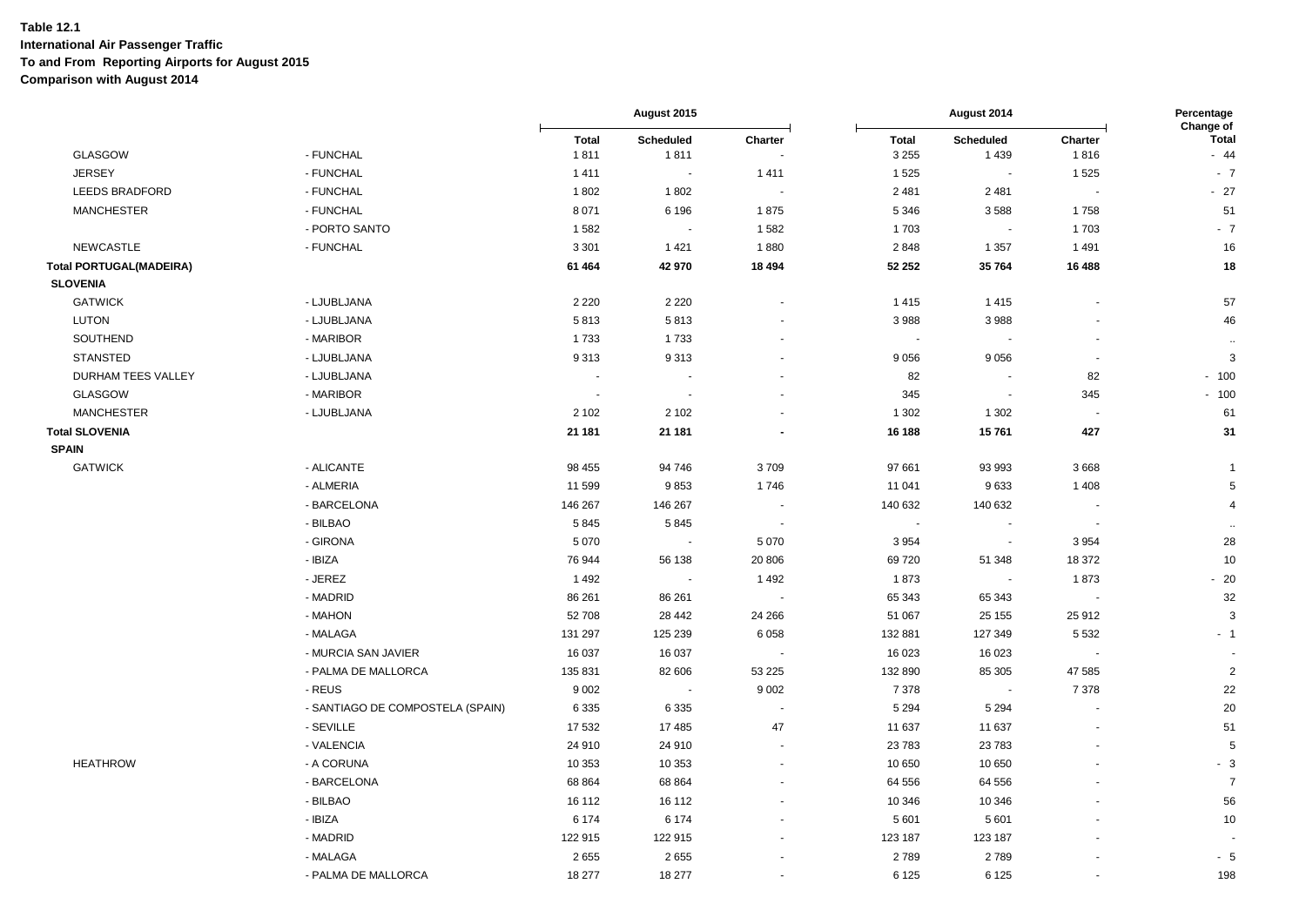**Table 12.1**
**International Air Passenger Traffic**
**To and From Reporting Airports for August 2015**
**Comparison with August 2014**

| | | August 2015 | | | August 2014 | | | Percentage Change of |
|---|---|---|---|---|---|---|---|---|
| | | Total | Scheduled | Charter | Total | Scheduled | Charter | Total |
| GLASGOW | - FUNCHAL | 1 811 | 1 811 | - | 3 255 | 1 439 | 1 816 | - 44 |
| JERSEY | - FUNCHAL | 1 411 | - | 1 411 | 1 525 | - | 1 525 | - 7 |
| LEEDS BRADFORD | - FUNCHAL | 1 802 | 1 802 | - | 2 481 | 2 481 | - | - 27 |
| MANCHESTER | - FUNCHAL | 8 071 | 6 196 | 1 875 | 5 346 | 3 588 | 1 758 | 51 |
| | - PORTO SANTO | 1 582 | - | 1 582 | 1 703 | - | 1 703 | - 7 |
| NEWCASTLE | - FUNCHAL | 3 301 | 1 421 | 1 880 | 2 848 | 1 357 | 1 491 | 16 |
| **Total PORTUGAL(MADEIRA)** | | **61 464** | **42 970** | **18 494** | **52 252** | **35 764** | **16 488** | **18** |
| **SLOVENIA** | | | | | | | | |
| GATWICK | - LJUBLJANA | 2 220 | 2 220 | - | 1 415 | 1 415 | - | 57 |
| LUTON | - LJUBLJANA | 5 813 | 5 813 | - | 3 988 | 3 988 | - | 46 |
| SOUTHEND | - MARIBOR | 1 733 | 1 733 | - | - | - | - | .. |
| STANSTED | - LJUBLJANA | 9 313 | 9 313 | - | 9 056 | 9 056 | - | 3 |
| DURHAM TEES VALLEY | - LJUBLJANA | - | - | - | 82 | - | 82 | - 100 |
| GLASGOW | - MARIBOR | - | - | - | 345 | - | 345 | - 100 |
| MANCHESTER | - LJUBLJANA | 2 102 | 2 102 | - | 1 302 | 1 302 | - | 61 |
| **Total SLOVENIA** | | **21 181** | **21 181** | **-** | **16 188** | **15 761** | **427** | **31** |
| **SPAIN** | | | | | | | | |
| GATWICK | - ALICANTE | 98 455 | 94 746 | 3 709 | 97 661 | 93 993 | 3 668 | 1 |
| | - ALMERIA | 11 599 | 9 853 | 1 746 | 11 041 | 9 633 | 1 408 | 5 |
| | - BARCELONA | 146 267 | 146 267 | - | 140 632 | 140 632 | - | 4 |
| | - BILBAO | 5 845 | 5 845 | - | - | - | - | .. |
| | - GIRONA | 5 070 | - | 5 070 | 3 954 | - | 3 954 | 28 |
| | - IBIZA | 76 944 | 56 138 | 20 806 | 69 720 | 51 348 | 18 372 | 10 |
| | - JEREZ | 1 492 | - | 1 492 | 1 873 | - | 1 873 | - 20 |
| | - MADRID | 86 261 | 86 261 | - | 65 343 | 65 343 | - | 32 |
| | - MAHON | 52 708 | 28 442 | 24 266 | 51 067 | 25 155 | 25 912 | 3 |
| | - MALAGA | 131 297 | 125 239 | 6 058 | 132 881 | 127 349 | 5 532 | - 1 |
| | - MURCIA SAN JAVIER | 16 037 | 16 037 | - | 16 023 | 16 023 | - | - |
| | - PALMA DE MALLORCA | 135 831 | 82 606 | 53 225 | 132 890 | 85 305 | 47 585 | 2 |
| | - REUS | 9 002 | - | 9 002 | 7 378 | - | 7 378 | 22 |
| | - SANTIAGO DE COMPOSTELA (SPAIN) | 6 335 | 6 335 | - | 5 294 | 5 294 | - | 20 |
| | - SEVILLE | 17 532 | 17 485 | 47 | 11 637 | 11 637 | - | 51 |
| | - VALENCIA | 24 910 | 24 910 | - | 23 783 | 23 783 | - | 5 |
| HEATHROW | - A CORUNA | 10 353 | 10 353 | - | 10 650 | 10 650 | - | - 3 |
| | - BARCELONA | 68 864 | 68 864 | - | 64 556 | 64 556 | - | 7 |
| | - BILBAO | 16 112 | 16 112 | - | 10 346 | 10 346 | - | 56 |
| | - IBIZA | 6 174 | 6 174 | - | 5 601 | 5 601 | - | 10 |
| | - MADRID | 122 915 | 122 915 | - | 123 187 | 123 187 | - | - |
| | - MALAGA | 2 655 | 2 655 | - | 2 789 | 2 789 | - | - 5 |
| | - PALMA DE MALLORCA | 18 277 | 18 277 | - | 6 125 | 6 125 | - | 198 |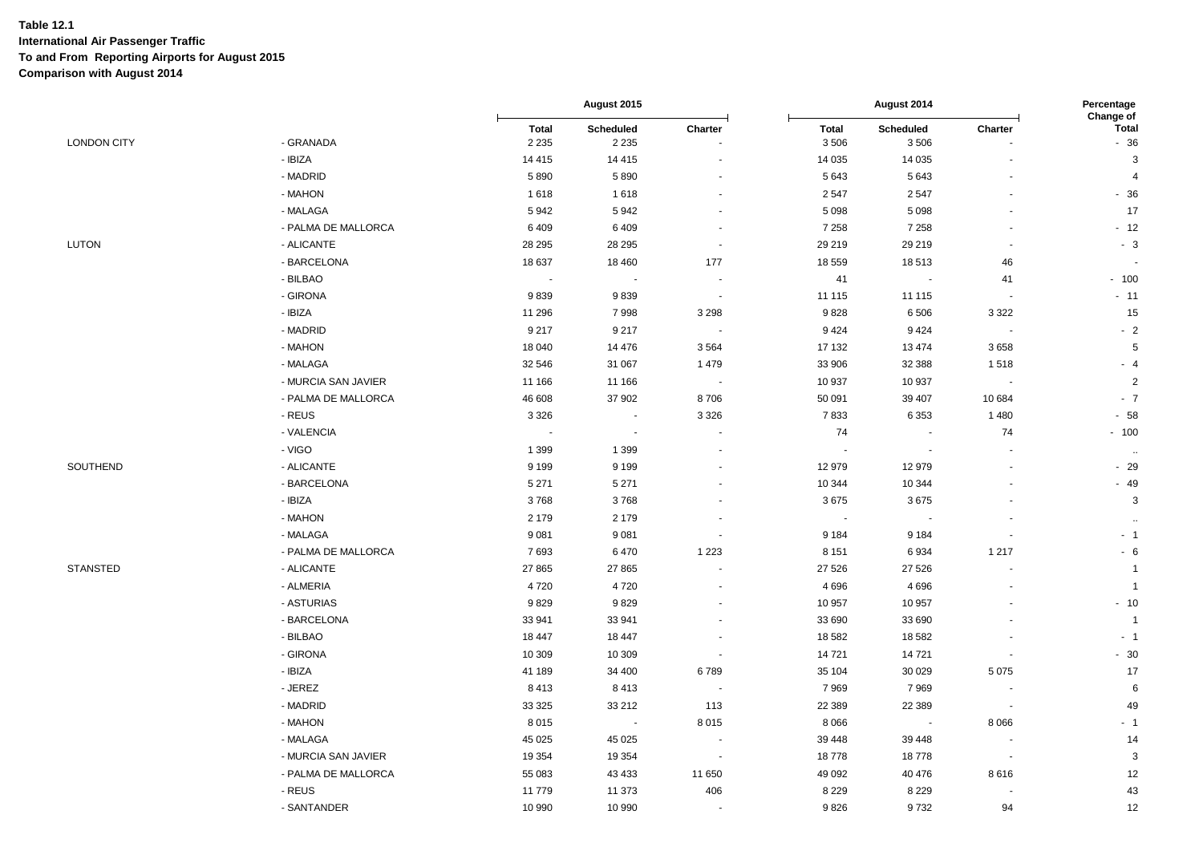**Table 12.1**
**International Air Passenger Traffic**
**To and From Reporting Airports for August 2015**
**Comparison with August 2014**

| | | August 2015 | | | August 2014 | | | Percentage Change of |
|---|---|---|---|---|---|---|---|---|
| | | Total | Scheduled | Charter | Total | Scheduled | Charter | Total |
| LONDON CITY | - GRANADA | 2 235 | 2 235 | - | 3 506 | 3 506 | - | - 36 |
| | - IBIZA | 14 415 | 14 415 | - | 14 035 | 14 035 | - | 3 |
| | - MADRID | 5 890 | 5 890 | - | 5 643 | 5 643 | - | 4 |
| | - MAHON | 1 618 | 1 618 | - | 2 547 | 2 547 | - | - 36 |
| | - MALAGA | 5 942 | 5 942 | - | 5 098 | 5 098 | - | 17 |
| | - PALMA DE MALLORCA | 6 409 | 6 409 | - | 7 258 | 7 258 | - | - 12 |
| LUTON | - ALICANTE | 28 295 | 28 295 | - | 29 219 | 29 219 | - | - 3 |
| | - BARCELONA | 18 637 | 18 460 | 177 | 18 559 | 18 513 | 46 | - |
| | - BILBAO | - | - | - | 41 | - | 41 | - 100 |
| | - GIRONA | 9 839 | 9 839 | - | 11 115 | 11 115 | - | - 11 |
| | - IBIZA | 11 296 | 7 998 | 3 298 | 9 828 | 6 506 | 3 322 | 15 |
| | - MADRID | 9 217 | 9 217 | - | 9 424 | 9 424 | - | - 2 |
| | - MAHON | 18 040 | 14 476 | 3 564 | 17 132 | 13 474 | 3 658 | 5 |
| | - MALAGA | 32 546 | 31 067 | 1 479 | 33 906 | 32 388 | 1 518 | - 4 |
| | - MURCIA SAN JAVIER | 11 166 | 11 166 | - | 10 937 | 10 937 | - | 2 |
| | - PALMA DE MALLORCA | 46 608 | 37 902 | 8 706 | 50 091 | 39 407 | 10 684 | - 7 |
| | - REUS | 3 326 | - | 3 326 | 7 833 | 6 353 | 1 480 | - 58 |
| | - VALENCIA | - | - | - | 74 | - | 74 | - 100 |
| | - VIGO | 1 399 | 1 399 | - | - | - | - | .. |
| SOUTHEND | - ALICANTE | 9 199 | 9 199 | - | 12 979 | 12 979 | - | - 29 |
| | - BARCELONA | 5 271 | 5 271 | - | 10 344 | 10 344 | - | - 49 |
| | - IBIZA | 3 768 | 3 768 | - | 3 675 | 3 675 | - | 3 |
| | - MAHON | 2 179 | 2 179 | - | - | - | - | .. |
| | - MALAGA | 9 081 | 9 081 | - | 9 184 | 9 184 | - | - 1 |
| | - PALMA DE MALLORCA | 7 693 | 6 470 | 1 223 | 8 151 | 6 934 | 1 217 | - 6 |
| STANSTED | - ALICANTE | 27 865 | 27 865 | - | 27 526 | 27 526 | - | 1 |
| | - ALMERIA | 4 720 | 4 720 | - | 4 696 | 4 696 | - | 1 |
| | - ASTURIAS | 9 829 | 9 829 | - | 10 957 | 10 957 | - | - 10 |
| | - BARCELONA | 33 941 | 33 941 | - | 33 690 | 33 690 | - | 1 |
| | - BILBAO | 18 447 | 18 447 | - | 18 582 | 18 582 | - | - 1 |
| | - GIRONA | 10 309 | 10 309 | - | 14 721 | 14 721 | - | - 30 |
| | - IBIZA | 41 189 | 34 400 | 6 789 | 35 104 | 30 029 | 5 075 | 17 |
| | - JEREZ | 8 413 | 8 413 | - | 7 969 | 7 969 | - | 6 |
| | - MADRID | 33 325 | 33 212 | 113 | 22 389 | 22 389 | - | 49 |
| | - MAHON | 8 015 | - | 8 015 | 8 066 | - | 8 066 | - 1 |
| | - MALAGA | 45 025 | 45 025 | - | 39 448 | 39 448 | - | 14 |
| | - MURCIA SAN JAVIER | 19 354 | 19 354 | - | 18 778 | 18 778 | - | 3 |
| | - PALMA DE MALLORCA | 55 083 | 43 433 | 11 650 | 49 092 | 40 476 | 8 616 | 12 |
| | - REUS | 11 779 | 11 373 | 406 | 8 229 | 8 229 | - | 43 |
| | - SANTANDER | 10 990 | 10 990 | - | 9 826 | 9 732 | 94 | 12 |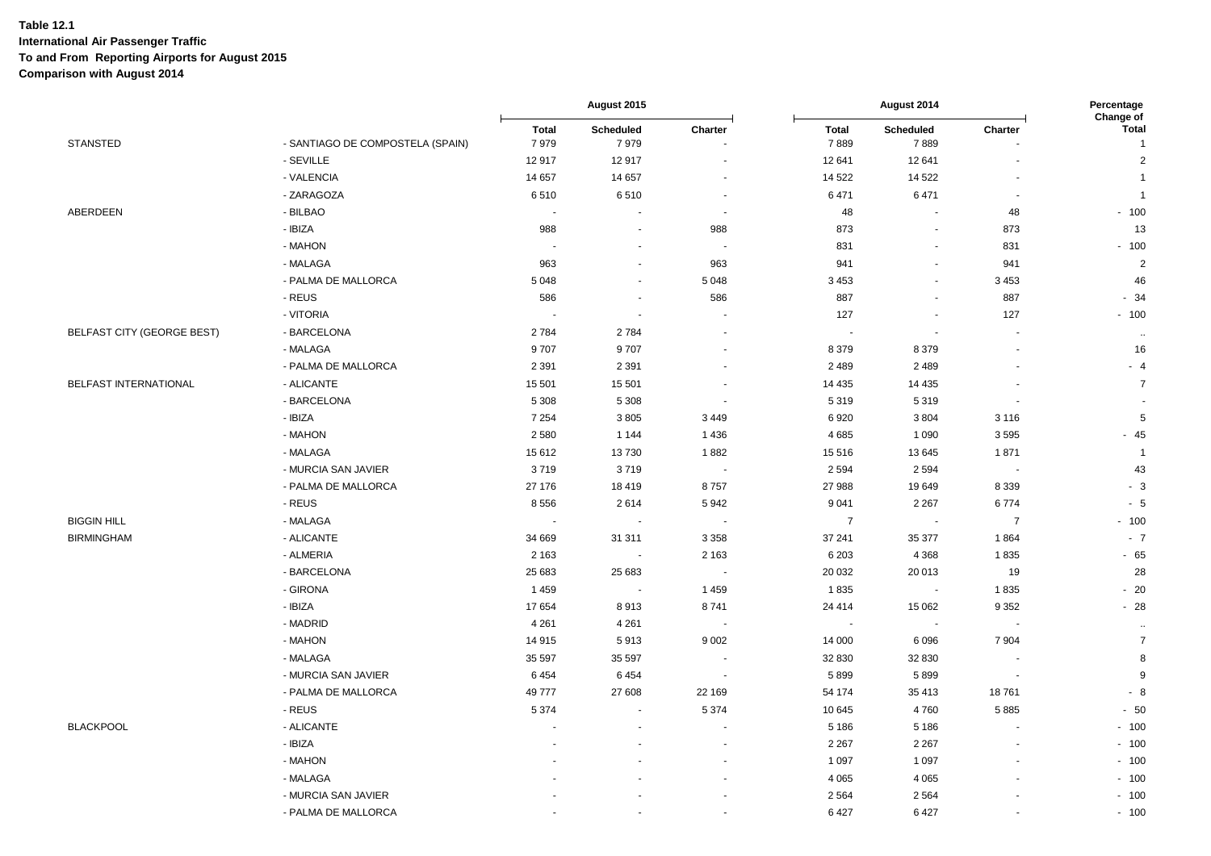**Table 12.1**
**International Air Passenger Traffic**
**To and From Reporting Airports for August 2015**
**Comparison with August 2014**

| | | August 2015 | | | August 2014 | | | Percentage Change of |
|---|---|---|---|---|---|---|---|---|
| | | Total | Scheduled | Charter | Total | Scheduled | Charter | Total |
| STANSTED | - SANTIAGO DE COMPOSTELA (SPAIN) | 7 979 | 7 979 | - | 7 889 | 7 889 | - | 1 |
| | - SEVILLE | 12 917 | 12 917 | - | 12 641 | 12 641 | - | 2 |
| | - VALENCIA | 14 657 | 14 657 | - | 14 522 | 14 522 | - | 1 |
| | - ZARAGOZA | 6 510 | 6 510 | - | 6 471 | 6 471 | - | 1 |
| ABERDEEN | - BILBAO | - | - | - | 48 | - | 48 | - 100 |
| | - IBIZA | 988 | - | 988 | 873 | - | 873 | 13 |
| | - MAHON | - | - | - | 831 | - | 831 | - 100 |
| | - MALAGA | 963 | - | 963 | 941 | - | 941 | 2 |
| | - PALMA DE MALLORCA | 5 048 | - | 5 048 | 3 453 | - | 3 453 | 46 |
| | - REUS | 586 | - | 586 | 887 | - | 887 | - 34 |
| | - VITORIA | - | - | - | 127 | - | 127 | - 100 |
| BELFAST CITY (GEORGE BEST) | - BARCELONA | 2 784 | 2 784 | - | - | - | - | .. |
| | - MALAGA | 9 707 | 9 707 | - | 8 379 | 8 379 | - | 16 |
| | - PALMA DE MALLORCA | 2 391 | 2 391 | - | 2 489 | 2 489 | - | - 4 |
| BELFAST INTERNATIONAL | - ALICANTE | 15 501 | 15 501 | - | 14 435 | 14 435 | - | 7 |
| | - BARCELONA | 5 308 | 5 308 | - | 5 319 | 5 319 | - | - |
| | - IBIZA | 7 254 | 3 805 | 3 449 | 6 920 | 3 804 | 3 116 | 5 |
| | - MAHON | 2 580 | 1 144 | 1 436 | 4 685 | 1 090 | 3 595 | - 45 |
| | - MALAGA | 15 612 | 13 730 | 1 882 | 15 516 | 13 645 | 1 871 | 1 |
| | - MURCIA SAN JAVIER | 3 719 | 3 719 | - | 2 594 | 2 594 | - | 43 |
| | - PALMA DE MALLORCA | 27 176 | 18 419 | 8 757 | 27 988 | 19 649 | 8 339 | - 3 |
| | - REUS | 8 556 | 2 614 | 5 942 | 9 041 | 2 267 | 6 774 | - 5 |
| BIGGIN HILL | - MALAGA | - | - | - | 7 | - | 7 | - 100 |
| BIRMINGHAM | - ALICANTE | 34 669 | 31 311 | 3 358 | 37 241 | 35 377 | 1 864 | - 7 |
| | - ALMERIA | 2 163 | - | 2 163 | 6 203 | 4 368 | 1 835 | - 65 |
| | - BARCELONA | 25 683 | 25 683 | - | 20 032 | 20 013 | 19 | 28 |
| | - GIRONA | 1 459 | - | 1 459 | 1 835 | - | 1 835 | - 20 |
| | - IBIZA | 17 654 | 8 913 | 8 741 | 24 414 | 15 062 | 9 352 | - 28 |
| | - MADRID | 4 261 | 4 261 | - | - | - | - | .. |
| | - MAHON | 14 915 | 5 913 | 9 002 | 14 000 | 6 096 | 7 904 | 7 |
| | - MALAGA | 35 597 | 35 597 | - | 32 830 | 32 830 | - | 8 |
| | - MURCIA SAN JAVIER | 6 454 | 6 454 | - | 5 899 | 5 899 | - | 9 |
| | - PALMA DE MALLORCA | 49 777 | 27 608 | 22 169 | 54 174 | 35 413 | 18 761 | - 8 |
| | - REUS | 5 374 | - | 5 374 | 10 645 | 4 760 | 5 885 | - 50 |
| BLACKPOOL | - ALICANTE | - | - | - | 5 186 | 5 186 | - | - 100 |
| | - IBIZA | - | - | - | 2 267 | 2 267 | - | - 100 |
| | - MAHON | - | - | - | 1 097 | 1 097 | - | - 100 |
| | - MALAGA | - | - | - | 4 065 | 4 065 | - | - 100 |
| | - MURCIA SAN JAVIER | - | - | - | 2 564 | 2 564 | - | - 100 |
| | - PALMA DE MALLORCA | - | - | - | 6 427 | 6 427 | - | - 100 |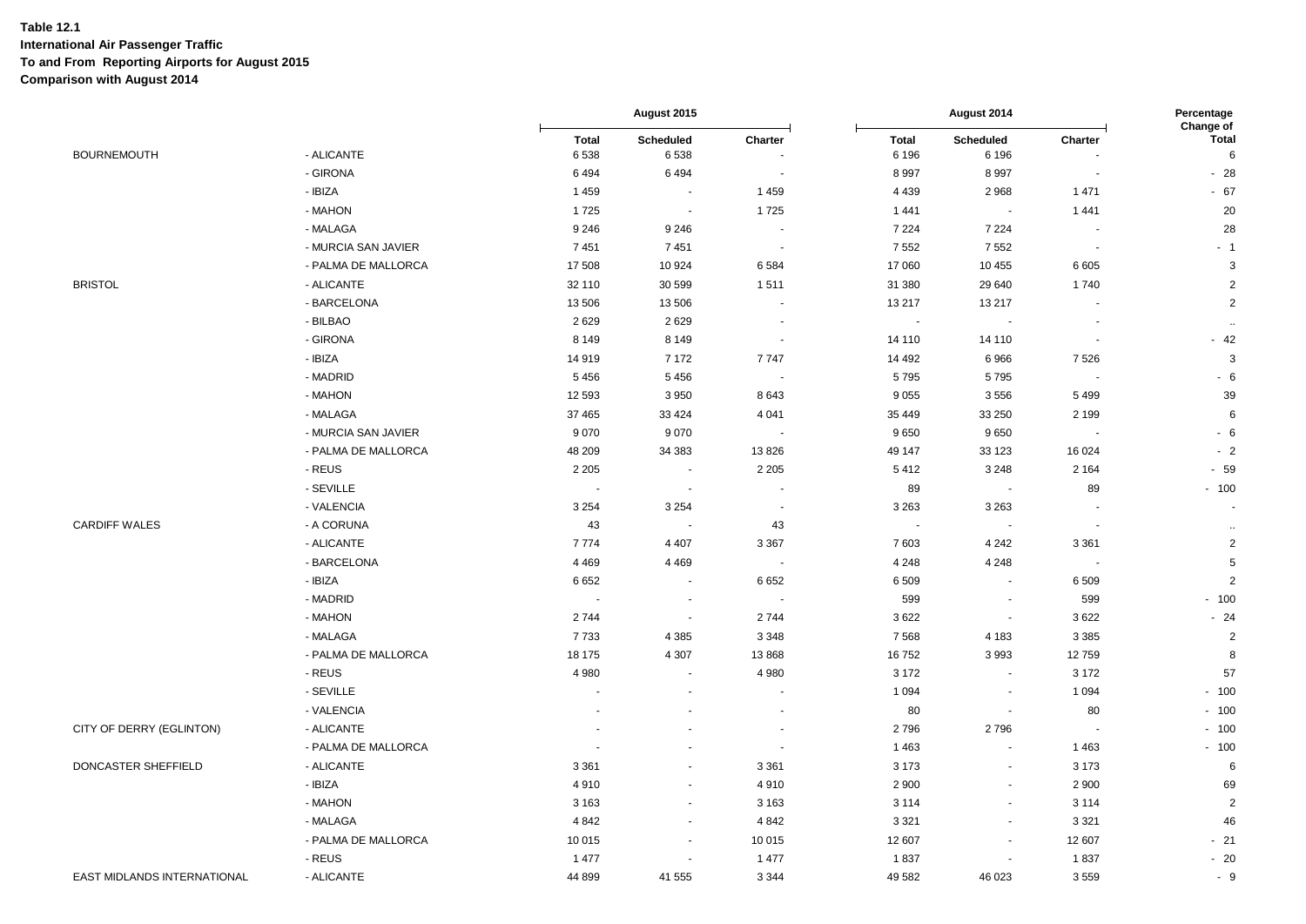**Table 12.1**
**International Air Passenger Traffic**
**To and From Reporting Airports for August 2015**
**Comparison with August 2014**

| | | August 2015 | | | August 2014 | | | Percentage Change of |
|---|---|---|---|---|---|---|---|---|
| | | Total | Scheduled | Charter | Total | Scheduled | Charter | Total |
| BOURNEMOUTH | - ALICANTE | 6 538 | 6 538 | - | 6 196 | 6 196 | - | 6 |
| | - GIRONA | 6 494 | 6 494 | - | 8 997 | 8 997 | - | - 28 |
| | - IBIZA | 1 459 | - | 1 459 | 4 439 | 2 968 | 1 471 | - 67 |
| | - MAHON | 1 725 | - | 1 725 | 1 441 | - | 1 441 | 20 |
| | - MALAGA | 9 246 | 9 246 | - | 7 224 | 7 224 | - | 28 |
| | - MURCIA SAN JAVIER | 7 451 | 7 451 | - | 7 552 | 7 552 | - | - 1 |
| | - PALMA DE MALLORCA | 17 508 | 10 924 | 6 584 | 17 060 | 10 455 | 6 605 | 3 |
| BRISTOL | - ALICANTE | 32 110 | 30 599 | 1 511 | 31 380 | 29 640 | 1 740 | 2 |
| | - BARCELONA | 13 506 | 13 506 | - | 13 217 | 13 217 | - | 2 |
| | - BILBAO | 2 629 | 2 629 | - | - | - | - | .. |
| | - GIRONA | 8 149 | 8 149 | - | 14 110 | 14 110 | - | - 42 |
| | - IBIZA | 14 919 | 7 172 | 7 747 | 14 492 | 6 966 | 7 526 | 3 |
| | - MADRID | 5 456 | 5 456 | - | 5 795 | 5 795 | - | - 6 |
| | - MAHON | 12 593 | 3 950 | 8 643 | 9 055 | 3 556 | 5 499 | 39 |
| | - MALAGA | 37 465 | 33 424 | 4 041 | 35 449 | 33 250 | 2 199 | 6 |
| | - MURCIA SAN JAVIER | 9 070 | 9 070 | - | 9 650 | 9 650 | - | - 6 |
| | - PALMA DE MALLORCA | 48 209 | 34 383 | 13 826 | 49 147 | 33 123 | 16 024 | - 2 |
| | - REUS | 2 205 | - | 2 205 | 5 412 | 3 248 | 2 164 | - 59 |
| | - SEVILLE | - | - | - | 89 | - | 89 | - 100 |
| | - VALENCIA | 3 254 | 3 254 | - | 3 263 | 3 263 | - | - |
| CARDIFF WALES | - A CORUNA | 43 | - | 43 | - | - | - | .. |
| | - ALICANTE | 7 774 | 4 407 | 3 367 | 7 603 | 4 242 | 3 361 | 2 |
| | - BARCELONA | 4 469 | 4 469 | - | 4 248 | 4 248 | - | 5 |
| | - IBIZA | 6 652 | - | 6 652 | 6 509 | - | 6 509 | 2 |
| | - MADRID | - | - | - | 599 | - | 599 | - 100 |
| | - MAHON | 2 744 | - | 2 744 | 3 622 | - | 3 622 | - 24 |
| | - MALAGA | 7 733 | 4 385 | 3 348 | 7 568 | 4 183 | 3 385 | 2 |
| | - PALMA DE MALLORCA | 18 175 | 4 307 | 13 868 | 16 752 | 3 993 | 12 759 | 8 |
| | - REUS | 4 980 | - | 4 980 | 3 172 | - | 3 172 | 57 |
| | - SEVILLE | - | - | - | 1 094 | - | 1 094 | - 100 |
| | - VALENCIA | - | - | - | 80 | - | 80 | - 100 |
| CITY OF DERRY (EGLINTON) | - ALICANTE | - | - | - | 2 796 | 2 796 | - | - 100 |
| | - PALMA DE MALLORCA | - | - | - | 1 463 | - | 1 463 | - 100 |
| DONCASTER SHEFFIELD | - ALICANTE | 3 361 | - | 3 361 | 3 173 | - | 3 173 | 6 |
| | - IBIZA | 4 910 | - | 4 910 | 2 900 | - | 2 900 | 69 |
| | - MAHON | 3 163 | - | 3 163 | 3 114 | - | 3 114 | 2 |
| | - MALAGA | 4 842 | - | 4 842 | 3 321 | - | 3 321 | 46 |
| | - PALMA DE MALLORCA | 10 015 | - | 10 015 | 12 607 | - | 12 607 | - 21 |
| | - REUS | 1 477 | - | 1 477 | 1 837 | - | 1 837 | - 20 |
| EAST MIDLANDS INTERNATIONAL | - ALICANTE | 44 899 | 41 555 | 3 344 | 49 582 | 46 023 | 3 559 | - 9 |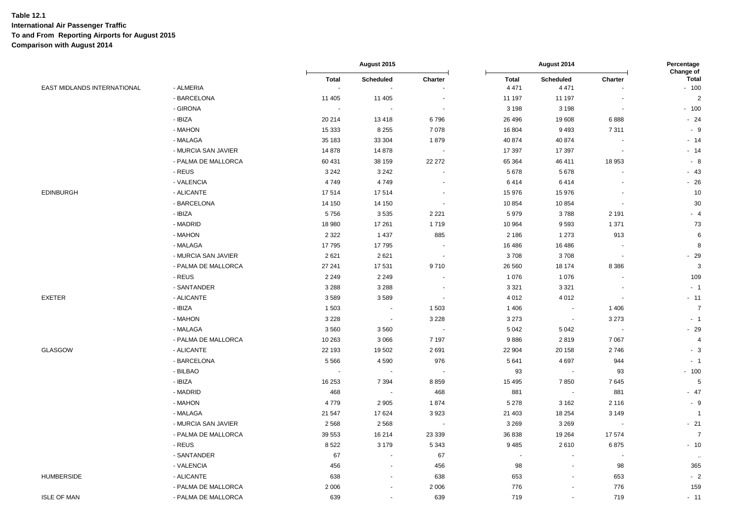**Table 12.1**
**International Air Passenger Traffic**
**To and From Reporting Airports for August 2015**
**Comparison with August 2014**

| | | August 2015 | | | August 2014 | | | Percentage Change of |
|---|---|---|---|---|---|---|---|---|
| | | Total | Scheduled | Charter | Total | Scheduled | Charter | Total |
| EAST MIDLANDS INTERNATIONAL | - ALMERIA | - | - | - | 4 471 | 4 471 | - | - 100 |
| | - BARCELONA | 11 405 | 11 405 | - | 11 197 | 11 197 | - | 2 |
| | - GIRONA | - | - | - | 3 198 | 3 198 | - | - 100 |
| | - IBIZA | 20 214 | 13 418 | 6 796 | 26 496 | 19 608 | 6 888 | - 24 |
| | - MAHON | 15 333 | 8 255 | 7 078 | 16 804 | 9 493 | 7 311 | - 9 |
| | - MALAGA | 35 183 | 33 304 | 1 879 | 40 874 | 40 874 | - | - 14 |
| | - MURCIA SAN JAVIER | 14 878 | 14 878 | - | 17 397 | 17 397 | - | - 14 |
| | - PALMA DE MALLORCA | 60 431 | 38 159 | 22 272 | 65 364 | 46 411 | 18 953 | - 8 |
| | - REUS | 3 242 | 3 242 | - | 5 678 | 5 678 | - | - 43 |
| | - VALENCIA | 4 749 | 4 749 | - | 6 414 | 6 414 | - | - 26 |
| EDINBURGH | - ALICANTE | 17 514 | 17 514 | - | 15 976 | 15 976 | - | 10 |
| | - BARCELONA | 14 150 | 14 150 | - | 10 854 | 10 854 | - | 30 |
| | - IBIZA | 5 756 | 3 535 | 2 221 | 5 979 | 3 788 | 2 191 | - 4 |
| | - MADRID | 18 980 | 17 261 | 1 719 | 10 964 | 9 593 | 1 371 | 73 |
| | - MAHON | 2 322 | 1 437 | 885 | 2 186 | 1 273 | 913 | 6 |
| | - MALAGA | 17 795 | 17 795 | - | 16 486 | 16 486 | - | 8 |
| | - MURCIA SAN JAVIER | 2 621 | 2 621 | - | 3 708 | 3 708 | - | - 29 |
| | - PALMA DE MALLORCA | 27 241 | 17 531 | 9 710 | 26 560 | 18 174 | 8 386 | 3 |
| | - REUS | 2 249 | 2 249 | - | 1 076 | 1 076 | - | 109 |
| | - SANTANDER | 3 288 | 3 288 | - | 3 321 | 3 321 | - | - 1 |
| EXETER | - ALICANTE | 3 589 | 3 589 | - | 4 012 | 4 012 | - | - 11 |
| | - IBIZA | 1 503 | - | 1 503 | 1 406 | - | 1 406 | 7 |
| | - MAHON | 3 228 | - | 3 228 | 3 273 | - | 3 273 | - 1 |
| | - MALAGA | 3 560 | 3 560 | - | 5 042 | 5 042 | - | - 29 |
| | - PALMA DE MALLORCA | 10 263 | 3 066 | 7 197 | 9 886 | 2 819 | 7 067 | 4 |
| GLASGOW | - ALICANTE | 22 193 | 19 502 | 2 691 | 22 904 | 20 158 | 2 746 | - 3 |
| | - BARCELONA | 5 566 | 4 590 | 976 | 5 641 | 4 697 | 944 | - 1 |
| | - BILBAO | - | - | - | 93 | - | 93 | - 100 |
| | - IBIZA | 16 253 | 7 394 | 8 859 | 15 495 | 7 850 | 7 645 | 5 |
| | - MADRID | 468 | - | 468 | 881 | - | 881 | - 47 |
| | - MAHON | 4 779 | 2 905 | 1 874 | 5 278 | 3 162 | 2 116 | - 9 |
| | - MALAGA | 21 547 | 17 624 | 3 923 | 21 403 | 18 254 | 3 149 | 1 |
| | - MURCIA SAN JAVIER | 2 568 | 2 568 | - | 3 269 | 3 269 | - | - 21 |
| | - PALMA DE MALLORCA | 39 553 | 16 214 | 23 339 | 36 838 | 19 264 | 17 574 | 7 |
| | - REUS | 8 522 | 3 179 | 5 343 | 9 485 | 2 610 | 6 875 | - 10 |
| | - SANTANDER | 67 | - | 67 | - | - | - | .. |
| | - VALENCIA | 456 | - | 456 | 98 | - | 98 | 365 |
| HUMBERSIDE | - ALICANTE | 638 | - | 638 | 653 | - | 653 | - 2 |
| | - PALMA DE MALLORCA | 2 006 | - | 2 006 | 776 | - | 776 | 159 |
| ISLE OF MAN | - PALMA DE MALLORCA | 639 | - | 639 | 719 | - | 719 | - 11 |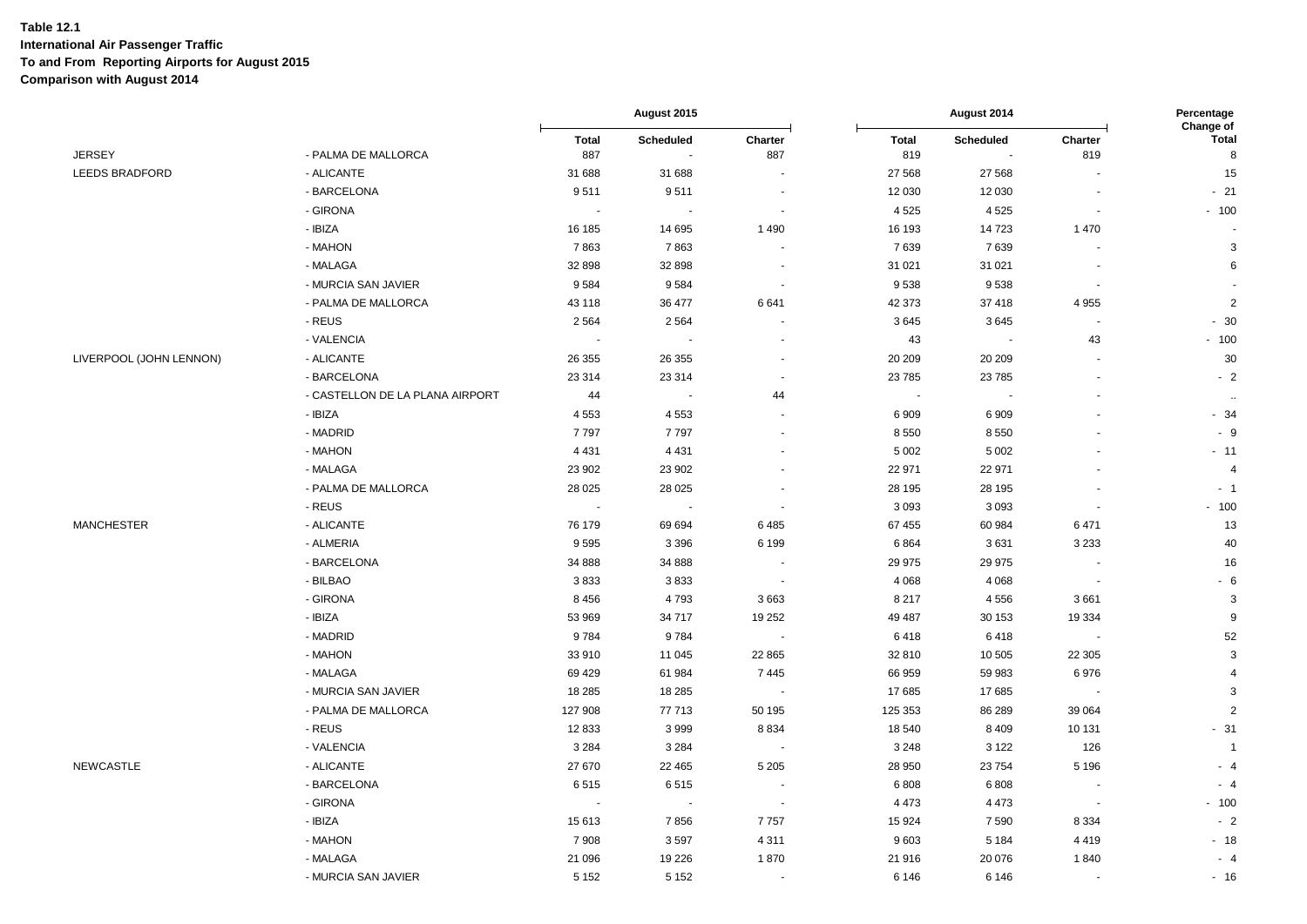**Table 12.1**
**International Air Passenger Traffic**
**To and From Reporting Airports for August 2015**
**Comparison with August 2014**

| | | August 2015 | | | August 2014 | | | Percentage Change of |
|---|---|---|---|---|---|---|---|---|
| | | **Total** | **Scheduled** | **Charter** | **Total** | **Scheduled** | **Charter** | **Total** |
| JERSEY | - PALMA DE MALLORCA | 887 | - | 887 | 819 | - | 819 | 8 |
| LEEDS BRADFORD | - ALICANTE | 31 688 | 31 688 | - | 27 568 | 27 568 | - | 15 |
| | - BARCELONA | 9 511 | 9 511 | - | 12 030 | 12 030 | - | - 21 |
| | - GIRONA | - | - | - | 4 525 | 4 525 | - | - 100 |
| | - IBIZA | 16 185 | 14 695 | 1 490 | 16 193 | 14 723 | 1 470 | - |
| | - MAHON | 7 863 | 7 863 | - | 7 639 | 7 639 | - | 3 |
| | - MALAGA | 32 898 | 32 898 | - | 31 021 | 31 021 | - | 6 |
| | - MURCIA SAN JAVIER | 9 584 | 9 584 | - | 9 538 | 9 538 | - | - |
| | - PALMA DE MALLORCA | 43 118 | 36 477 | 6 641 | 42 373 | 37 418 | 4 955 | 2 |
| | - REUS | 2 564 | 2 564 | - | 3 645 | 3 645 | - | - 30 |
| | - VALENCIA | - | - | - | 43 | - | 43 | - 100 |
| LIVERPOOL (JOHN LENNON) | - ALICANTE | 26 355 | 26 355 | - | 20 209 | 20 209 | - | 30 |
| | - BARCELONA | 23 314 | 23 314 | - | 23 785 | 23 785 | - | - 2 |
| | - CASTELLON DE LA PLANA AIRPORT | 44 | - | 44 | - | - | - | .. |
| | - IBIZA | 4 553 | 4 553 | - | 6 909 | 6 909 | - | - 34 |
| | - MADRID | 7 797 | 7 797 | - | 8 550 | 8 550 | - | - 9 |
| | - MAHON | 4 431 | 4 431 | - | 5 002 | 5 002 | - | - 11 |
| | - MALAGA | 23 902 | 23 902 | - | 22 971 | 22 971 | - | 4 |
| | - PALMA DE MALLORCA | 28 025 | 28 025 | - | 28 195 | 28 195 | - | - 1 |
| | - REUS | - | - | - | 3 093 | 3 093 | - | - 100 |
| MANCHESTER | - ALICANTE | 76 179 | 69 694 | 6 485 | 67 455 | 60 984 | 6 471 | 13 |
| | - ALMERIA | 9 595 | 3 396 | 6 199 | 6 864 | 3 631 | 3 233 | 40 |
| | - BARCELONA | 34 888 | 34 888 | - | 29 975 | 29 975 | - | 16 |
| | - BILBAO | 3 833 | 3 833 | - | 4 068 | 4 068 | - | - 6 |
| | - GIRONA | 8 456 | 4 793 | 3 663 | 8 217 | 4 556 | 3 661 | 3 |
| | - IBIZA | 53 969 | 34 717 | 19 252 | 49 487 | 30 153 | 19 334 | 9 |
| | - MADRID | 9 784 | 9 784 | - | 6 418 | 6 418 | - | 52 |
| | - MAHON | 33 910 | 11 045 | 22 865 | 32 810 | 10 505 | 22 305 | 3 |
| | - MALAGA | 69 429 | 61 984 | 7 445 | 66 959 | 59 983 | 6 976 | 4 |
| | - MURCIA SAN JAVIER | 18 285 | 18 285 | - | 17 685 | 17 685 | - | 3 |
| | - PALMA DE MALLORCA | 127 908 | 77 713 | 50 195 | 125 353 | 86 289 | 39 064 | 2 |
| | - REUS | 12 833 | 3 999 | 8 834 | 18 540 | 8 409 | 10 131 | - 31 |
| | - VALENCIA | 3 284 | 3 284 | - | 3 248 | 3 122 | 126 | 1 |
| NEWCASTLE | - ALICANTE | 27 670 | 22 465 | 5 205 | 28 950 | 23 754 | 5 196 | - 4 |
| | - BARCELONA | 6 515 | 6 515 | - | 6 808 | 6 808 | - | - 4 |
| | - GIRONA | - | - | - | 4 473 | 4 473 | - | - 100 |
| | - IBIZA | 15 613 | 7 856 | 7 757 | 15 924 | 7 590 | 8 334 | - 2 |
| | - MAHON | 7 908 | 3 597 | 4 311 | 9 603 | 5 184 | 4 419 | - 18 |
| | - MALAGA | 21 096 | 19 226 | 1 870 | 21 916 | 20 076 | 1 840 | - 4 |
| | - MURCIA SAN JAVIER | 5 152 | 5 152 | - | 6 146 | 6 146 | - | - 16 |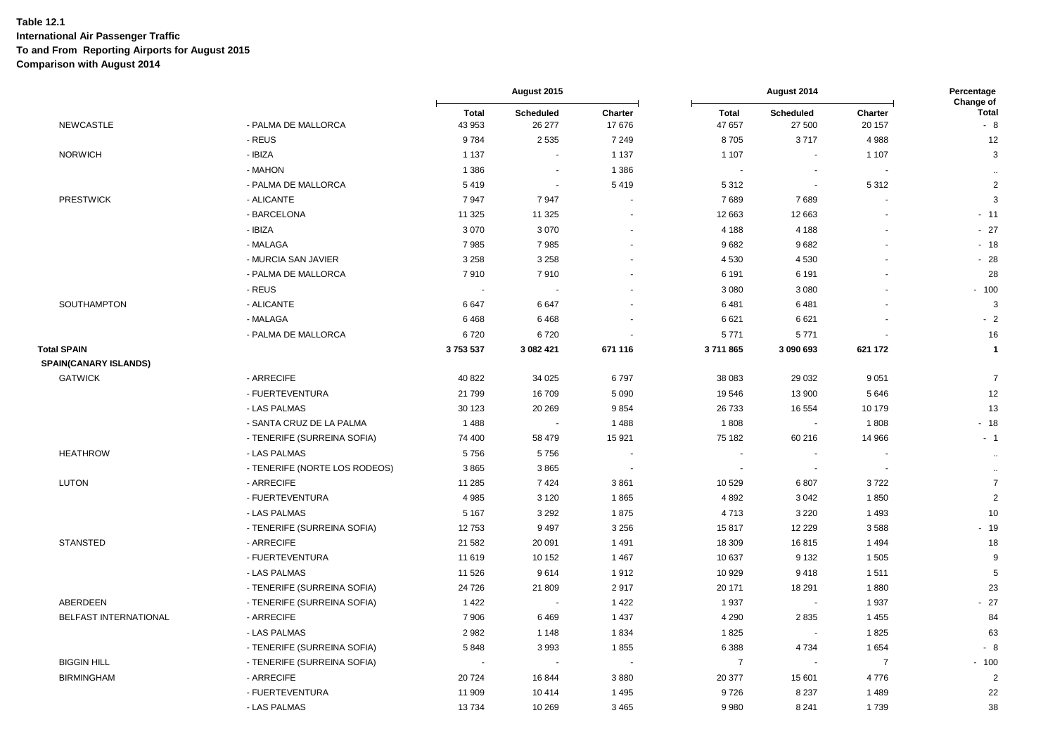**Table 12.1**
**International Air Passenger Traffic**
**To and From Reporting Airports for August 2015**
**Comparison with August 2014**

| | | August 2015 | | | August 2014 | | | Percentage Change of |
|---|---|---|---|---|---|---|---|---|
| | | Total | Scheduled | Charter | Total | Scheduled | Charter | Total |
| NEWCASTLE | - PALMA DE MALLORCA | 43 953 | 26 277 | 17 676 | 47 657 | 27 500 | 20 157 | - 8 |
| | - REUS | 9 784 | 2 535 | 7 249 | 8 705 | 3 717 | 4 988 | 12 |
| NORWICH | - IBIZA | 1 137 | - | 1 137 | 1 107 | - | 1 107 | 3 |
| | - MAHON | 1 386 | - | 1 386 | - | - | - | .. |
| | - PALMA DE MALLORCA | 5 419 | - | 5 419 | 5 312 | - | 5 312 | 2 |
| PRESTWICK | - ALICANTE | 7 947 | 7 947 | - | 7 689 | 7 689 | - | 3 |
| | - BARCELONA | 11 325 | 11 325 | - | 12 663 | 12 663 | - | - 11 |
| | - IBIZA | 3 070 | 3 070 | - | 4 188 | 4 188 | - | - 27 |
| | - MALAGA | 7 985 | 7 985 | - | 9 682 | 9 682 | - | - 18 |
| | - MURCIA SAN JAVIER | 3 258 | 3 258 | - | 4 530 | 4 530 | - | - 28 |
| | - PALMA DE MALLORCA | 7 910 | 7 910 | - | 6 191 | 6 191 | - | 28 |
| | - REUS | - | - | - | 3 080 | 3 080 | - | - 100 |
| SOUTHAMPTON | - ALICANTE | 6 647 | 6 647 | - | 6 481 | 6 481 | - | 3 |
| | - MALAGA | 6 468 | 6 468 | - | 6 621 | 6 621 | - | - 2 |
| | - PALMA DE MALLORCA | 6 720 | 6 720 | - | 5 771 | 5 771 | - | 16 |
| **Total SPAIN** | | **3 753 537** | **3 082 421** | **671 116** | **3 711 865** | **3 090 693** | **621 172** | **1** |
| **SPAIN(CANARY ISLANDS)** | | | | | | | | |
| GATWICK | - ARRECIFE | 40 822 | 34 025 | 6 797 | 38 083 | 29 032 | 9 051 | 7 |
| | - FUERTEVENTURA | 21 799 | 16 709 | 5 090 | 19 546 | 13 900 | 5 646 | 12 |
| | - LAS PALMAS | 30 123 | 20 269 | 9 854 | 26 733 | 16 554 | 10 179 | 13 |
| | - SANTA CRUZ DE LA PALMA | 1 488 | - | 1 488 | 1 808 | - | 1 808 | - 18 |
| | - TENERIFE (SURREINA SOFIA) | 74 400 | 58 479 | 15 921 | 75 182 | 60 216 | 14 966 | - 1 |
| HEATHROW | - LAS PALMAS | 5 756 | 5 756 | - | - | - | - | .. |
| | - TENERIFE (NORTE LOS RODEOS) | 3 865 | 3 865 | - | - | - | - | .. |
| LUTON | - ARRECIFE | 11 285 | 7 424 | 3 861 | 10 529 | 6 807 | 3 722 | 7 |
| | - FUERTEVENTURA | 4 985 | 3 120 | 1 865 | 4 892 | 3 042 | 1 850 | 2 |
| | - LAS PALMAS | 5 167 | 3 292 | 1 875 | 4 713 | 3 220 | 1 493 | 10 |
| | - TENERIFE (SURREINA SOFIA) | 12 753 | 9 497 | 3 256 | 15 817 | 12 229 | 3 588 | - 19 |
| STANSTED | - ARRECIFE | 21 582 | 20 091 | 1 491 | 18 309 | 16 815 | 1 494 | 18 |
| | - FUERTEVENTURA | 11 619 | 10 152 | 1 467 | 10 637 | 9 132 | 1 505 | 9 |
| | - LAS PALMAS | 11 526 | 9 614 | 1 912 | 10 929 | 9 418 | 1 511 | 5 |
| | - TENERIFE (SURREINA SOFIA) | 24 726 | 21 809 | 2 917 | 20 171 | 18 291 | 1 880 | 23 |
| ABERDEEN | - TENERIFE (SURREINA SOFIA) | 1 422 | - | 1 422 | 1 937 | - | 1 937 | - 27 |
| BELFAST INTERNATIONAL | - ARRECIFE | 7 906 | 6 469 | 1 437 | 4 290 | 2 835 | 1 455 | 84 |
| | - LAS PALMAS | 2 982 | 1 148 | 1 834 | 1 825 | - | 1 825 | 63 |
| | - TENERIFE (SURREINA SOFIA) | 5 848 | 3 993 | 1 855 | 6 388 | 4 734 | 1 654 | - 8 |
| BIGGIN HILL | - TENERIFE (SURREINA SOFIA) | - | - | - | 7 | - | 7 | - 100 |
| BIRMINGHAM | - ARRECIFE | 20 724 | 16 844 | 3 880 | 20 377 | 15 601 | 4 776 | 2 |
| | - FUERTEVENTURA | 11 909 | 10 414 | 1 495 | 9 726 | 8 237 | 1 489 | 22 |
| | - LAS PALMAS | 13 734 | 10 269 | 3 465 | 9 980 | 8 241 | 1 739 | 38 |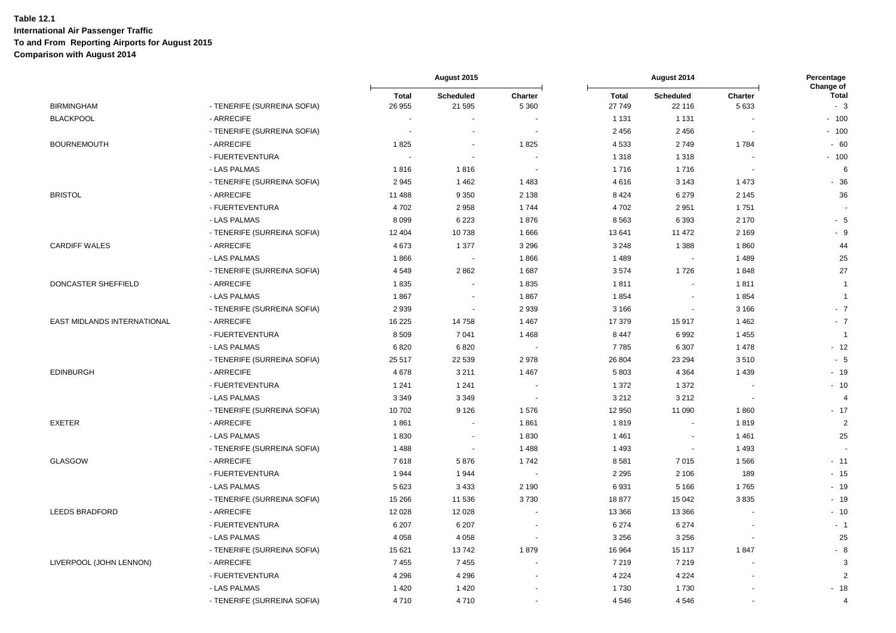**Table 12.1**
**International Air Passenger Traffic**
**To and From Reporting Airports for August 2015**
**Comparison with August 2014**

| | | August 2015 | | | August 2014 | | | Percentage Change of |
|---|---|---|---|---|---|---|---|---|
| | | Total | Scheduled | Charter | Total | Scheduled | Charter | Total |
| BIRMINGHAM | - TENERIFE (SURREINA SOFIA) | 26 955 | 21 595 | 5 360 | 27 749 | 22 116 | 5 633 | - 3 |
| BLACKPOOL | - ARRECIFE | - | - | - | 1 131 | 1 131 | - | - 100 |
| | - TENERIFE (SURREINA SOFIA) | - | - | - | 2 456 | 2 456 | - | - 100 |
| BOURNEMOUTH | - ARRECIFE | 1 825 | - | 1 825 | 4 533 | 2 749 | 1 784 | - 60 |
| | - FUERTEVENTURA | - | - | - | 1 318 | 1 318 | - | - 100 |
| | - LAS PALMAS | 1 816 | 1 816 | - | 1 716 | 1 716 | - | 6 |
| | - TENERIFE (SURREINA SOFIA) | 2 945 | 1 462 | 1 483 | 4 616 | 3 143 | 1 473 | - 36 |
| BRISTOL | - ARRECIFE | 11 488 | 9 350 | 2 138 | 8 424 | 6 279 | 2 145 | 36 |
| | - FUERTEVENTURA | 4 702 | 2 958 | 1 744 | 4 702 | 2 951 | 1 751 | - |
| | - LAS PALMAS | 8 099 | 6 223 | 1 876 | 8 563 | 6 393 | 2 170 | - 5 |
| | - TENERIFE (SURREINA SOFIA) | 12 404 | 10 738 | 1 666 | 13 641 | 11 472 | 2 169 | - 9 |
| CARDIFF WALES | - ARRECIFE | 4 673 | 1 377 | 3 296 | 3 248 | 1 388 | 1 860 | 44 |
| | - LAS PALMAS | 1 866 | - | 1 866 | 1 489 | - | 1 489 | 25 |
| | - TENERIFE (SURREINA SOFIA) | 4 549 | 2 862 | 1 687 | 3 574 | 1 726 | 1 848 | 27 |
| DONCASTER SHEFFIELD | - ARRECIFE | 1 835 | - | 1 835 | 1 811 | - | 1 811 | 1 |
| | - LAS PALMAS | 1 867 | - | 1 867 | 1 854 | - | 1 854 | 1 |
| | - TENERIFE (SURREINA SOFIA) | 2 939 | - | 2 939 | 3 166 | - | 3 166 | - 7 |
| EAST MIDLANDS INTERNATIONAL | - ARRECIFE | 16 225 | 14 758 | 1 467 | 17 379 | 15 917 | 1 462 | - 7 |
| | - FUERTEVENTURA | 8 509 | 7 041 | 1 468 | 8 447 | 6 992 | 1 455 | 1 |
| | - LAS PALMAS | 6 820 | 6 820 | - | 7 785 | 6 307 | 1 478 | - 12 |
| | - TENERIFE (SURREINA SOFIA) | 25 517 | 22 539 | 2 978 | 26 804 | 23 294 | 3 510 | - 5 |
| EDINBURGH | - ARRECIFE | 4 678 | 3 211 | 1 467 | 5 803 | 4 364 | 1 439 | - 19 |
| | - FUERTEVENTURA | 1 241 | 1 241 | - | 1 372 | 1 372 | - | - 10 |
| | - LAS PALMAS | 3 349 | 3 349 | - | 3 212 | 3 212 | - | 4 |
| | - TENERIFE (SURREINA SOFIA) | 10 702 | 9 126 | 1 576 | 12 950 | 11 090 | 1 860 | - 17 |
| EXETER | - ARRECIFE | 1 861 | - | 1 861 | 1 819 | - | 1 819 | 2 |
| | - LAS PALMAS | 1 830 | - | 1 830 | 1 461 | - | 1 461 | 25 |
| | - TENERIFE (SURREINA SOFIA) | 1 488 | - | 1 488 | 1 493 | - | 1 493 | - |
| GLASGOW | - ARRECIFE | 7 618 | 5 876 | 1 742 | 8 581 | 7 015 | 1 566 | - 11 |
| | - FUERTEVENTURA | 1 944 | 1 944 | - | 2 295 | 2 106 | 189 | - 15 |
| | - LAS PALMAS | 5 623 | 3 433 | 2 190 | 6 931 | 5 166 | 1 765 | - 19 |
| | - TENERIFE (SURREINA SOFIA) | 15 266 | 11 536 | 3 730 | 18 877 | 15 042 | 3 835 | - 19 |
| LEEDS BRADFORD | - ARRECIFE | 12 028 | 12 028 | - | 13 366 | 13 366 | - | - 10 |
| | - FUERTEVENTURA | 6 207 | 6 207 | - | 6 274 | 6 274 | - | - 1 |
| | - LAS PALMAS | 4 058 | 4 058 | - | 3 256 | 3 256 | - | 25 |
| | - TENERIFE (SURREINA SOFIA) | 15 621 | 13 742 | 1 879 | 16 964 | 15 117 | 1 847 | - 8 |
| LIVERPOOL (JOHN LENNON) | - ARRECIFE | 7 455 | 7 455 | - | 7 219 | 7 219 | - | 3 |
| | - FUERTEVENTURA | 4 296 | 4 296 | - | 4 224 | 4 224 | - | 2 |
| | - LAS PALMAS | 1 420 | 1 420 | - | 1 730 | 1 730 | - | - 18 |
| | - TENERIFE (SURREINA SOFIA) | 4 710 | 4 710 | - | 4 546 | 4 546 | - | 4 |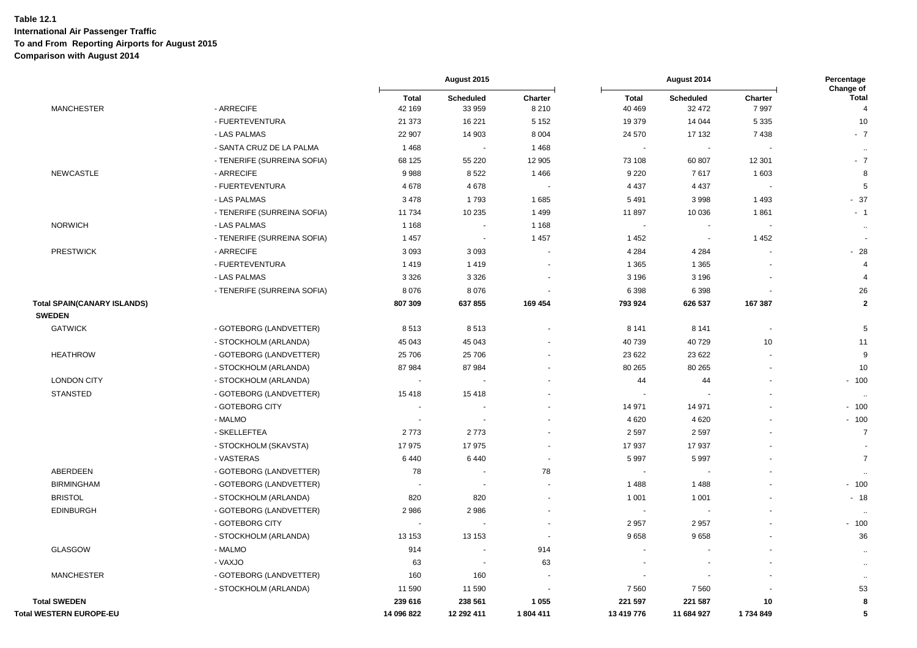**Table 12.1**
**International Air Passenger Traffic**
**To and From Reporting Airports for August 2015**
**Comparison with August 2014**

| | | August 2015 | | | August 2014 | | | Percentage Change of |
|---|---|---|---|---|---|---|---|---|
| | | Total | Scheduled | Charter | Total | Scheduled | Charter | Total |
| MANCHESTER | - ARRECIFE | 42 169 | 33 959 | 8 210 | 40 469 | 32 472 | 7 997 | 4 |
| | - FUERTEVENTURA | 21 373 | 16 221 | 5 152 | 19 379 | 14 044 | 5 335 | 10 |
| | - LAS PALMAS | 22 907 | 14 903 | 8 004 | 24 570 | 17 132 | 7 438 | - 7 |
| | - SANTA CRUZ DE LA PALMA | 1 468 | - | 1 468 | - | - | - | .. |
| | - TENERIFE (SURREINA SOFIA) | 68 125 | 55 220 | 12 905 | 73 108 | 60 807 | 12 301 | - 7 |
| NEWCASTLE | - ARRECIFE | 9 988 | 8 522 | 1 466 | 9 220 | 7 617 | 1 603 | 8 |
| | - FUERTEVENTURA | 4 678 | 4 678 | - | 4 437 | 4 437 | - | 5 |
| | - LAS PALMAS | 3 478 | 1 793 | 1 685 | 5 491 | 3 998 | 1 493 | - 37 |
| | - TENERIFE (SURREINA SOFIA) | 11 734 | 10 235 | 1 499 | 11 897 | 10 036 | 1 861 | - 1 |
| NORWICH | - LAS PALMAS | 1 168 | - | 1 168 | - | - | - | .. |
| | - TENERIFE (SURREINA SOFIA) | 1 457 | - | 1 457 | 1 452 | - | 1 452 | - |
| PRESTWICK | - ARRECIFE | 3 093 | 3 093 | - | 4 284 | 4 284 | - | - 28 |
| | - FUERTEVENTURA | 1 419 | 1 419 | - | 1 365 | 1 365 | - | 4 |
| | - LAS PALMAS | 3 326 | 3 326 | - | 3 196 | 3 196 | - | 4 |
| | - TENERIFE (SURREINA SOFIA) | 8 076 | 8 076 | - | 6 398 | 6 398 | - | 26 |
| **Total SPAIN(CANARY ISLANDS)** | | **807 309** | **637 855** | **169 454** | **793 924** | **626 537** | **167 387** | **2** |
| **SWEDEN** | | | | | | | | |
| GATWICK | - GOTEBORG (LANDVETTER) | 8 513 | 8 513 | - | 8 141 | 8 141 | - | 5 |
| | - STOCKHOLM (ARLANDA) | 45 043 | 45 043 | - | 40 739 | 40 729 | 10 | 11 |
| HEATHROW | - GOTEBORG (LANDVETTER) | 25 706 | 25 706 | - | 23 622 | 23 622 | - | 9 |
| | - STOCKHOLM (ARLANDA) | 87 984 | 87 984 | - | 80 265 | 80 265 | - | 10 |
| LONDON CITY | - STOCKHOLM (ARLANDA) | - | - | - | 44 | 44 | - | - 100 |
| STANSTED | - GOTEBORG (LANDVETTER) | 15 418 | 15 418 | - | - | - | - | .. |
| | - GOTEBORG CITY | - | - | - | 14 971 | 14 971 | - | - 100 |
| | - MALMO | - | - | - | 4 620 | 4 620 | - | - 100 |
| | - SKELLEFTEA | 2 773 | 2 773 | - | 2 597 | 2 597 | - | 7 |
| | - STOCKHOLM (SKAVSTA) | 17 975 | 17 975 | - | 17 937 | 17 937 | - | - |
| | - VASTERAS | 6 440 | 6 440 | - | 5 997 | 5 997 | - | 7 |
| ABERDEEN | - GOTEBORG (LANDVETTER) | 78 | - | 78 | - | - | - | .. |
| BIRMINGHAM | - GOTEBORG (LANDVETTER) | - | - | - | 1 488 | 1 488 | - | - 100 |
| BRISTOL | - STOCKHOLM (ARLANDA) | 820 | 820 | - | 1 001 | 1 001 | - | - 18 |
| EDINBURGH | - GOTEBORG (LANDVETTER) | 2 986 | 2 986 | - | - | - | - | .. |
| | - GOTEBORG CITY | - | - | - | 2 957 | 2 957 | - | - 100 |
| | - STOCKHOLM (ARLANDA) | 13 153 | 13 153 | - | 9 658 | 9 658 | - | 36 |
| GLASGOW | - MALMO | 914 | - | 914 | - | - | - | .. |
| | - VAXJO | 63 | - | 63 | - | - | - | .. |
| MANCHESTER | - GOTEBORG (LANDVETTER) | 160 | 160 | - | - | - | - | .. |
| | - STOCKHOLM (ARLANDA) | 11 590 | 11 590 | - | 7 560 | 7 560 | - | 53 |
| **Total SWEDEN** | | **239 616** | **238 561** | **1 055** | **221 597** | **221 587** | **10** | **8** |
| **Total WESTERN EUROPE-EU** | | **14 096 822** | **12 292 411** | **1 804 411** | **13 419 776** | **11 684 927** | **1 734 849** | **5** |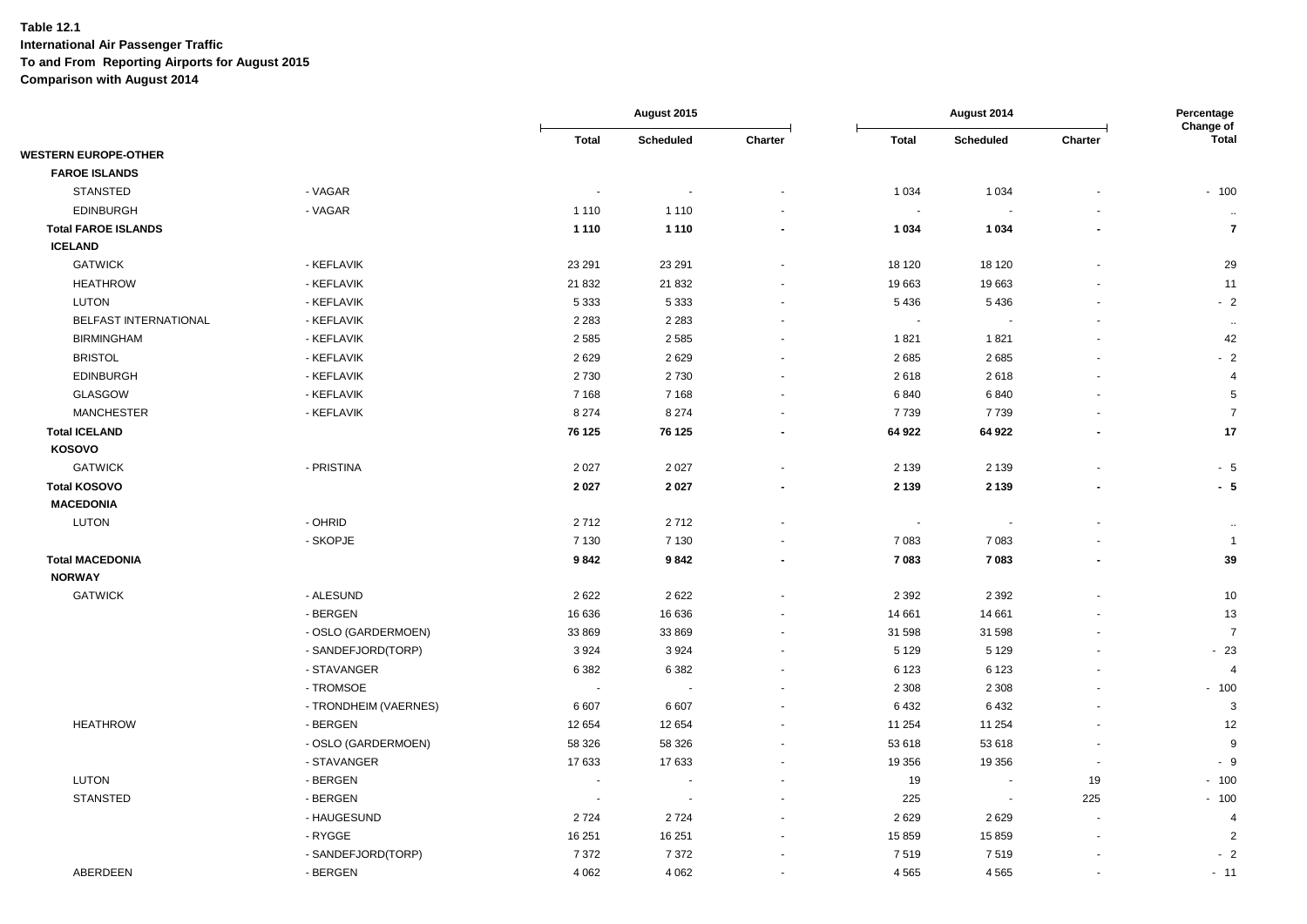**Table 12.1**
**International Air Passenger Traffic**
**To and From Reporting Airports for August 2015**
**Comparison with August 2014**

| | | August 2015 | | | August 2014 | | | Percentage Change of |
|---|---|---|---|---|---|---|---|---|
| | | Total | Scheduled | Charter | Total | Scheduled | Charter | Total |
| **WESTERN EUROPE-OTHER** | | | | | | | | |
| **FAROE ISLANDS** | | | | | | | | |
| STANSTED | - VAGAR | - | - | - | 1 034 | 1 034 | - | - 100 |
| EDINBURGH | - VAGAR | 1 110 | 1 110 | - | - | - | - | .. |
| **Total FAROE ISLANDS** | | **1 110** | **1 110** | **-** | **1 034** | **1 034** | **-** | **7** |
| **ICELAND** | | | | | | | | |
| GATWICK | - KEFLAVIK | 23 291 | 23 291 | - | 18 120 | 18 120 | - | 29 |
| HEATHROW | - KEFLAVIK | 21 832 | 21 832 | - | 19 663 | 19 663 | - | 11 |
| LUTON | - KEFLAVIK | 5 333 | 5 333 | - | 5 436 | 5 436 | - | - 2 |
| BELFAST INTERNATIONAL | - KEFLAVIK | 2 283 | 2 283 | - | - | - | - | .. |
| BIRMINGHAM | - KEFLAVIK | 2 585 | 2 585 | - | 1 821 | 1 821 | - | 42 |
| BRISTOL | - KEFLAVIK | 2 629 | 2 629 | - | 2 685 | 2 685 | - | - 2 |
| EDINBURGH | - KEFLAVIK | 2 730 | 2 730 | - | 2 618 | 2 618 | - | 4 |
| GLASGOW | - KEFLAVIK | 7 168 | 7 168 | - | 6 840 | 6 840 | - | 5 |
| MANCHESTER | - KEFLAVIK | 8 274 | 8 274 | - | 7 739 | 7 739 | - | 7 |
| **Total ICELAND** | | **76 125** | **76 125** | **-** | **64 922** | **64 922** | **-** | **17** |
| **KOSOVO** | | | | | | | | |
| GATWICK | - PRISTINA | 2 027 | 2 027 | - | 2 139 | 2 139 | - | - 5 |
| **Total KOSOVO** | | **2 027** | **2 027** | **-** | **2 139** | **2 139** | **-** | **- 5** |
| **MACEDONIA** | | | | | | | | |
| LUTON | - OHRID | 2 712 | 2 712 | - | - | - | - | .. |
| | - SKOPJE | 7 130 | 7 130 | - | 7 083 | 7 083 | - | 1 |
| **Total MACEDONIA** | | **9 842** | **9 842** | **-** | **7 083** | **7 083** | **-** | **39** |
| **NORWAY** | | | | | | | | |
| GATWICK | - ALESUND | 2 622 | 2 622 | - | 2 392 | 2 392 | - | 10 |
| | - BERGEN | 16 636 | 16 636 | - | 14 661 | 14 661 | - | 13 |
| | - OSLO (GARDERMOEN) | 33 869 | 33 869 | - | 31 598 | 31 598 | - | 7 |
| | - SANDEFJORD(TORP) | 3 924 | 3 924 | - | 5 129 | 5 129 | - | - 23 |
| | - STAVANGER | 6 382 | 6 382 | - | 6 123 | 6 123 | - | 4 |
| | - TROMSOE | - | - | - | 2 308 | 2 308 | - | - 100 |
| | - TRONDHEIM (VAERNES) | 6 607 | 6 607 | - | 6 432 | 6 432 | - | 3 |
| HEATHROW | - BERGEN | 12 654 | 12 654 | - | 11 254 | 11 254 | - | 12 |
| | - OSLO (GARDERMOEN) | 58 326 | 58 326 | - | 53 618 | 53 618 | - | 9 |
| | - STAVANGER | 17 633 | 17 633 | - | 19 356 | 19 356 | - | - 9 |
| LUTON | - BERGEN | - | - | - | 19 | - | 19 | - 100 |
| STANSTED | - BERGEN | - | - | - | 225 | - | 225 | - 100 |
| | - HAUGESUND | 2 724 | 2 724 | - | 2 629 | 2 629 | - | 4 |
| | - RYGGE | 16 251 | 16 251 | - | 15 859 | 15 859 | - | 2 |
| | - SANDEFJORD(TORP) | 7 372 | 7 372 | - | 7 519 | 7 519 | - | - 2 |
| ABERDEEN | - BERGEN | 4 062 | 4 062 | - | 4 565 | 4 565 | - | - 11 |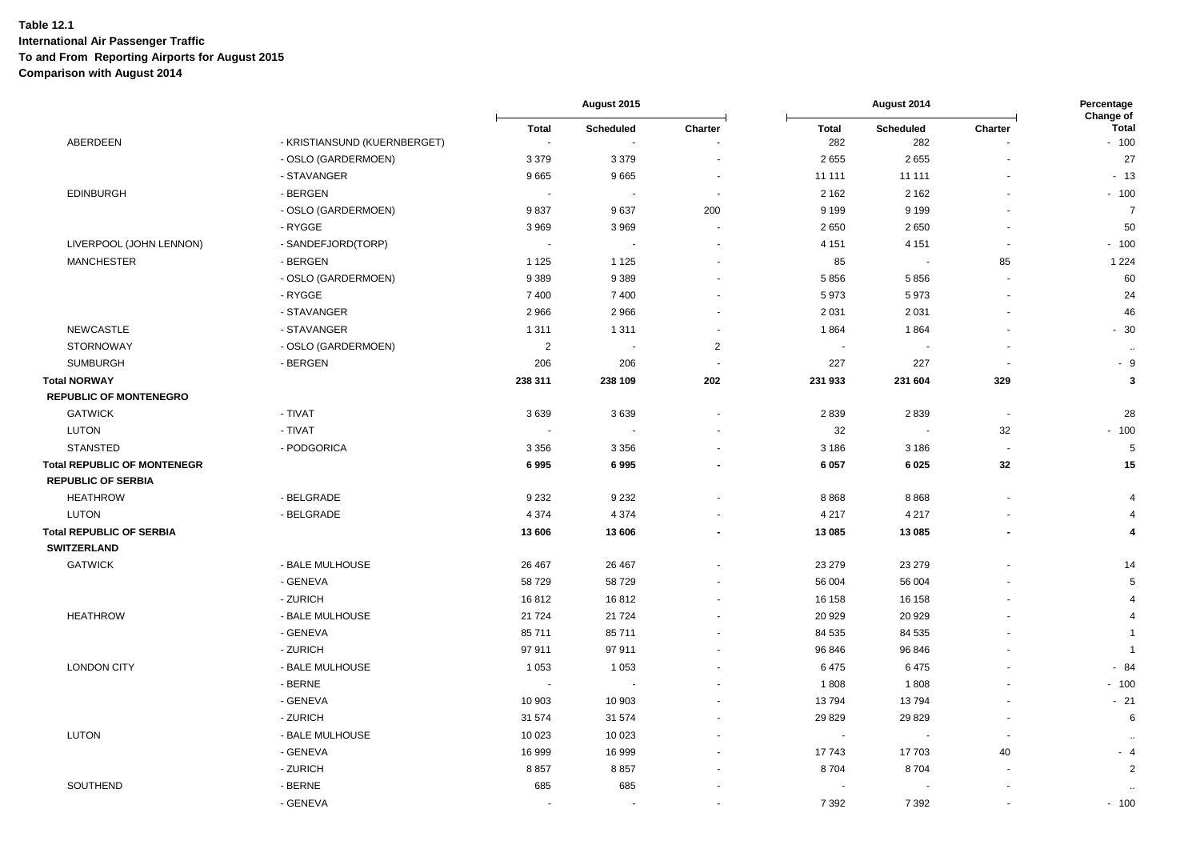**Table 12.1**
**International Air Passenger Traffic**
**To and From Reporting Airports for August 2015**
**Comparison with August 2014**

| | | August 2015 | | | August 2014 | | | Percentage Change of |
|---|---|---|---|---|---|---|---|---|
| | | Total | Scheduled | Charter | Total | Scheduled | Charter | Total |
| ABERDEEN | - KRISTIANSUND (KUERNBERGET) | - | - | - | 282 | 282 | - | - 100 |
| | - OSLO (GARDERMOEN) | 3 379 | 3 379 | - | 2 655 | 2 655 | - | 27 |
| | - STAVANGER | 9 665 | 9 665 | - | 11 111 | 11 111 | - | - 13 |
| EDINBURGH | - BERGEN | - | - | - | 2 162 | 2 162 | - | - 100 |
| | - OSLO (GARDERMOEN) | 9 837 | 9 637 | 200 | 9 199 | 9 199 | - | 7 |
| | - RYGGE | 3 969 | 3 969 | - | 2 650 | 2 650 | - | 50 |
| LIVERPOOL (JOHN LENNON) | - SANDEFJORD(TORP) | - | - | - | 4 151 | 4 151 | - | - 100 |
| MANCHESTER | - BERGEN | 1 125 | 1 125 | - | 85 | - | 85 | 1 224 |
| | - OSLO (GARDERMOEN) | 9 389 | 9 389 | - | 5 856 | 5 856 | - | 60 |
| | - RYGGE | 7 400 | 7 400 | - | 5 973 | 5 973 | - | 24 |
| | - STAVANGER | 2 966 | 2 966 | - | 2 031 | 2 031 | - | 46 |
| NEWCASTLE | - STAVANGER | 1 311 | 1 311 | - | 1 864 | 1 864 | - | - 30 |
| STORNOWAY | - OSLO (GARDERMOEN) | 2 | - | 2 | - | - | - | .. |
| SUMBURGH | - BERGEN | 206 | 206 | - | 227 | 227 | - | - 9 |
| **Total NORWAY** | | **238 311** | **238 109** | **202** | **231 933** | **231 604** | **329** | **3** |
| **REPUBLIC OF MONTENEGRO** | | | | | | | | |
| GATWICK | - TIVAT | 3 639 | 3 639 | - | 2 839 | 2 839 | - | 28 |
| LUTON | - TIVAT | - | - | - | 32 | - | 32 | - 100 |
| STANSTED | - PODGORICA | 3 356 | 3 356 | - | 3 186 | 3 186 | - | 5 |
| **Total REPUBLIC OF MONTENEGR** | | **6 995** | **6 995** | **-** | **6 057** | **6 025** | **32** | **15** |
| **REPUBLIC OF SERBIA** | | | | | | | | |
| HEATHROW | - BELGRADE | 9 232 | 9 232 | - | 8 868 | 8 868 | - | 4 |
| LUTON | - BELGRADE | 4 374 | 4 374 | - | 4 217 | 4 217 | - | 4 |
| **Total REPUBLIC OF SERBIA** | | **13 606** | **13 606** | **-** | **13 085** | **13 085** | **-** | **4** |
| **SWITZERLAND** | | | | | | | | |
| GATWICK | - BALE MULHOUSE | 26 467 | 26 467 | - | 23 279 | 23 279 | - | 14 |
| | - GENEVA | 58 729 | 58 729 | - | 56 004 | 56 004 | - | 5 |
| | - ZURICH | 16 812 | 16 812 | - | 16 158 | 16 158 | - | 4 |
| HEATHROW | - BALE MULHOUSE | 21 724 | 21 724 | - | 20 929 | 20 929 | - | 4 |
| | - GENEVA | 85 711 | 85 711 | - | 84 535 | 84 535 | - | 1 |
| | - ZURICH | 97 911 | 97 911 | - | 96 846 | 96 846 | - | 1 |
| LONDON CITY | - BALE MULHOUSE | 1 053 | 1 053 | - | 6 475 | 6 475 | - | - 84 |
| | - BERNE | - | - | - | 1 808 | 1 808 | - | - 100 |
| | - GENEVA | 10 903 | 10 903 | - | 13 794 | 13 794 | - | - 21 |
| | - ZURICH | 31 574 | 31 574 | - | 29 829 | 29 829 | - | 6 |
| LUTON | - BALE MULHOUSE | 10 023 | 10 023 | - | - | - | - | .. |
| | - GENEVA | 16 999 | 16 999 | - | 17 743 | 17 703 | 40 | - 4 |
| | - ZURICH | 8 857 | 8 857 | - | 8 704 | 8 704 | - | 2 |
| SOUTHEND | - BERNE | 685 | 685 | - | - | - | - | .. |
| | - GENEVA | - | - | - | 7 392 | 7 392 | - | - 100 |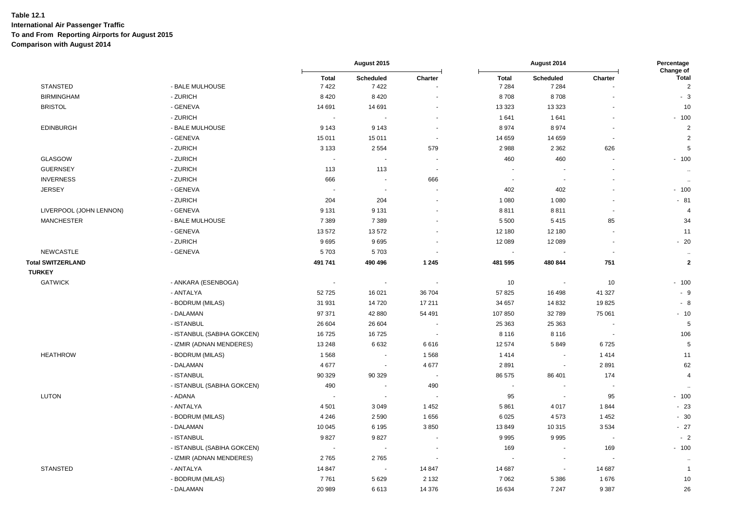**Table 12.1**
**International Air Passenger Traffic**
**To and From Reporting Airports for August 2015**
**Comparison with August 2014**

| | | August 2015 | | | August 2014 | | | Percentage Change of |
|---|---|---|---|---|---|---|---|---|
| | | Total | Scheduled | Charter | Total | Scheduled | Charter | Total |
| STANSTED | - BALE MULHOUSE | 7 422 | 7 422 | - | 7 284 | 7 284 | - | 2 |
| BIRMINGHAM | - ZURICH | 8 420 | 8 420 | - | 8 708 | 8 708 | - | - 3 |
| BRISTOL | - GENEVA | 14 691 | 14 691 | - | 13 323 | 13 323 | - | 10 |
| | - ZURICH | - | - | - | 1 641 | 1 641 | - | - 100 |
| EDINBURGH | - BALE MULHOUSE | 9 143 | 9 143 | - | 8 974 | 8 974 | - | 2 |
| | - GENEVA | 15 011 | 15 011 | - | 14 659 | 14 659 | - | 2 |
| | - ZURICH | 3 133 | 2 554 | 579 | 2 988 | 2 362 | 626 | 5 |
| GLASGOW | - ZURICH | - | - | - | 460 | 460 | - | - 100 |
| GUERNSEY | - ZURICH | 113 | 113 | - | - | - | - | .. |
| INVERNESS | - ZURICH | 666 | - | 666 | - | - | - | .. |
| JERSEY | - GENEVA | - | - | - | 402 | 402 | - | - 100 |
| | - ZURICH | 204 | 204 | - | 1 080 | 1 080 | - | - 81 |
| LIVERPOOL (JOHN LENNON) | - GENEVA | 9 131 | 9 131 | - | 8 811 | 8 811 | - | 4 |
| MANCHESTER | - BALE MULHOUSE | 7 389 | 7 389 | - | 5 500 | 5 415 | 85 | 34 |
| | - GENEVA | 13 572 | 13 572 | - | 12 180 | 12 180 | - | 11 |
| | - ZURICH | 9 695 | 9 695 | - | 12 089 | 12 089 | - | - 20 |
| NEWCASTLE | - GENEVA | 5 703 | 5 703 | - | - | - | - | .. |
| **Total SWITZERLAND** | | **491 741** | **490 496** | **1 245** | **481 595** | **480 844** | **751** | **2** |
| **TURKEY** | | | | | | | | |
| GATWICK | - ANKARA (ESENBOGA) | - | - | - | 10 | - | 10 | - 100 |
| | - ANTALYA | 52 725 | 16 021 | 36 704 | 57 825 | 16 498 | 41 327 | - 9 |
| | - BODRUM (MILAS) | 31 931 | 14 720 | 17 211 | 34 657 | 14 832 | 19 825 | - 8 |
| | - DALAMAN | 97 371 | 42 880 | 54 491 | 107 850 | 32 789 | 75 061 | - 10 |
| | - ISTANBUL | 26 604 | 26 604 | - | 25 363 | 25 363 | - | 5 |
| | - ISTANBUL (SABIHA GOKCEN) | 16 725 | 16 725 | - | 8 116 | 8 116 | - | 106 |
| | - IZMIR (ADNAN MENDERES) | 13 248 | 6 632 | 6 616 | 12 574 | 5 849 | 6 725 | 5 |
| HEATHROW | - BODRUM (MILAS) | 1 568 | - | 1 568 | 1 414 | - | 1 414 | 11 |
| | - DALAMAN | 4 677 | - | 4 677 | 2 891 | - | 2 891 | 62 |
| | - ISTANBUL | 90 329 | 90 329 | - | 86 575 | 86 401 | 174 | 4 |
| | - ISTANBUL (SABIHA GOKCEN) | 490 | - | 490 | - | - | - | .. |
| LUTON | - ADANA | - | - | - | 95 | - | 95 | - 100 |
| | - ANTALYA | 4 501 | 3 049 | 1 452 | 5 861 | 4 017 | 1 844 | - 23 |
| | - BODRUM (MILAS) | 4 246 | 2 590 | 1 656 | 6 025 | 4 573 | 1 452 | - 30 |
| | - DALAMAN | 10 045 | 6 195 | 3 850 | 13 849 | 10 315 | 3 534 | - 27 |
| | - ISTANBUL | 9 827 | 9 827 | - | 9 995 | 9 995 | - | - 2 |
| | - ISTANBUL (SABIHA GOKCEN) | - | - | - | 169 | - | 169 | - 100 |
| | - IZMIR (ADNAN MENDERES) | 2 765 | 2 765 | - | - | - | - | .. |
| STANSTED | - ANTALYA | 14 847 | - | 14 847 | 14 687 | - | 14 687 | 1 |
| | - BODRUM (MILAS) | 7 761 | 5 629 | 2 132 | 7 062 | 5 386 | 1 676 | 10 |
| | - DALAMAN | 20 989 | 6 613 | 14 376 | 16 634 | 7 247 | 9 387 | 26 |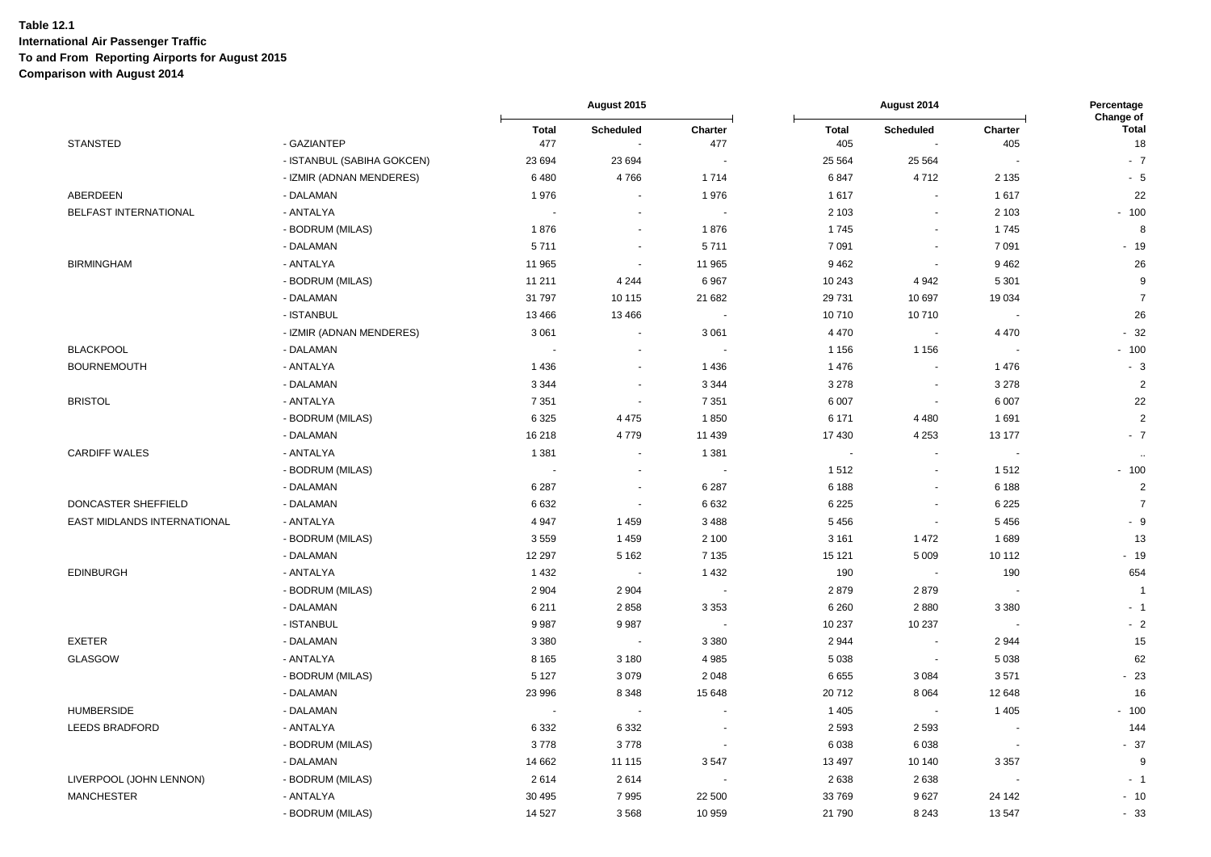**Table 12.1**
**International Air Passenger Traffic**
**To and From Reporting Airports for August 2015**
**Comparison with August 2014**

| | | August 2015 | | | August 2014 | | | Percentage Change of |
|---|---|---|---|---|---|---|---|---|
| | | Total | Scheduled | Charter | Total | Scheduled | Charter | Total |
| STANSTED | - GAZIANTEP | 477 | - | 477 | 405 | - | 405 | 18 |
| | - ISTANBUL (SABIHA GOKCEN) | 23 694 | 23 694 | - | 25 564 | 25 564 | - | - 7 |
| | - IZMIR (ADNAN MENDERES) | 6 480 | 4 766 | 1 714 | 6 847 | 4 712 | 2 135 | - 5 |
| ABERDEEN | - DALAMAN | 1 976 | - | 1 976 | 1 617 | - | 1 617 | 22 |
| BELFAST INTERNATIONAL | - ANTALYA | - | - | - | 2 103 | - | 2 103 | - 100 |
| | - BODRUM (MILAS) | 1 876 | - | 1 876 | 1 745 | - | 1 745 | 8 |
| | - DALAMAN | 5 711 | - | 5 711 | 7 091 | - | 7 091 | - 19 |
| BIRMINGHAM | - ANTALYA | 11 965 | - | 11 965 | 9 462 | - | 9 462 | 26 |
| | - BODRUM (MILAS) | 11 211 | 4 244 | 6 967 | 10 243 | 4 942 | 5 301 | 9 |
| | - DALAMAN | 31 797 | 10 115 | 21 682 | 29 731 | 10 697 | 19 034 | 7 |
| | - ISTANBUL | 13 466 | 13 466 | - | 10 710 | 10 710 | - | 26 |
| | - IZMIR (ADNAN MENDERES) | 3 061 | - | 3 061 | 4 470 | - | 4 470 | - 32 |
| BLACKPOOL | - DALAMAN | - | - | - | 1 156 | 1 156 | - | - 100 |
| BOURNEMOUTH | - ANTALYA | 1 436 | - | 1 436 | 1 476 | - | 1 476 | - 3 |
| | - DALAMAN | 3 344 | - | 3 344 | 3 278 | - | 3 278 | 2 |
| BRISTOL | - ANTALYA | 7 351 | - | 7 351 | 6 007 | - | 6 007 | 22 |
| | - BODRUM (MILAS) | 6 325 | 4 475 | 1 850 | 6 171 | 4 480 | 1 691 | 2 |
| | - DALAMAN | 16 218 | 4 779 | 11 439 | 17 430 | 4 253 | 13 177 | - 7 |
| CARDIFF WALES | - ANTALYA | 1 381 | - | 1 381 | - | - | - | .. |
| | - BODRUM (MILAS) | - | - | - | 1 512 | - | 1 512 | - 100 |
| | - DALAMAN | 6 287 | - | 6 287 | 6 188 | - | 6 188 | 2 |
| DONCASTER SHEFFIELD | - DALAMAN | 6 632 | - | 6 632 | 6 225 | - | 6 225 | 7 |
| EAST MIDLANDS INTERNATIONAL | - ANTALYA | 4 947 | 1 459 | 3 488 | 5 456 | - | 5 456 | - 9 |
| | - BODRUM (MILAS) | 3 559 | 1 459 | 2 100 | 3 161 | 1 472 | 1 689 | 13 |
| | - DALAMAN | 12 297 | 5 162 | 7 135 | 15 121 | 5 009 | 10 112 | - 19 |
| EDINBURGH | - ANTALYA | 1 432 | - | 1 432 | 190 | - | 190 | 654 |
| | - BODRUM (MILAS) | 2 904 | 2 904 | - | 2 879 | 2 879 | - | 1 |
| | - DALAMAN | 6 211 | 2 858 | 3 353 | 6 260 | 2 880 | 3 380 | - 1 |
| | - ISTANBUL | 9 987 | 9 987 | - | 10 237 | 10 237 | - | - 2 |
| EXETER | - DALAMAN | 3 380 | - | 3 380 | 2 944 | - | 2 944 | 15 |
| GLASGOW | - ANTALYA | 8 165 | 3 180 | 4 985 | 5 038 | - | 5 038 | 62 |
| | - BODRUM (MILAS) | 5 127 | 3 079 | 2 048 | 6 655 | 3 084 | 3 571 | - 23 |
| | - DALAMAN | 23 996 | 8 348 | 15 648 | 20 712 | 8 064 | 12 648 | 16 |
| HUMBERSIDE | - DALAMAN | - | - | - | 1 405 | - | 1 405 | - 100 |
| LEEDS BRADFORD | - ANTALYA | 6 332 | 6 332 | - | 2 593 | 2 593 | - | 144 |
| | - BODRUM (MILAS) | 3 778 | 3 778 | - | 6 038 | 6 038 | - | - 37 |
| | - DALAMAN | 14 662 | 11 115 | 3 547 | 13 497 | 10 140 | 3 357 | 9 |
| LIVERPOOL (JOHN LENNON) | - BODRUM (MILAS) | 2 614 | 2 614 | - | 2 638 | 2 638 | - | - 1 |
| MANCHESTER | - ANTALYA | 30 495 | 7 995 | 22 500 | 33 769 | 9 627 | 24 142 | - 10 |
| | - BODRUM (MILAS) | 14 527 | 3 568 | 10 959 | 21 790 | 8 243 | 13 547 | - 33 |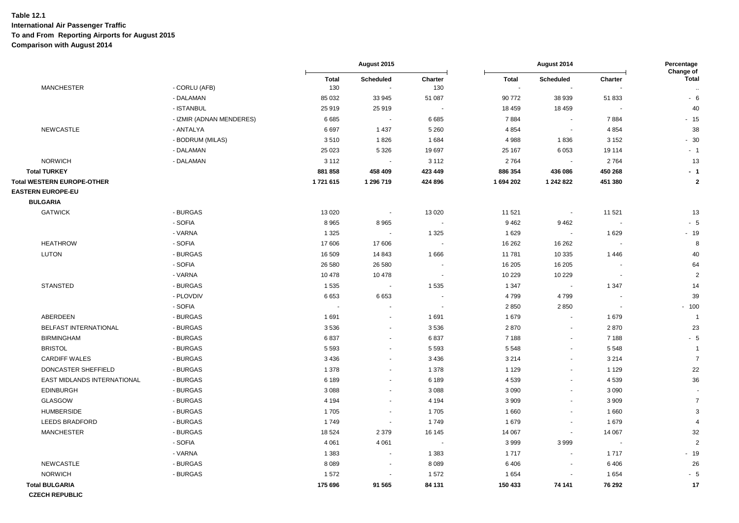**Table 12.1**
**International Air Passenger Traffic**
**To and From Reporting Airports for August 2015**
**Comparison with August 2014**

| | | August 2015 | | | August 2014 | | | Percentage Change of |
|---|---|---|---|---|---|---|---|---|
| | | Total | Scheduled | Charter | Total | Scheduled | Charter | Total |
| MANCHESTER | - CORLU (AFB) | 130 | - | 130 | - | - | - | .. |
| | - DALAMAN | 85 032 | 33 945 | 51 087 | 90 772 | 38 939 | 51 833 | - 6 |
| | - ISTANBUL | 25 919 | 25 919 | - | 18 459 | 18 459 | - | 40 |
| | - IZMIR (ADNAN MENDERES) | 6 685 | - | 6 685 | 7 884 | - | 7 884 | - 15 |
| NEWCASTLE | - ANTALYA | 6 697 | 1 437 | 5 260 | 4 854 | - | 4 854 | 38 |
| | - BODRUM (MILAS) | 3 510 | 1 826 | 1 684 | 4 988 | 1 836 | 3 152 | - 30 |
| | - DALAMAN | 25 023 | 5 326 | 19 697 | 25 167 | 6 053 | 19 114 | - 1 |
| NORWICH | - DALAMAN | 3 112 | - | 3 112 | 2 764 | - | 2 764 | 13 |
| **Total TURKEY** | | **881 858** | **458 409** | **423 449** | **886 354** | **436 086** | **450 268** | **- 1** |
| **Total WESTERN EUROPE-OTHER** | | **1 721 615** | **1 296 719** | **424 896** | **1 694 202** | **1 242 822** | **451 380** | **2** |
| **EASTERN EUROPE-EU** | | | | | | | | |
| **BULGARIA** | | | | | | | | |
| GATWICK | - BURGAS | 13 020 | - | 13 020 | 11 521 | - | 11 521 | 13 |
| | - SOFIA | 8 965 | 8 965 | - | 9 462 | 9 462 | - | - 5 |
| | - VARNA | 1 325 | - | 1 325 | 1 629 | - | 1 629 | - 19 |
| HEATHROW | - SOFIA | 17 606 | 17 606 | - | 16 262 | 16 262 | - | 8 |
| LUTON | - BURGAS | 16 509 | 14 843 | 1 666 | 11 781 | 10 335 | 1 446 | 40 |
| | - SOFIA | 26 580 | 26 580 | - | 16 205 | 16 205 | - | 64 |
| | - VARNA | 10 478 | 10 478 | - | 10 229 | 10 229 | - | 2 |
| STANSTED | - BURGAS | 1 535 | - | 1 535 | 1 347 | - | 1 347 | 14 |
| | - PLOVDIV | 6 653 | 6 653 | - | 4 799 | 4 799 | - | 39 |
| | - SOFIA | - | - | - | 2 850 | 2 850 | - | - 100 |
| ABERDEEN | - BURGAS | 1 691 | - | 1 691 | 1 679 | - | 1 679 | 1 |
| BELFAST INTERNATIONAL | - BURGAS | 3 536 | - | 3 536 | 2 870 | - | 2 870 | 23 |
| BIRMINGHAM | - BURGAS | 6 837 | - | 6 837 | 7 188 | - | 7 188 | - 5 |
| BRISTOL | - BURGAS | 5 593 | - | 5 593 | 5 548 | - | 5 548 | 1 |
| CARDIFF WALES | - BURGAS | 3 436 | - | 3 436 | 3 214 | - | 3 214 | 7 |
| DONCASTER SHEFFIELD | - BURGAS | 1 378 | - | 1 378 | 1 129 | - | 1 129 | 22 |
| EAST MIDLANDS INTERNATIONAL | - BURGAS | 6 189 | - | 6 189 | 4 539 | - | 4 539 | 36 |
| EDINBURGH | - BURGAS | 3 088 | - | 3 088 | 3 090 | - | 3 090 | - |
| GLASGOW | - BURGAS | 4 194 | - | 4 194 | 3 909 | - | 3 909 | 7 |
| HUMBERSIDE | - BURGAS | 1 705 | - | 1 705 | 1 660 | - | 1 660 | 3 |
| LEEDS BRADFORD | - BURGAS | 1 749 | - | 1 749 | 1 679 | - | 1 679 | 4 |
| MANCHESTER | - BURGAS | 18 524 | 2 379 | 16 145 | 14 067 | - | 14 067 | 32 |
| | - SOFIA | 4 061 | 4 061 | - | 3 999 | 3 999 | - | 2 |
| | - VARNA | 1 383 | - | 1 383 | 1 717 | - | 1 717 | - 19 |
| NEWCASTLE | - BURGAS | 8 089 | - | 8 089 | 6 406 | - | 6 406 | 26 |
| NORWICH | - BURGAS | 1 572 | - | 1 572 | 1 654 | - | 1 654 | - 5 |
| **Total BULGARIA** | | **175 696** | **91 565** | **84 131** | **150 433** | **74 141** | **76 292** | **17** |
| **CZECH REPUBLIC** | | | | | | | | |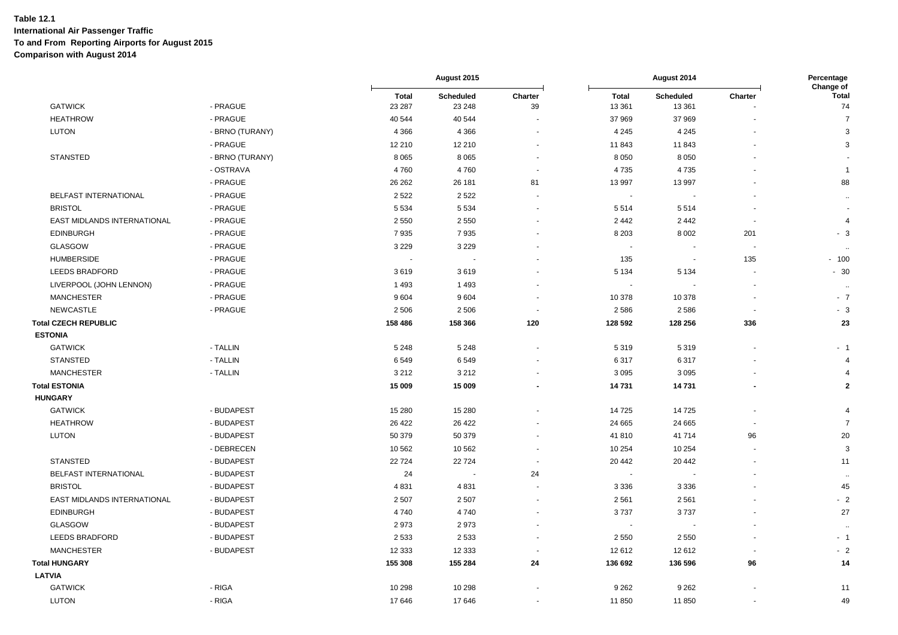**Table 12.1**
**International Air Passenger Traffic**
**To and From Reporting Airports for August 2015**
**Comparison with August 2014**

| | | August 2015 | | | August 2014 | | | Percentage Change of |
|---|---|---|---|---|---|---|---|---|
| | | Total | Scheduled | Charter | Total | Scheduled | Charter | Total |
| GATWICK | - PRAGUE | 23 287 | 23 248 | 39 | 13 361 | 13 361 | - | 74 |
| HEATHROW | - PRAGUE | 40 544 | 40 544 | - | 37 969 | 37 969 | - | 7 |
| LUTON | - BRNO (TURANY) | 4 366 | 4 366 | - | 4 245 | 4 245 | - | 3 |
| | - PRAGUE | 12 210 | 12 210 | - | 11 843 | 11 843 | - | 3 |
| STANSTED | - BRNO (TURANY) | 8 065 | 8 065 | - | 8 050 | 8 050 | - | - |
| | - OSTRAVA | 4 760 | 4 760 | - | 4 735 | 4 735 | - | 1 |
| | - PRAGUE | 26 262 | 26 181 | 81 | 13 997 | 13 997 | - | 88 |
| BELFAST INTERNATIONAL | - PRAGUE | 2 522 | 2 522 | - | - | - | - | .. |
| BRISTOL | - PRAGUE | 5 534 | 5 534 | - | 5 514 | 5 514 | - | - |
| EAST MIDLANDS INTERNATIONAL | - PRAGUE | 2 550 | 2 550 | - | 2 442 | 2 442 | - | 4 |
| EDINBURGH | - PRAGUE | 7 935 | 7 935 | - | 8 203 | 8 002 | 201 | - 3 |
| GLASGOW | - PRAGUE | 3 229 | 3 229 | - | - | - | - | .. |
| HUMBERSIDE | - PRAGUE | - | - | - | 135 | - | 135 | - 100 |
| LEEDS BRADFORD | - PRAGUE | 3 619 | 3 619 | - | 5 134 | 5 134 | - | - 30 |
| LIVERPOOL (JOHN LENNON) | - PRAGUE | 1 493 | 1 493 | - | - | - | - | .. |
| MANCHESTER | - PRAGUE | 9 604 | 9 604 | - | 10 378 | 10 378 | - | - 7 |
| NEWCASTLE | - PRAGUE | 2 506 | 2 506 | - | 2 586 | 2 586 | - | - 3 |
| **Total CZECH REPUBLIC** | | **158 486** | **158 366** | **120** | **128 592** | **128 256** | **336** | **23** |
| **ESTONIA** | | | | | | | | |
| GATWICK | - TALLIN | 5 248 | 5 248 | - | 5 319 | 5 319 | - | - 1 |
| STANSTED | - TALLIN | 6 549 | 6 549 | - | 6 317 | 6 317 | - | 4 |
| MANCHESTER | - TALLIN | 3 212 | 3 212 | - | 3 095 | 3 095 | - | 4 |
| **Total ESTONIA** | | **15 009** | **15 009** | **-** | **14 731** | **14 731** | **-** | **2** |
| **HUNGARY** | | | | | | | | |
| GATWICK | - BUDAPEST | 15 280 | 15 280 | - | 14 725 | 14 725 | - | 4 |
| HEATHROW | - BUDAPEST | 26 422 | 26 422 | - | 24 665 | 24 665 | - | 7 |
| LUTON | - BUDAPEST | 50 379 | 50 379 | - | 41 810 | 41 714 | 96 | 20 |
| | - DEBRECEN | 10 562 | 10 562 | - | 10 254 | 10 254 | - | 3 |
| STANSTED | - BUDAPEST | 22 724 | 22 724 | - | 20 442 | 20 442 | - | 11 |
| BELFAST INTERNATIONAL | - BUDAPEST | 24 | - | 24 | - | - | - | .. |
| BRISTOL | - BUDAPEST | 4 831 | 4 831 | - | 3 336 | 3 336 | - | 45 |
| EAST MIDLANDS INTERNATIONAL | - BUDAPEST | 2 507 | 2 507 | - | 2 561 | 2 561 | - | - 2 |
| EDINBURGH | - BUDAPEST | 4 740 | 4 740 | - | 3 737 | 3 737 | - | 27 |
| GLASGOW | - BUDAPEST | 2 973 | 2 973 | - | - | - | - | .. |
| LEEDS BRADFORD | - BUDAPEST | 2 533 | 2 533 | - | 2 550 | 2 550 | - | - 1 |
| MANCHESTER | - BUDAPEST | 12 333 | 12 333 | - | 12 612 | 12 612 | - | - 2 |
| **Total HUNGARY** | | **155 308** | **155 284** | **24** | **136 692** | **136 596** | **96** | **14** |
| **LATVIA** | | | | | | | | |
| GATWICK | - RIGA | 10 298 | 10 298 | - | 9 262 | 9 262 | - | 11 |
| LUTON | - RIGA | 17 646 | 17 646 | - | 11 850 | 11 850 | - | 49 |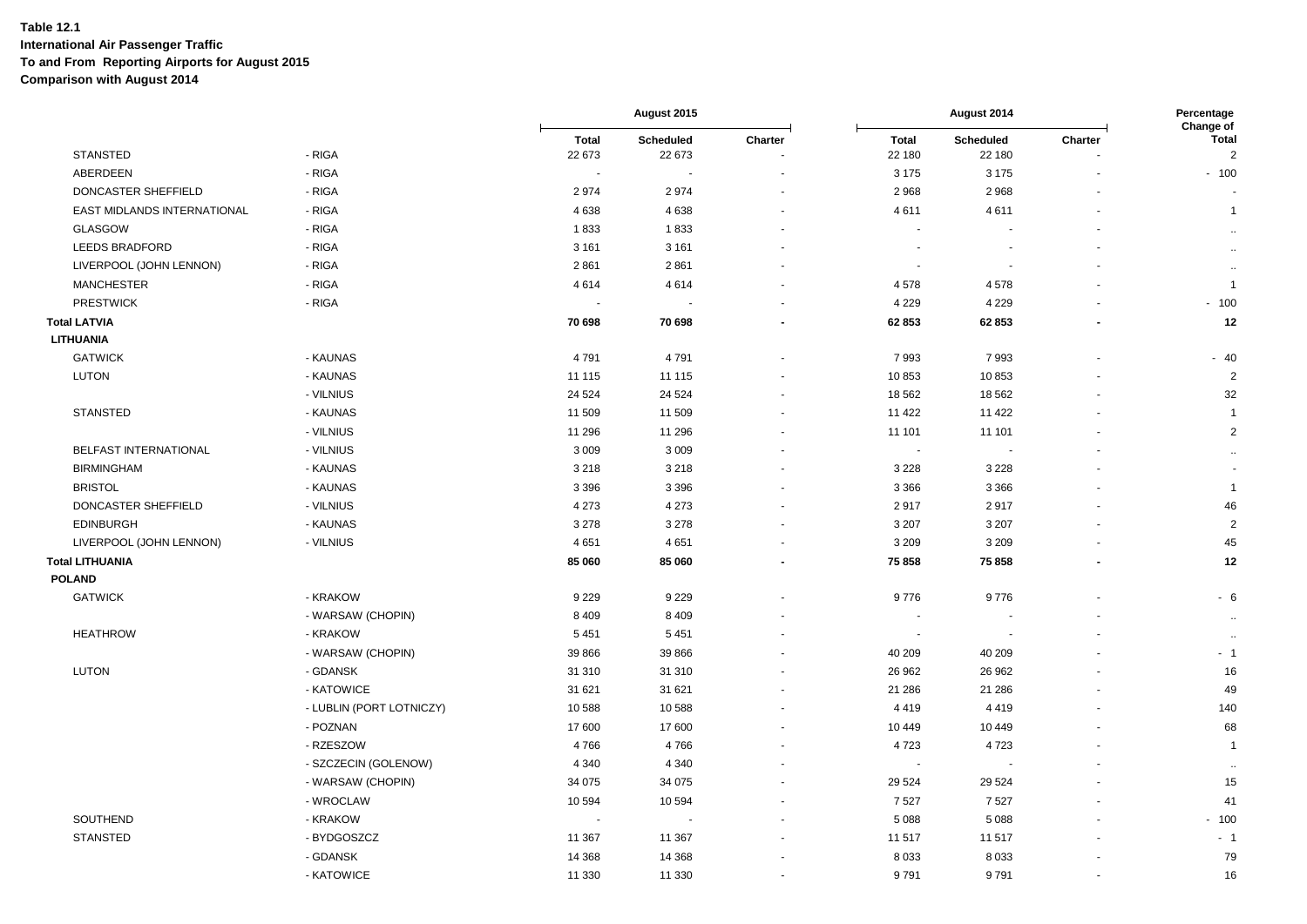**Table 12.1**
**International Air Passenger Traffic**
**To and From Reporting Airports for August 2015**
**Comparison with August 2014**

| | | August 2015 | | | August 2014 | | | Percentage Change of |
|---|---|---|---|---|---|---|---|---|
| | | **Total** | **Scheduled** | **Charter** | **Total** | **Scheduled** | **Charter** | **Total** |
| STANSTED | - RIGA | 22 673 | 22 673 | - | 22 180 | 22 180 | - | 2 |
| ABERDEEN | - RIGA | - | - | - | 3 175 | 3 175 | - | - 100 |
| DONCASTER SHEFFIELD | - RIGA | 2 974 | 2 974 | - | 2 968 | 2 968 | - | - |
| EAST MIDLANDS INTERNATIONAL | - RIGA | 4 638 | 4 638 | - | 4 611 | 4 611 | - | 1 |
| GLASGOW | - RIGA | 1 833 | 1 833 | - | - | - | - | .. |
| LEEDS BRADFORD | - RIGA | 3 161 | 3 161 | - | - | - | - | .. |
| LIVERPOOL (JOHN LENNON) | - RIGA | 2 861 | 2 861 | - | - | - | - | .. |
| MANCHESTER | - RIGA | 4 614 | 4 614 | - | 4 578 | 4 578 | - | 1 |
| PRESTWICK | - RIGA | - | - | - | 4 229 | 4 229 | - | - 100 |
| **Total LATVIA** | | **70 698** | **70 698** | **-** | **62 853** | **62 853** | **-** | **12** |
| **LITHUANIA** | | | | | | | | |
| GATWICK | - KAUNAS | 4 791 | 4 791 | - | 7 993 | 7 993 | - | - 40 |
| LUTON | - KAUNAS | 11 115 | 11 115 | - | 10 853 | 10 853 | - | 2 |
| | - VILNIUS | 24 524 | 24 524 | - | 18 562 | 18 562 | - | 32 |
| STANSTED | - KAUNAS | 11 509 | 11 509 | - | 11 422 | 11 422 | - | 1 |
| | - VILNIUS | 11 296 | 11 296 | - | 11 101 | 11 101 | - | 2 |
| BELFAST INTERNATIONAL | - VILNIUS | 3 009 | 3 009 | - | - | - | - | .. |
| BIRMINGHAM | - KAUNAS | 3 218 | 3 218 | - | 3 228 | 3 228 | - | - |
| BRISTOL | - KAUNAS | 3 396 | 3 396 | - | 3 366 | 3 366 | - | 1 |
| DONCASTER SHEFFIELD | - VILNIUS | 4 273 | 4 273 | - | 2 917 | 2 917 | - | 46 |
| EDINBURGH | - KAUNAS | 3 278 | 3 278 | - | 3 207 | 3 207 | - | 2 |
| LIVERPOOL (JOHN LENNON) | - VILNIUS | 4 651 | 4 651 | - | 3 209 | 3 209 | - | 45 |
| **Total LITHUANIA** | | **85 060** | **85 060** | **-** | **75 858** | **75 858** | **-** | **12** |
| **POLAND** | | | | | | | | |
| GATWICK | - KRAKOW | 9 229 | 9 229 | - | 9 776 | 9 776 | - | - 6 |
| | - WARSAW (CHOPIN) | 8 409 | 8 409 | - | - | - | - | .. |
| HEATHROW | - KRAKOW | 5 451 | 5 451 | - | - | - | - | .. |
| | - WARSAW (CHOPIN) | 39 866 | 39 866 | - | 40 209 | 40 209 | - | - 1 |
| LUTON | - GDANSK | 31 310 | 31 310 | - | 26 962 | 26 962 | - | 16 |
| | - KATOWICE | 31 621 | 31 621 | - | 21 286 | 21 286 | - | 49 |
| | - LUBLIN (PORT LOTNICZY) | 10 588 | 10 588 | - | 4 419 | 4 419 | - | 140 |
| | - POZNAN | 17 600 | 17 600 | - | 10 449 | 10 449 | - | 68 |
| | - RZESZOW | 4 766 | 4 766 | - | 4 723 | 4 723 | - | 1 |
| | - SZCZECIN (GOLENOW) | 4 340 | 4 340 | - | - | - | - | .. |
| | - WARSAW (CHOPIN) | 34 075 | 34 075 | - | 29 524 | 29 524 | - | 15 |
| | - WROCLAW | 10 594 | 10 594 | - | 7 527 | 7 527 | - | 41 |
| SOUTHEND | - KRAKOW | - | - | - | 5 088 | 5 088 | - | - 100 |
| STANSTED | - BYDGOSZCZ | 11 367 | 11 367 | - | 11 517 | 11 517 | - | - 1 |
| | - GDANSK | 14 368 | 14 368 | - | 8 033 | 8 033 | - | 79 |
| | - KATOWICE | 11 330 | 11 330 | - | 9 791 | 9 791 | - | 16 |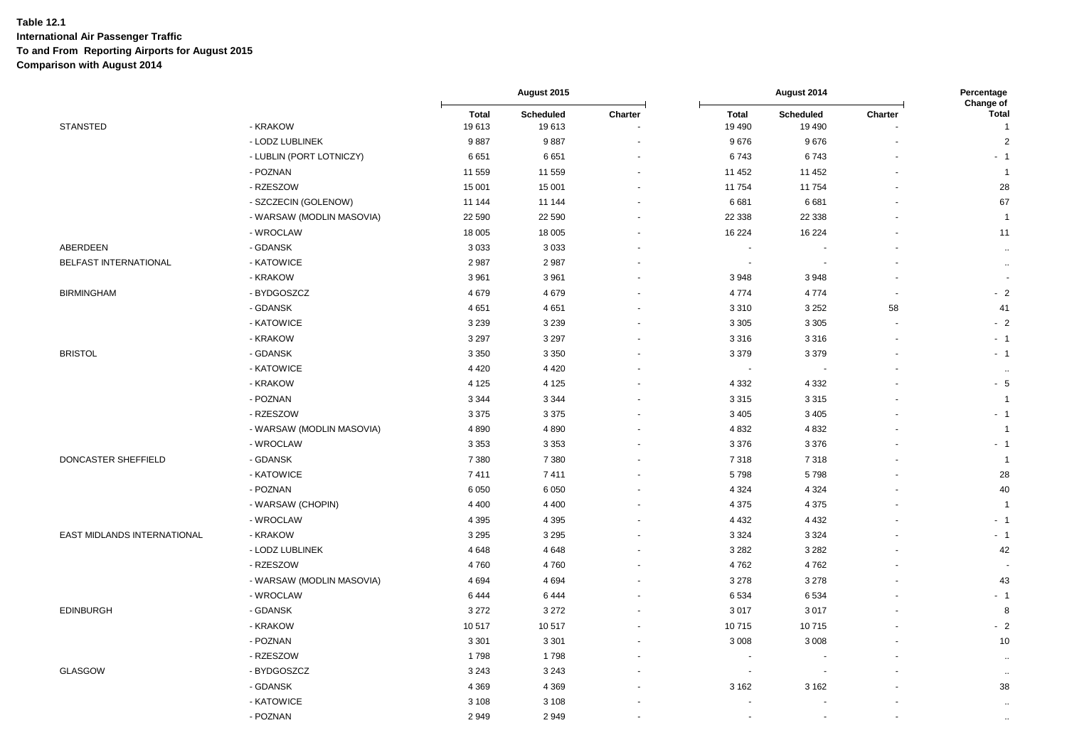**Table 12.1**
**International Air Passenger Traffic**
**To and From Reporting Airports for August 2015**
**Comparison with August 2014**

| | | August 2015 | | | August 2014 | | | Percentage Change of |
|---|---|---|---|---|---|---|---|---|
| | | Total | Scheduled | Charter | Total | Scheduled | Charter | Total |
| STANSTED | - KRAKOW | 19 613 | 19 613 | - | 19 490 | 19 490 | - | 1 |
| | - LODZ LUBLINEK | 9 887 | 9 887 | - | 9 676 | 9 676 | - | 2 |
| | - LUBLIN (PORT LOTNICZY) | 6 651 | 6 651 | - | 6 743 | 6 743 | - | - 1 |
| | - POZNAN | 11 559 | 11 559 | - | 11 452 | 11 452 | - | 1 |
| | - RZESZOW | 15 001 | 15 001 | - | 11 754 | 11 754 | - | 28 |
| | - SZCZECIN (GOLENOW) | 11 144 | 11 144 | - | 6 681 | 6 681 | - | 67 |
| | - WARSAW (MODLIN MASOVIA) | 22 590 | 22 590 | - | 22 338 | 22 338 | - | 1 |
| | - WROCLAW | 18 005 | 18 005 | - | 16 224 | 16 224 | - | 11 |
| ABERDEEN | - GDANSK | 3 033 | 3 033 | - | - | - | - | .. |
| BELFAST INTERNATIONAL | - KATOWICE | 2 987 | 2 987 | - | - | - | - | .. |
| | - KRAKOW | 3 961 | 3 961 | - | 3 948 | 3 948 | - | - |
| BIRMINGHAM | - BYDGOSZCZ | 4 679 | 4 679 | - | 4 774 | 4 774 | - | - 2 |
| | - GDANSK | 4 651 | 4 651 | - | 3 310 | 3 252 | 58 | 41 |
| | - KATOWICE | 3 239 | 3 239 | - | 3 305 | 3 305 | - | - 2 |
| | - KRAKOW | 3 297 | 3 297 | - | 3 316 | 3 316 | - | - 1 |
| BRISTOL | - GDANSK | 3 350 | 3 350 | - | 3 379 | 3 379 | - | - 1 |
| | - KATOWICE | 4 420 | 4 420 | - | - | - | - | .. |
| | - KRAKOW | 4 125 | 4 125 | - | 4 332 | 4 332 | - | - 5 |
| | - POZNAN | 3 344 | 3 344 | - | 3 315 | 3 315 | - | 1 |
| | - RZESZOW | 3 375 | 3 375 | - | 3 405 | 3 405 | - | - 1 |
| | - WARSAW (MODLIN MASOVIA) | 4 890 | 4 890 | - | 4 832 | 4 832 | - | 1 |
| | - WROCLAW | 3 353 | 3 353 | - | 3 376 | 3 376 | - | - 1 |
| DONCASTER SHEFFIELD | - GDANSK | 7 380 | 7 380 | - | 7 318 | 7 318 | - | 1 |
| | - KATOWICE | 7 411 | 7 411 | - | 5 798 | 5 798 | - | 28 |
| | - POZNAN | 6 050 | 6 050 | - | 4 324 | 4 324 | - | 40 |
| | - WARSAW (CHOPIN) | 4 400 | 4 400 | - | 4 375 | 4 375 | - | 1 |
| | - WROCLAW | 4 395 | 4 395 | - | 4 432 | 4 432 | - | - 1 |
| EAST MIDLANDS INTERNATIONAL | - KRAKOW | 3 295 | 3 295 | - | 3 324 | 3 324 | - | - 1 |
| | - LODZ LUBLINEK | 4 648 | 4 648 | - | 3 282 | 3 282 | - | 42 |
| | - RZESZOW | 4 760 | 4 760 | - | 4 762 | 4 762 | - | - |
| | - WARSAW (MODLIN MASOVIA) | 4 694 | 4 694 | - | 3 278 | 3 278 | - | 43 |
| | - WROCLAW | 6 444 | 6 444 | - | 6 534 | 6 534 | - | - 1 |
| EDINBURGH | - GDANSK | 3 272 | 3 272 | - | 3 017 | 3 017 | - | 8 |
| | - KRAKOW | 10 517 | 10 517 | - | 10 715 | 10 715 | - | - 2 |
| | - POZNAN | 3 301 | 3 301 | - | 3 008 | 3 008 | - | 10 |
| | - RZESZOW | 1 798 | 1 798 | - | - | - | - | .. |
| GLASGOW | - BYDGOSZCZ | 3 243 | 3 243 | - | - | - | - | .. |
| | - GDANSK | 4 369 | 4 369 | - | 3 162 | 3 162 | - | 38 |
| | - KATOWICE | 3 108 | 3 108 | - | - | - | - | .. |
| | - POZNAN | 2 949 | 2 949 | - | - | - | - | .. |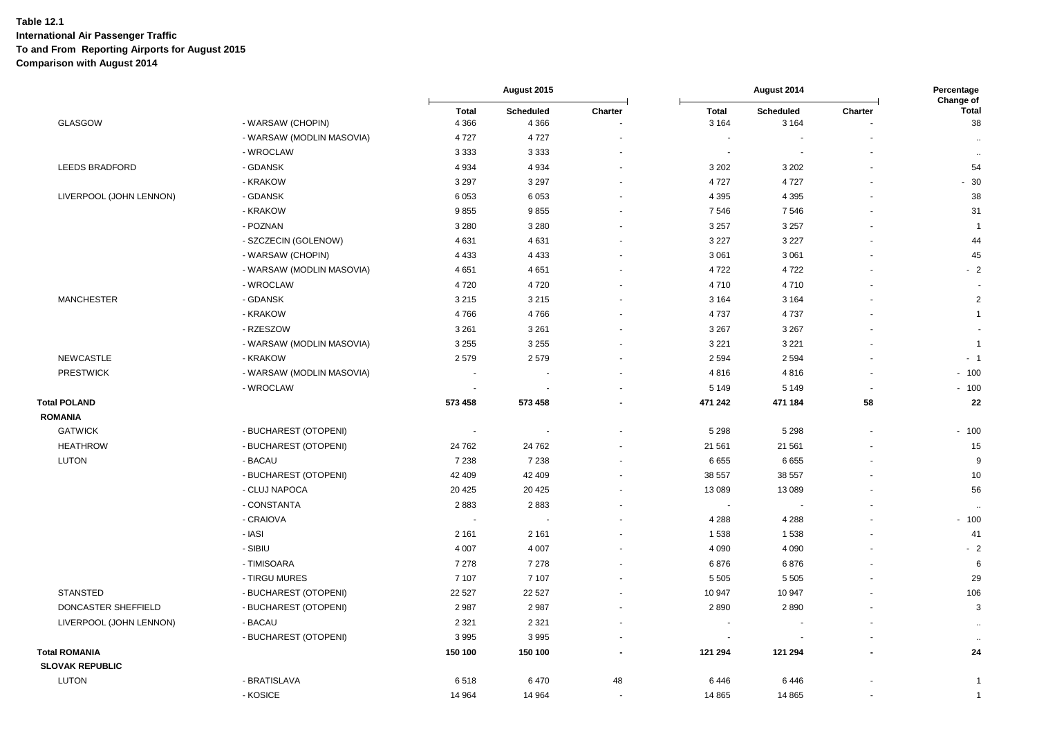**Table 12.1**
**International Air Passenger Traffic**
**To and From Reporting Airports for August 2015**
**Comparison with August 2014**

| | | August 2015 | | | August 2014 | | | Percentage Change of |
|---|---|---|---|---|---|---|---|---|
| | | Total | Scheduled | Charter | Total | Scheduled | Charter | Total |
| GLASGOW | - WARSAW (CHOPIN) | 4 366 | 4 366 | - | 3 164 | 3 164 | - | 38 |
| | - WARSAW (MODLIN MASOVIA) | 4 727 | 4 727 | - | - | - | - | .. |
| | - WROCLAW | 3 333 | 3 333 | - | - | - | - | .. |
| LEEDS BRADFORD | - GDANSK | 4 934 | 4 934 | - | 3 202 | 3 202 | - | 54 |
| | - KRAKOW | 3 297 | 3 297 | - | 4 727 | 4 727 | - | - 30 |
| LIVERPOOL (JOHN LENNON) | - GDANSK | 6 053 | 6 053 | - | 4 395 | 4 395 | - | 38 |
| | - KRAKOW | 9 855 | 9 855 | - | 7 546 | 7 546 | - | 31 |
| | - POZNAN | 3 280 | 3 280 | - | 3 257 | 3 257 | - | 1 |
| | - SZCZECIN (GOLENOW) | 4 631 | 4 631 | - | 3 227 | 3 227 | - | 44 |
| | - WARSAW (CHOPIN) | 4 433 | 4 433 | - | 3 061 | 3 061 | - | 45 |
| | - WARSAW (MODLIN MASOVIA) | 4 651 | 4 651 | - | 4 722 | 4 722 | - | - 2 |
| | - WROCLAW | 4 720 | 4 720 | - | 4 710 | 4 710 | - | - |
| MANCHESTER | - GDANSK | 3 215 | 3 215 | - | 3 164 | 3 164 | - | 2 |
| | - KRAKOW | 4 766 | 4 766 | - | 4 737 | 4 737 | - | 1 |
| | - RZESZOW | 3 261 | 3 261 | - | 3 267 | 3 267 | - | - |
| | - WARSAW (MODLIN MASOVIA) | 3 255 | 3 255 | - | 3 221 | 3 221 | - | 1 |
| NEWCASTLE | - KRAKOW | 2 579 | 2 579 | - | 2 594 | 2 594 | - | - 1 |
| PRESTWICK | - WARSAW (MODLIN MASOVIA) | - | - | - | 4 816 | 4 816 | - | - 100 |
| | - WROCLAW | - | - | - | 5 149 | 5 149 | - | - 100 |
| **Total POLAND** | | **573 458** | **573 458** | **-** | **471 242** | **471 184** | **58** | **22** |
| **ROMANIA** | | | | | | | | |
| GATWICK | - BUCHAREST (OTOPENI) | - | - | - | 5 298 | 5 298 | - | - 100 |
| HEATHROW | - BUCHAREST (OTOPENI) | 24 762 | 24 762 | - | 21 561 | 21 561 | - | 15 |
| LUTON | - BACAU | 7 238 | 7 238 | - | 6 655 | 6 655 | - | 9 |
| | - BUCHAREST (OTOPENI) | 42 409 | 42 409 | - | 38 557 | 38 557 | - | 10 |
| | - CLUJ NAPOCA | 20 425 | 20 425 | - | 13 089 | 13 089 | - | 56 |
| | - CONSTANTA | 2 883 | 2 883 | - | - | - | - | .. |
| | - CRAIOVA | - | - | - | 4 288 | 4 288 | - | - 100 |
| | - IASI | 2 161 | 2 161 | - | 1 538 | 1 538 | - | 41 |
| | - SIBIU | 4 007 | 4 007 | - | 4 090 | 4 090 | - | - 2 |
| | - TIMISOARA | 7 278 | 7 278 | - | 6 876 | 6 876 | - | 6 |
| | - TIRGU MURES | 7 107 | 7 107 | - | 5 505 | 5 505 | - | 29 |
| STANSTED | - BUCHAREST (OTOPENI) | 22 527 | 22 527 | - | 10 947 | 10 947 | - | 106 |
| DONCASTER SHEFFIELD | - BUCHAREST (OTOPENI) | 2 987 | 2 987 | - | 2 890 | 2 890 | - | 3 |
| LIVERPOOL (JOHN LENNON) | - BACAU | 2 321 | 2 321 | - | - | - | - | .. |
| | - BUCHAREST (OTOPENI) | 3 995 | 3 995 | - | - | - | - | .. |
| **Total ROMANIA** | | **150 100** | **150 100** | **-** | **121 294** | **121 294** | **-** | **24** |
| **SLOVAK REPUBLIC** | | | | | | | | |
| LUTON | - BRATISLAVA | 6 518 | 6 470 | 48 | 6 446 | 6 446 | - | 1 |
| | - KOSICE | 14 964 | 14 964 | - | 14 865 | 14 865 | - | 1 |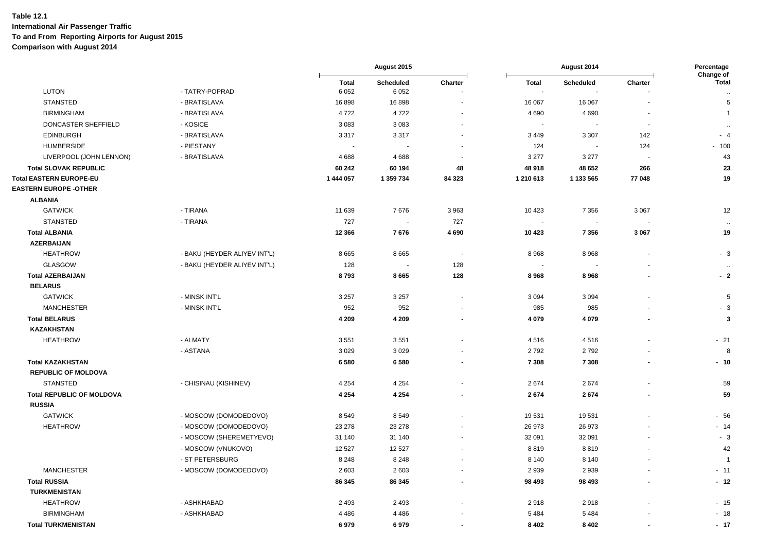**Table 12.1**
**International Air Passenger Traffic**
**To and From Reporting Airports for August 2015**
**Comparison with August 2014**

| | | August 2015 | | | August 2014 | | | Percentage Change of |
|---|---|---|---|---|---|---|---|---|
| | | Total | Scheduled | Charter | Total | Scheduled | Charter | Total |
| LUTON | - TATRY-POPRAD | 6 052 | 6 052 | - | - | - | - | .. |
| STANSTED | - BRATISLAVA | 16 898 | 16 898 | - | 16 067 | 16 067 | - | 5 |
| BIRMINGHAM | - BRATISLAVA | 4 722 | 4 722 | - | 4 690 | 4 690 | - | 1 |
| DONCASTER SHEFFIELD | - KOSICE | 3 083 | 3 083 | - | - | - | - | .. |
| EDINBURGH | - BRATISLAVA | 3 317 | 3 317 | - | 3 449 | 3 307 | 142 | - 4 |
| HUMBERSIDE | - PIESTANY | - | - | - | 124 | - | 124 | - 100 |
| LIVERPOOL (JOHN LENNON) | - BRATISLAVA | 4 688 | 4 688 | - | 3 277 | 3 277 | - | 43 |
| **Total SLOVAK REPUBLIC** | | **60 242** | **60 194** | **48** | **48 918** | **48 652** | **266** | **23** |
| **Total EASTERN EUROPE-EU** | | **1 444 057** | **1 359 734** | **84 323** | **1 210 613** | **1 133 565** | **77 048** | **19** |
| **EASTERN EUROPE -OTHER** | | | | | | | | |
| **ALBANIA** | | | | | | | | |
| GATWICK | - TIRANA | 11 639 | 7 676 | 3 963 | 10 423 | 7 356 | 3 067 | 12 |
| STANSTED | - TIRANA | 727 | - | 727 | - | - | - | .. |
| **Total ALBANIA** | | **12 366** | **7 676** | **4 690** | **10 423** | **7 356** | **3 067** | **19** |
| **AZERBAIJAN** | | | | | | | | |
| HEATHROW | - BAKU (HEYDER ALIYEV INT'L) | 8 665 | 8 665 | - | 8 968 | 8 968 | - | - 3 |
| GLASGOW | - BAKU (HEYDER ALIYEV INT'L) | 128 | - | 128 | - | - | - | .. |
| **Total AZERBAIJAN** | | **8 793** | **8 665** | **128** | **8 968** | **8 968** | **-** | **- 2** |
| **BELARUS** | | | | | | | | |
| GATWICK | - MINSK INT'L | 3 257 | 3 257 | - | 3 094 | 3 094 | - | 5 |
| MANCHESTER | - MINSK INT'L | 952 | 952 | - | 985 | 985 | - | - 3 |
| **Total BELARUS** | | **4 209** | **4 209** | **-** | **4 079** | **4 079** | **-** | **3** |
| **KAZAKHSTAN** | | | | | | | | |
| HEATHROW | - ALMATY | 3 551 | 3 551 | - | 4 516 | 4 516 | - | - 21 |
| | - ASTANA | 3 029 | 3 029 | - | 2 792 | 2 792 | - | 8 |
| **Total KAZAKHSTAN** | | **6 580** | **6 580** | **-** | **7 308** | **7 308** | **-** | **- 10** |
| **REPUBLIC OF MOLDOVA** | | | | | | | | |
| STANSTED | - CHISINAU (KISHINEV) | 4 254 | 4 254 | - | 2 674 | 2 674 | - | 59 |
| **Total REPUBLIC OF MOLDOVA** | | **4 254** | **4 254** | **-** | **2 674** | **2 674** | **-** | **59** |
| **RUSSIA** | | | | | | | | |
| GATWICK | - MOSCOW (DOMODEDOVO) | 8 549 | 8 549 | - | 19 531 | 19 531 | - | - 56 |
| HEATHROW | - MOSCOW (DOMODEDOVO) | 23 278 | 23 278 | - | 26 973 | 26 973 | - | - 14 |
| | - MOSCOW (SHEREMETYEVO) | 31 140 | 31 140 | - | 32 091 | 32 091 | - | - 3 |
| | - MOSCOW (VNUKOVO) | 12 527 | 12 527 | - | 8 819 | 8 819 | - | 42 |
| | - ST PETERSBURG | 8 248 | 8 248 | - | 8 140 | 8 140 | - | 1 |
| MANCHESTER | - MOSCOW (DOMODEDOVO) | 2 603 | 2 603 | - | 2 939 | 2 939 | - | - 11 |
| **Total RUSSIA** | | **86 345** | **86 345** | **-** | **98 493** | **98 493** | **-** | **- 12** |
| **TURKMENISTAN** | | | | | | | | |
| HEATHROW | - ASHKHABAD | 2 493 | 2 493 | - | 2 918 | 2 918 | - | - 15 |
| BIRMINGHAM | - ASHKHABAD | 4 486 | 4 486 | - | 5 484 | 5 484 | - | - 18 |
| **Total TURKMENISTAN** | | **6 979** | **6 979** | **-** | **8 402** | **8 402** | **-** | **- 17** |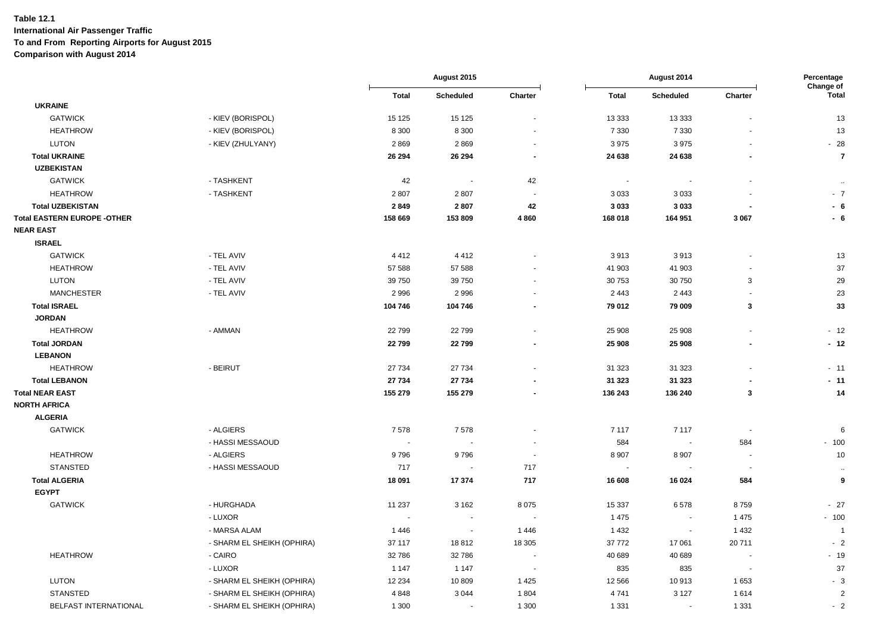**Table 12.1**
**International Air Passenger Traffic**
**To and From Reporting Airports for August 2015**
**Comparison with August 2014**

| | | August 2015 | | | August 2014 | | | Percentage Change of |
|---|---|---|---|---|---|---|---|---|
| | | Total | Scheduled | Charter | Total | Scheduled | Charter | Total |
| **UKRAINE** | | | | | | | | |
| GATWICK | - KIEV (BORISPOL) | 15 125 | 15 125 | - | 13 333 | 13 333 | - | 13 |
| HEATHROW | - KIEV (BORISPOL) | 8 300 | 8 300 | - | 7 330 | 7 330 | - | 13 |
| LUTON | - KIEV (ZHULYANY) | 2 869 | 2 869 | - | 3 975 | 3 975 | - | - 28 |
| **Total UKRAINE** | | **26 294** | **26 294** | **-** | **24 638** | **24 638** | **-** | **7** |
| **UZBEKISTAN** | | | | | | | | |
| GATWICK | - TASHKENT | 42 | - | 42 | - | - | - | .. |
| HEATHROW | - TASHKENT | 2 807 | 2 807 | - | 3 033 | 3 033 | - | - 7 |
| **Total UZBEKISTAN** | | **2 849** | **2 807** | **42** | **3 033** | **3 033** | **-** | **- 6** |
| **Total EASTERN EUROPE -OTHER** | | **158 669** | **153 809** | **4 860** | **168 018** | **164 951** | **3 067** | **- 6** |
| **NEAR EAST** | | | | | | | | |
| **ISRAEL** | | | | | | | | |
| GATWICK | - TEL AVIV | 4 412 | 4 412 | - | 3 913 | 3 913 | - | 13 |
| HEATHROW | - TEL AVIV | 57 588 | 57 588 | - | 41 903 | 41 903 | - | 37 |
| LUTON | - TEL AVIV | 39 750 | 39 750 | - | 30 753 | 30 750 | 3 | 29 |
| MANCHESTER | - TEL AVIV | 2 996 | 2 996 | - | 2 443 | 2 443 | - | 23 |
| **Total ISRAEL** | | **104 746** | **104 746** | **-** | **79 012** | **79 009** | **3** | **33** |
| **JORDAN** | | | | | | | | |
| HEATHROW | - AMMAN | 22 799 | 22 799 | - | 25 908 | 25 908 | - | - 12 |
| **Total JORDAN** | | **22 799** | **22 799** | **-** | **25 908** | **25 908** | **-** | **- 12** |
| **LEBANON** | | | | | | | | |
| HEATHROW | - BEIRUT | 27 734 | 27 734 | - | 31 323 | 31 323 | - | - 11 |
| **Total LEBANON** | | **27 734** | **27 734** | **-** | **31 323** | **31 323** | **-** | **- 11** |
| **Total NEAR EAST** | | **155 279** | **155 279** | **-** | **136 243** | **136 240** | **3** | **14** |
| **NORTH AFRICA** | | | | | | | | |
| **ALGERIA** | | | | | | | | |
| GATWICK | - ALGIERS | 7 578 | 7 578 | - | 7 117 | 7 117 | - | 6 |
| | - HASSI MESSAOUD | - | - | - | 584 | - | 584 | - 100 |
| HEATHROW | - ALGIERS | 9 796 | 9 796 | - | 8 907 | 8 907 | - | 10 |
| STANSTED | - HASSI MESSAOUD | 717 | - | 717 | - | - | - | .. |
| **Total ALGERIA** | | **18 091** | **17 374** | **717** | **16 608** | **16 024** | **584** | **9** |
| **EGYPT** | | | | | | | | |
| GATWICK | - HURGHADA | 11 237 | 3 162 | 8 075 | 15 337 | 6 578 | 8 759 | - 27 |
| | - LUXOR | - | - | - | 1 475 | - | 1 475 | - 100 |
| | - MARSA ALAM | 1 446 | - | 1 446 | 1 432 | - | 1 432 | 1 |
| | - SHARM EL SHEIKH (OPHIRA) | 37 117 | 18 812 | 18 305 | 37 772 | 17 061 | 20 711 | - 2 |
| HEATHROW | - CAIRO | 32 786 | 32 786 | - | 40 689 | 40 689 | - | - 19 |
| | - LUXOR | 1 147 | 1 147 | - | 835 | 835 | - | 37 |
| LUTON | - SHARM EL SHEIKH (OPHIRA) | 12 234 | 10 809 | 1 425 | 12 566 | 10 913 | 1 653 | - 3 |
| STANSTED | - SHARM EL SHEIKH (OPHIRA) | 4 848 | 3 044 | 1 804 | 4 741 | 3 127 | 1 614 | 2 |
| BELFAST INTERNATIONAL | - SHARM EL SHEIKH (OPHIRA) | 1 300 | - | 1 300 | 1 331 | - | 1 331 | - 2 |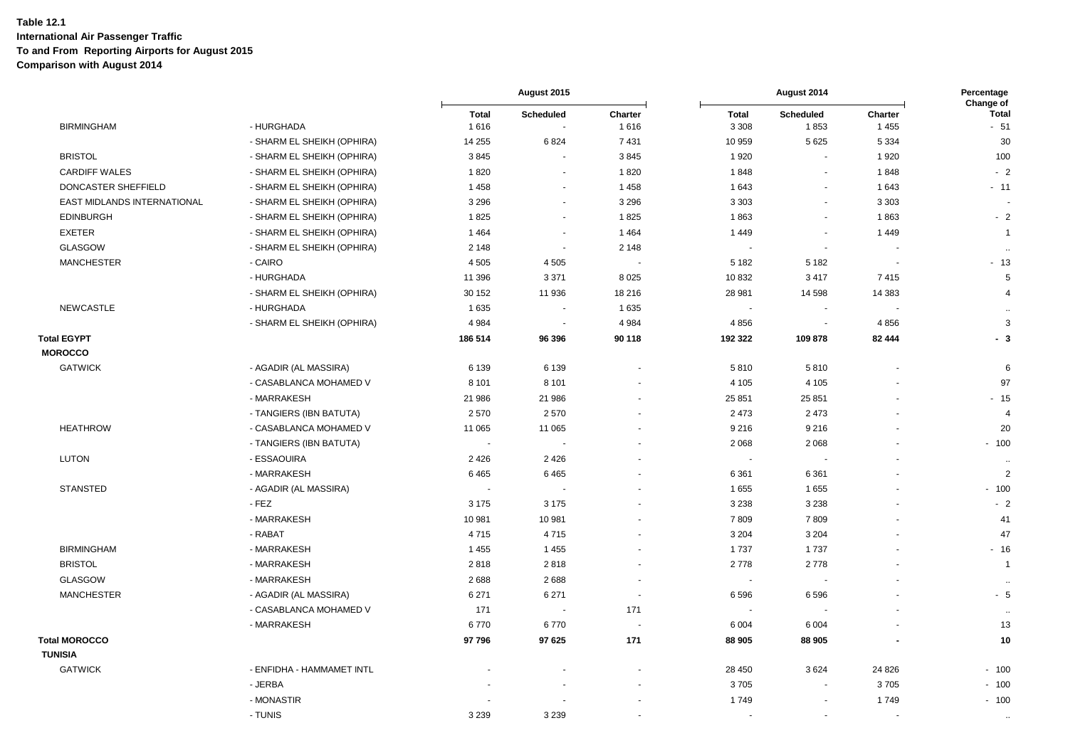**Table 12.1**
**International Air Passenger Traffic**
**To and From Reporting Airports for August 2015**
**Comparison with August 2014**

| | | August 2015 | | | August 2014 | | | Percentage Change of |
|---|---|---|---|---|---|---|---|---|
| | | Total | Scheduled | Charter | Total | Scheduled | Charter | Total |
| BIRMINGHAM | - HURGHADA | 1 616 | - | 1 616 | 3 308 | 1 853 | 1 455 | - 51 |
| | - SHARM EL SHEIKH (OPHIRA) | 14 255 | 6 824 | 7 431 | 10 959 | 5 625 | 5 334 | 30 |
| BRISTOL | - SHARM EL SHEIKH (OPHIRA) | 3 845 | - | 3 845 | 1 920 | - | 1 920 | 100 |
| CARDIFF WALES | - SHARM EL SHEIKH (OPHIRA) | 1 820 | - | 1 820 | 1 848 | - | 1 848 | - 2 |
| DONCASTER SHEFFIELD | - SHARM EL SHEIKH (OPHIRA) | 1 458 | - | 1 458 | 1 643 | - | 1 643 | - 11 |
| EAST MIDLANDS INTERNATIONAL | - SHARM EL SHEIKH (OPHIRA) | 3 296 | - | 3 296 | 3 303 | - | 3 303 | - |
| EDINBURGH | - SHARM EL SHEIKH (OPHIRA) | 1 825 | - | 1 825 | 1 863 | - | 1 863 | - 2 |
| EXETER | - SHARM EL SHEIKH (OPHIRA) | 1 464 | - | 1 464 | 1 449 | - | 1 449 | 1 |
| GLASGOW | - SHARM EL SHEIKH (OPHIRA) | 2 148 | - | 2 148 | - | - | - | .. |
| MANCHESTER | - CAIRO | 4 505 | 4 505 | - | 5 182 | 5 182 | - | - 13 |
| | - HURGHADA | 11 396 | 3 371 | 8 025 | 10 832 | 3 417 | 7 415 | 5 |
| | - SHARM EL SHEIKH (OPHIRA) | 30 152 | 11 936 | 18 216 | 28 981 | 14 598 | 14 383 | 4 |
| NEWCASTLE | - HURGHADA | 1 635 | - | 1 635 | - | - | - | .. |
| | - SHARM EL SHEIKH (OPHIRA) | 4 984 | - | 4 984 | 4 856 | - | 4 856 | 3 |
| **Total EGYPT** | | **186 514** | **96 396** | **90 118** | **192 322** | **109 878** | **82 444** | **- 3** |
| **MOROCCO** | | | | | | | | |
| GATWICK | - AGADIR (AL MASSIRA) | 6 139 | 6 139 | - | 5 810 | 5 810 | - | 6 |
| | - CASABLANCA MOHAMED V | 8 101 | 8 101 | - | 4 105 | 4 105 | - | 97 |
| | - MARRAKESH | 21 986 | 21 986 | - | 25 851 | 25 851 | - | - 15 |
| | - TANGIERS (IBN BATUTA) | 2 570 | 2 570 | - | 2 473 | 2 473 | - | 4 |
| HEATHROW | - CASABLANCA MOHAMED V | 11 065 | 11 065 | - | 9 216 | 9 216 | - | 20 |
| | - TANGIERS (IBN BATUTA) | - | - | - | 2 068 | 2 068 | - | - 100 |
| LUTON | - ESSAOUIRA | 2 426 | 2 426 | - | - | - | - | .. |
| | - MARRAKESH | 6 465 | 6 465 | - | 6 361 | 6 361 | - | 2 |
| STANSTED | - AGADIR (AL MASSIRA) | - | - | - | 1 655 | 1 655 | - | - 100 |
| | - FEZ | 3 175 | 3 175 | - | 3 238 | 3 238 | - | - 2 |
| | - MARRAKESH | 10 981 | 10 981 | - | 7 809 | 7 809 | - | 41 |
| | - RABAT | 4 715 | 4 715 | - | 3 204 | 3 204 | - | 47 |
| BIRMINGHAM | - MARRAKESH | 1 455 | 1 455 | - | 1 737 | 1 737 | - | - 16 |
| BRISTOL | - MARRAKESH | 2 818 | 2 818 | - | 2 778 | 2 778 | - | 1 |
| GLASGOW | - MARRAKESH | 2 688 | 2 688 | - | - | - | - | .. |
| MANCHESTER | - AGADIR (AL MASSIRA) | 6 271 | 6 271 | - | 6 596 | 6 596 | - | - 5 |
| | - CASABLANCA MOHAMED V | 171 | - | 171 | - | - | - | .. |
| | - MARRAKESH | 6 770 | 6 770 | - | 6 004 | 6 004 | - | 13 |
| **Total MOROCCO** | | **97 796** | **97 625** | **171** | **88 905** | **88 905** | **-** | **10** |
| **TUNISIA** | | | | | | | | |
| GATWICK | - ENFIDHA - HAMMAMET INTL | - | - | - | 28 450 | 3 624 | 24 826 | - 100 |
| | - JERBA | - | - | - | 3 705 | - | 3 705 | - 100 |
| | - MONASTIR | - | - | - | 1 749 | - | 1 749 | - 100 |
| | - TUNIS | 3 239 | 3 239 | - | - | - | - | .. |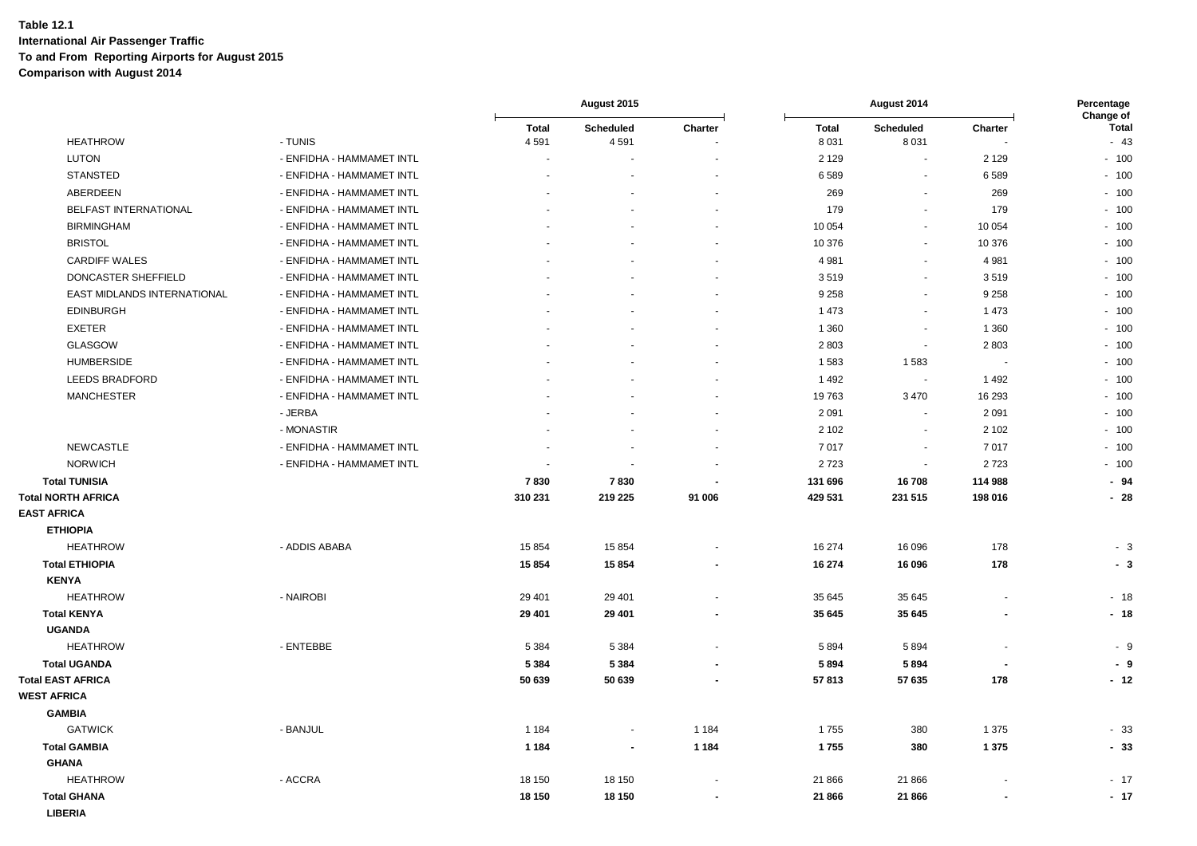**Table 12.1**
**International Air Passenger Traffic**
**To and From Reporting Airports for August 2015**
**Comparison with August 2014**

| | | August 2015 | | | August 2014 | | | Percentage Change of |
|---|---|---|---|---|---|---|---|---|
| | | Total | Scheduled | Charter | Total | Scheduled | Charter | Total |
| HEATHROW | - TUNIS | 4 591 | 4 591 | - | 8 031 | 8 031 | - | - 43 |
| LUTON | - ENFIDHA - HAMMAMET INTL | - | - | - | 2 129 | - | 2 129 | - 100 |
| STANSTED | - ENFIDHA - HAMMAMET INTL | - | - | - | 6 589 | - | 6 589 | - 100 |
| ABERDEEN | - ENFIDHA - HAMMAMET INTL | - | - | - | 269 | - | 269 | - 100 |
| BELFAST INTERNATIONAL | - ENFIDHA - HAMMAMET INTL | - | - | - | 179 | - | 179 | - 100 |
| BIRMINGHAM | - ENFIDHA - HAMMAMET INTL | - | - | - | 10 054 | - | 10 054 | - 100 |
| BRISTOL | - ENFIDHA - HAMMAMET INTL | - | - | - | 10 376 | - | 10 376 | - 100 |
| CARDIFF WALES | - ENFIDHA - HAMMAMET INTL | - | - | - | 4 981 | - | 4 981 | - 100 |
| DONCASTER SHEFFIELD | - ENFIDHA - HAMMAMET INTL | - | - | - | 3 519 | - | 3 519 | - 100 |
| EAST MIDLANDS INTERNATIONAL | - ENFIDHA - HAMMAMET INTL | - | - | - | 9 258 | - | 9 258 | - 100 |
| EDINBURGH | - ENFIDHA - HAMMAMET INTL | - | - | - | 1 473 | - | 1 473 | - 100 |
| EXETER | - ENFIDHA - HAMMAMET INTL | - | - | - | 1 360 | - | 1 360 | - 100 |
| GLASGOW | - ENFIDHA - HAMMAMET INTL | - | - | - | 2 803 | - | 2 803 | - 100 |
| HUMBERSIDE | - ENFIDHA - HAMMAMET INTL | - | - | - | 1 583 | 1 583 | - | - 100 |
| LEEDS BRADFORD | - ENFIDHA - HAMMAMET INTL | - | - | - | 1 492 | - | 1 492 | - 100 |
| MANCHESTER | - ENFIDHA - HAMMAMET INTL | - | - | - | 19 763 | 3 470 | 16 293 | - 100 |
| | - JERBA | - | - | - | 2 091 | - | 2 091 | - 100 |
| | - MONASTIR | - | - | - | 2 102 | - | 2 102 | - 100 |
| NEWCASTLE | - ENFIDHA - HAMMAMET INTL | - | - | - | 7 017 | - | 7 017 | - 100 |
| NORWICH | - ENFIDHA - HAMMAMET INTL | - | - | - | 2 723 | - | 2 723 | - 100 |
| **Total TUNISIA** | | **7 830** | **7 830** | **-** | **131 696** | **16 708** | **114 988** | **- 94** |
| **Total NORTH AFRICA** | | **310 231** | **219 225** | **91 006** | **429 531** | **231 515** | **198 016** | **- 28** |
| **EAST AFRICA** | | | | | | | | |
| **ETHIOPIA** | | | | | | | | |
| HEATHROW | - ADDIS ABABA | 15 854 | 15 854 | - | 16 274 | 16 096 | 178 | - 3 |
| **Total ETHIOPIA** | | **15 854** | **15 854** | **-** | **16 274** | **16 096** | **178** | **- 3** |
| **KENYA** | | | | | | | | |
| HEATHROW | - NAIROBI | 29 401 | 29 401 | - | 35 645 | 35 645 | - | - 18 |
| **Total KENYA** | | **29 401** | **29 401** | **-** | **35 645** | **35 645** | **-** | **- 18** |
| **UGANDA** | | | | | | | | |
| HEATHROW | - ENTEBBE | 5 384 | 5 384 | - | 5 894 | 5 894 | - | - 9 |
| **Total UGANDA** | | **5 384** | **5 384** | **-** | **5 894** | **5 894** | **-** | **- 9** |
| **Total EAST AFRICA** | | **50 639** | **50 639** | **-** | **57 813** | **57 635** | **178** | **- 12** |
| **WEST AFRICA** | | | | | | | | |
| **GAMBIA** | | | | | | | | |
| GATWICK | - BANJUL | 1 184 | - | 1 184 | 1 755 | 380 | 1 375 | - 33 |
| **Total GAMBIA** | | **1 184** | **-** | **1 184** | **1 755** | **380** | **1 375** | **- 33** |
| **GHANA** | | | | | | | | |
| HEATHROW | - ACCRA | 18 150 | 18 150 | - | 21 866 | 21 866 | - | - 17 |
| **Total GHANA** | | **18 150** | **18 150** | **-** | **21 866** | **21 866** | **-** | **- 17** |
| **LIBERIA** | | | | | | | | |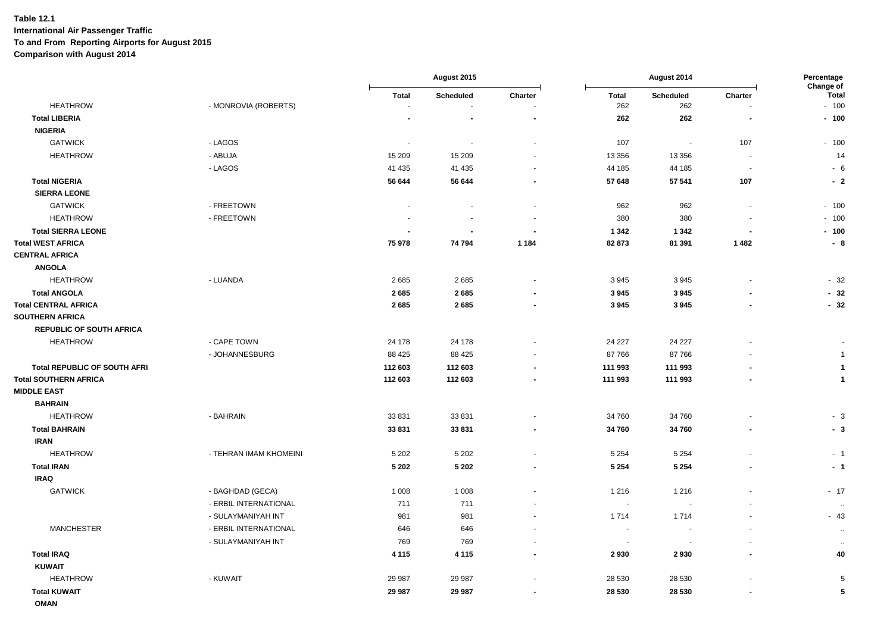**Table 12.1**
**International Air Passenger Traffic**
**To and From Reporting Airports for August 2015**
**Comparison with August 2014**

| | | August 2015 | | | August 2014 | | | Percentage Change of |
|---|---|---|---|---|---|---|---|---|
| | | Total | Scheduled | Charter | Total | Scheduled | Charter | Total |
| HEATHROW | - MONROVIA (ROBERTS) | - | - | - | 262 | 262 | - | - 100 |
| **Total LIBERIA** | | **-** | **-** | **-** | **262** | **262** | **-** | **- 100** |
| **NIGERIA** | | | | | | | | |
| GATWICK | - LAGOS | - | - | - | 107 | - | 107 | - 100 |
| HEATHROW | - ABUJA | 15 209 | 15 209 | - | 13 356 | 13 356 | - | 14 |
| | - LAGOS | 41 435 | 41 435 | - | 44 185 | 44 185 | - | - 6 |
| **Total NIGERIA** | | **56 644** | **56 644** | **-** | **57 648** | **57 541** | **107** | **- 2** |
| **SIERRA LEONE** | | | | | | | | |
| GATWICK | - FREETOWN | - | - | - | 962 | 962 | - | - 100 |
| HEATHROW | - FREETOWN | - | - | - | 380 | 380 | - | - 100 |
| **Total SIERRA LEONE** | | **-** | **-** | **-** | **1 342** | **1 342** | **-** | **- 100** |
| **Total WEST AFRICA** | | **75 978** | **74 794** | **1 184** | **82 873** | **81 391** | **1 482** | **- 8** |
| **CENTRAL AFRICA** | | | | | | | | |
| **ANGOLA** | | | | | | | | |
| HEATHROW | - LUANDA | 2 685 | 2 685 | - | 3 945 | 3 945 | - | - 32 |
| **Total ANGOLA** | | **2 685** | **2 685** | **-** | **3 945** | **3 945** | **-** | **- 32** |
| **Total CENTRAL AFRICA** | | **2 685** | **2 685** | **-** | **3 945** | **3 945** | **-** | **- 32** |
| **SOUTHERN AFRICA** | | | | | | | | |
| **REPUBLIC OF SOUTH AFRICA** | | | | | | | | |
| HEATHROW | - CAPE TOWN | 24 178 | 24 178 | - | 24 227 | 24 227 | - | - |
| | - JOHANNESBURG | 88 425 | 88 425 | - | 87 766 | 87 766 | - | 1 |
| **Total REPUBLIC OF SOUTH AFRI** | | **112 603** | **112 603** | **-** | **111 993** | **111 993** | **-** | **1** |
| **Total SOUTHERN AFRICA** | | **112 603** | **112 603** | **-** | **111 993** | **111 993** | **-** | **1** |
| **MIDDLE EAST** | | | | | | | | |
| **BAHRAIN** | | | | | | | | |
| HEATHROW | - BAHRAIN | 33 831 | 33 831 | - | 34 760 | 34 760 | - | - 3 |
| **Total BAHRAIN** | | **33 831** | **33 831** | **-** | **34 760** | **34 760** | **-** | **- 3** |
| **IRAN** | | | | | | | | |
| HEATHROW | - TEHRAN IMAM KHOMEINI | 5 202 | 5 202 | - | 5 254 | 5 254 | - | - 1 |
| **Total IRAN** | | **5 202** | **5 202** | **-** | **5 254** | **5 254** | **-** | **- 1** |
| **IRAQ** | | | | | | | | |
| GATWICK | - BAGHDAD (GECA) | 1 008 | 1 008 | - | 1 216 | 1 216 | - | - 17 |
| | - ERBIL INTERNATIONAL | 711 | 711 | - | - | - | - | .. |
| | - SULAYMANIYAH INT | 981 | 981 | - | 1 714 | 1 714 | - | - 43 |
| MANCHESTER | - ERBIL INTERNATIONAL | 646 | 646 | - | - | - | - | .. |
| | - SULAYMANIYAH INT | 769 | 769 | - | - | - | - | .. |
| **Total IRAQ** | | **4 115** | **4 115** | **-** | **2 930** | **2 930** | **-** | **40** |
| **KUWAIT** | | | | | | | | |
| HEATHROW | - KUWAIT | 29 987 | 29 987 | - | 28 530 | 28 530 | - | 5 |
| **Total KUWAIT** | | **29 987** | **29 987** | **-** | **28 530** | **28 530** | **-** | **5** |
| **OMAN** | | | | | | | | |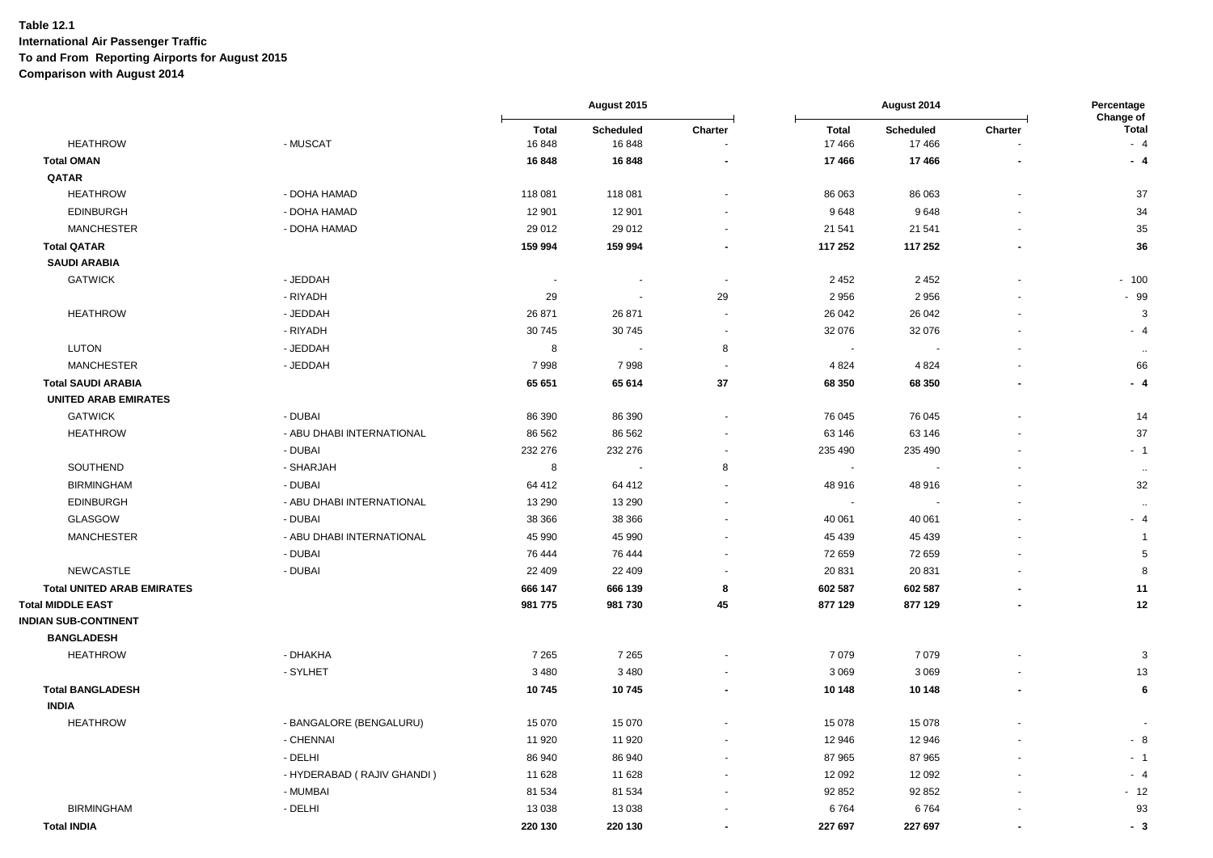**Table 12.1**
**International Air Passenger Traffic**
**To and From Reporting Airports for August 2015**
**Comparison with August 2014**

| | | August 2015 | | | August 2014 | | | Percentage Change of |
|---|---|---|---|---|---|---|---|---|
| | | Total | Scheduled | Charter | Total | Scheduled | Charter | Total |
| HEATHROW | - MUSCAT | 16 848 | 16 848 | - | 17 466 | 17 466 | - | - 4 |
| **Total OMAN** | | **16 848** | **16 848** | **-** | **17 466** | **17 466** | **-** | **- 4** |
| **QATAR** | | | | | | | | |
| HEATHROW | - DOHA HAMAD | 118 081 | 118 081 | - | 86 063 | 86 063 | - | 37 |
| EDINBURGH | - DOHA HAMAD | 12 901 | 12 901 | - | 9 648 | 9 648 | - | 34 |
| MANCHESTER | - DOHA HAMAD | 29 012 | 29 012 | - | 21 541 | 21 541 | - | 35 |
| **Total QATAR** | | **159 994** | **159 994** | **-** | **117 252** | **117 252** | **-** | **36** |
| **SAUDI ARABIA** | | | | | | | | |
| GATWICK | - JEDDAH | - | - | - | 2 452 | 2 452 | - | - 100 |
| | - RIYADH | 29 | - | 29 | 2 956 | 2 956 | - | - 99 |
| HEATHROW | - JEDDAH | 26 871 | 26 871 | - | 26 042 | 26 042 | - | 3 |
| | - RIYADH | 30 745 | 30 745 | - | 32 076 | 32 076 | - | - 4 |
| LUTON | - JEDDAH | 8 | - | 8 | - | - | - | .. |
| MANCHESTER | - JEDDAH | 7 998 | 7 998 | - | 4 824 | 4 824 | - | 66 |
| **Total SAUDI ARABIA** | | **65 651** | **65 614** | **37** | **68 350** | **68 350** | **-** | **- 4** |
| **UNITED ARAB EMIRATES** | | | | | | | | |
| GATWICK | - DUBAI | 86 390 | 86 390 | - | 76 045 | 76 045 | - | 14 |
| HEATHROW | - ABU DHABI INTERNATIONAL | 86 562 | 86 562 | - | 63 146 | 63 146 | - | 37 |
| | - DUBAI | 232 276 | 232 276 | - | 235 490 | 235 490 | - | - 1 |
| SOUTHEND | - SHARJAH | 8 | - | 8 | - | - | - | .. |
| BIRMINGHAM | - DUBAI | 64 412 | 64 412 | - | 48 916 | 48 916 | - | 32 |
| EDINBURGH | - ABU DHABI INTERNATIONAL | 13 290 | 13 290 | - | - | - | - | .. |
| GLASGOW | - DUBAI | 38 366 | 38 366 | - | 40 061 | 40 061 | - | - 4 |
| MANCHESTER | - ABU DHABI INTERNATIONAL | 45 990 | 45 990 | - | 45 439 | 45 439 | - | 1 |
| | - DUBAI | 76 444 | 76 444 | - | 72 659 | 72 659 | - | 5 |
| NEWCASTLE | - DUBAI | 22 409 | 22 409 | - | 20 831 | 20 831 | - | 8 |
| **Total UNITED ARAB EMIRATES** | | **666 147** | **666 139** | **8** | **602 587** | **602 587** | **-** | **11** |
| **Total MIDDLE EAST** | | **981 775** | **981 730** | **45** | **877 129** | **877 129** | **-** | **12** |
| **INDIAN SUB-CONTINENT** | | | | | | | | |
| **BANGLADESH** | | | | | | | | |
| HEATHROW | - DHAKHA | 7 265 | 7 265 | - | 7 079 | 7 079 | - | 3 |
| | - SYLHET | 3 480 | 3 480 | - | 3 069 | 3 069 | - | 13 |
| **Total BANGLADESH** | | **10 745** | **10 745** | **-** | **10 148** | **10 148** | **-** | **6** |
| **INDIA** | | | | | | | | |
| HEATHROW | - BANGALORE (BENGALURU) | 15 070 | 15 070 | - | 15 078 | 15 078 | - | - |
| | - CHENNAI | 11 920 | 11 920 | - | 12 946 | 12 946 | - | - 8 |
| | - DELHI | 86 940 | 86 940 | - | 87 965 | 87 965 | - | - 1 |
| | - HYDERABAD ( RAJIV GHANDI ) | 11 628 | 11 628 | - | 12 092 | 12 092 | - | - 4 |
| | - MUMBAI | 81 534 | 81 534 | - | 92 852 | 92 852 | - | - 12 |
| BIRMINGHAM | - DELHI | 13 038 | 13 038 | - | 6 764 | 6 764 | - | 93 |
| **Total INDIA** | | **220 130** | **220 130** | **-** | **227 697** | **227 697** | **-** | **- 3** |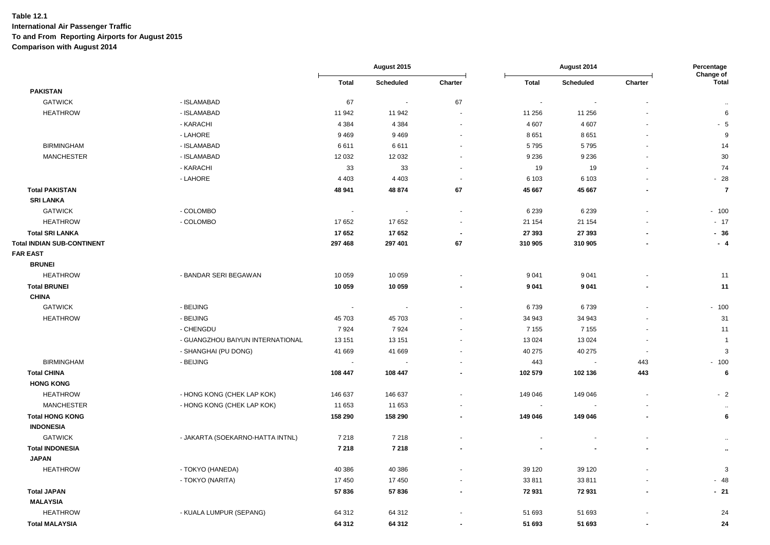**Table 12.1**
**International Air Passenger Traffic**
**To and From Reporting Airports for August 2015**
**Comparison with August 2014**

| | | August 2015 | | | August 2014 | | | Percentage Change of |
|---|---|---|---|---|---|---|---|---|
| | | Total | Scheduled | Charter | Total | Scheduled | Charter | Total |
| **PAKISTAN** | | | | | | | | |
| GATWICK | - ISLAMABAD | 67 | - | 67 | - | - | - | .. |
| HEATHROW | - ISLAMABAD | 11 942 | 11 942 | - | 11 256 | 11 256 | - | 6 |
| | - KARACHI | 4 384 | 4 384 | - | 4 607 | 4 607 | - | - 5 |
| | - LAHORE | 9 469 | 9 469 | - | 8 651 | 8 651 | - | 9 |
| BIRMINGHAM | - ISLAMABAD | 6 611 | 6 611 | - | 5 795 | 5 795 | - | 14 |
| MANCHESTER | - ISLAMABAD | 12 032 | 12 032 | - | 9 236 | 9 236 | - | 30 |
| | - KARACHI | 33 | 33 | - | 19 | 19 | - | 74 |
| | - LAHORE | 4 403 | 4 403 | - | 6 103 | 6 103 | - | - 28 |
| **Total PAKISTAN** | | **48 941** | **48 874** | **67** | **45 667** | **45 667** | **-** | **7** |
| **SRI LANKA** | | | | | | | | |
| GATWICK | - COLOMBO | - | - | - | 6 239 | 6 239 | - | - 100 |
| HEATHROW | - COLOMBO | 17 652 | 17 652 | - | 21 154 | 21 154 | - | - 17 |
| **Total SRI LANKA** | | **17 652** | **17 652** | **-** | **27 393** | **27 393** | **-** | **- 36** |
| **Total INDIAN SUB-CONTINENT** | | **297 468** | **297 401** | **67** | **310 905** | **310 905** | **-** | **- 4** |
| **FAR EAST** | | | | | | | | |
| **BRUNEI** | | | | | | | | |
| HEATHROW | - BANDAR SERI BEGAWAN | 10 059 | 10 059 | - | 9 041 | 9 041 | - | 11 |
| **Total BRUNEI** | | **10 059** | **10 059** | **-** | **9 041** | **9 041** | **-** | **11** |
| **CHINA** | | | | | | | | |
| GATWICK | - BEIJING | - | - | - | 6 739 | 6 739 | - | - 100 |
| HEATHROW | - BEIJING | 45 703 | 45 703 | - | 34 943 | 34 943 | - | 31 |
| | - CHENGDU | 7 924 | 7 924 | - | 7 155 | 7 155 | - | 11 |
| | - GUANGZHOU BAIYUN INTERNATIONAL | 13 151 | 13 151 | - | 13 024 | 13 024 | - | 1 |
| | - SHANGHAI (PU DONG) | 41 669 | 41 669 | - | 40 275 | 40 275 | - | 3 |
| BIRMINGHAM | - BEIJING | - | - | - | 443 | - | 443 | - 100 |
| **Total CHINA** | | **108 447** | **108 447** | **-** | **102 579** | **102 136** | **443** | **6** |
| **HONG KONG** | | | | | | | | |
| HEATHROW | - HONG KONG (CHEK LAP KOK) | 146 637 | 146 637 | - | 149 046 | 149 046 | - | - 2 |
| MANCHESTER | - HONG KONG (CHEK LAP KOK) | 11 653 | 11 653 | - | - | - | - | .. |
| **Total HONG KONG** | | **158 290** | **158 290** | **-** | **149 046** | **149 046** | **-** | **6** |
| **INDONESIA** | | | | | | | | |
| GATWICK | - JAKARTA (SOEKARNO-HATTA INTNL) | 7 218 | 7 218 | - | - | - | - | .. |
| **Total INDONESIA** | | **7 218** | **7 218** | **-** | **-** | **-** | **-** | **..** |
| **JAPAN** | | | | | | | | |
| HEATHROW | - TOKYO (HANEDA) | 40 386 | 40 386 | - | 39 120 | 39 120 | - | 3 |
| | - TOKYO (NARITA) | 17 450 | 17 450 | - | 33 811 | 33 811 | - | - 48 |
| **Total JAPAN** | | **57 836** | **57 836** | **-** | **72 931** | **72 931** | **-** | **- 21** |
| **MALAYSIA** | | | | | | | | |
| HEATHROW | - KUALA LUMPUR (SEPANG) | 64 312 | 64 312 | - | 51 693 | 51 693 | - | 24 |
| **Total MALAYSIA** | | **64 312** | **64 312** | **-** | **51 693** | **51 693** | **-** | **24** |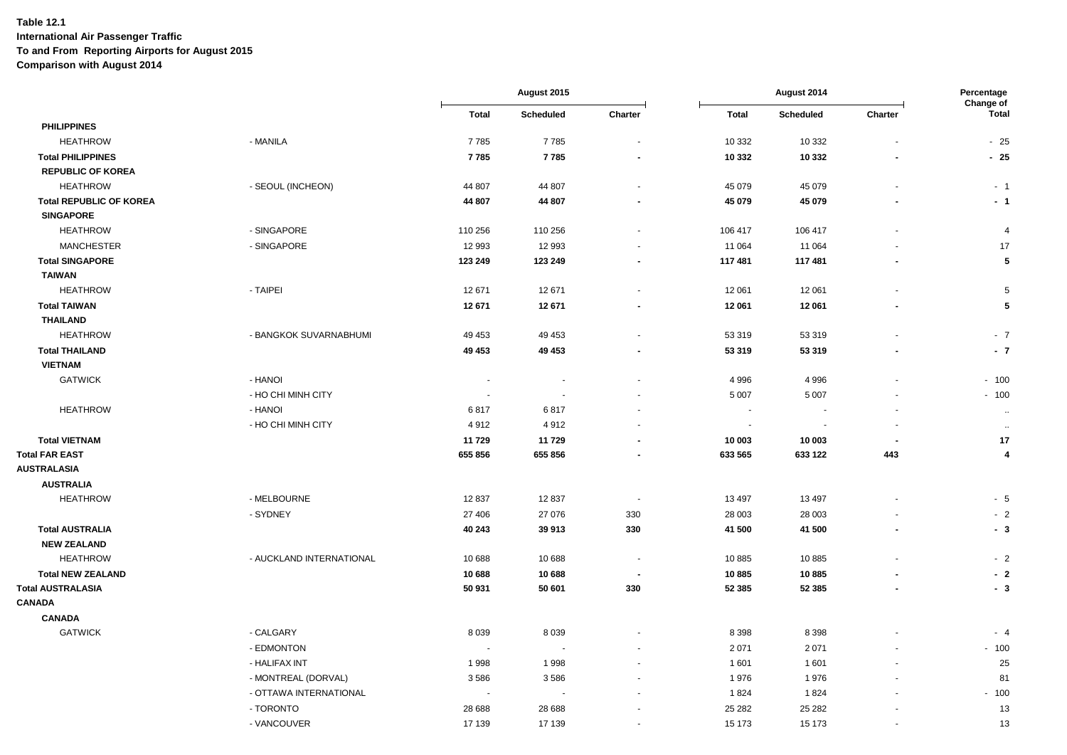**Table 12.1**
**International Air Passenger Traffic**
**To and From Reporting Airports for August 2015**
**Comparison with August 2014**

| | | August 2015 | | | August 2014 | | | Percentage Change of |
|---|---|---|---|---|---|---|---|---|
| | | Total | Scheduled | Charter | Total | Scheduled | Charter | Total |
| **PHILIPPINES** | | | | | | | | |
| HEATHROW | - MANILA | 7 785 | 7 785 | - | 10 332 | 10 332 | - | - 25 |
| **Total PHILIPPINES** | | **7 785** | **7 785** | **-** | **10 332** | **10 332** | **-** | **- 25** |
| **REPUBLIC OF KOREA** | | | | | | | | |
| HEATHROW | - SEOUL (INCHEON) | 44 807 | 44 807 | - | 45 079 | 45 079 | - | - 1 |
| **Total REPUBLIC OF KOREA** | | **44 807** | **44 807** | **-** | **45 079** | **45 079** | **-** | **- 1** |
| **SINGAPORE** | | | | | | | | |
| HEATHROW | - SINGAPORE | 110 256 | 110 256 | - | 106 417 | 106 417 | - | 4 |
| MANCHESTER | - SINGAPORE | 12 993 | 12 993 | - | 11 064 | 11 064 | - | 17 |
| **Total SINGAPORE** | | **123 249** | **123 249** | **-** | **117 481** | **117 481** | **-** | **5** |
| **TAIWAN** | | | | | | | | |
| HEATHROW | - TAIPEI | 12 671 | 12 671 | - | 12 061 | 12 061 | - | 5 |
| **Total TAIWAN** | | **12 671** | **12 671** | **-** | **12 061** | **12 061** | **-** | **5** |
| **THAILAND** | | | | | | | | |
| HEATHROW | - BANGKOK SUVARNABHUMI | 49 453 | 49 453 | - | 53 319 | 53 319 | - | - 7 |
| **Total THAILAND** | | **49 453** | **49 453** | **-** | **53 319** | **53 319** | **-** | **- 7** |
| **VIETNAM** | | | | | | | | |
| GATWICK | - HANOI | - | - | - | 4 996 | 4 996 | - | - 100 |
| | - HO CHI MINH CITY | - | - | - | 5 007 | 5 007 | - | - 100 |
| HEATHROW | - HANOI | 6 817 | 6 817 | - | - | - | - | .. |
| | - HO CHI MINH CITY | 4 912 | 4 912 | - | - | - | - | .. |
| **Total VIETNAM** | | **11 729** | **11 729** | **-** | **10 003** | **10 003** | **-** | **17** |
| **Total FAR EAST** | | **655 856** | **655 856** | **-** | **633 565** | **633 122** | **443** | **4** |
| **AUSTRALASIA** | | | | | | | | |
| **AUSTRALIA** | | | | | | | | |
| HEATHROW | - MELBOURNE | 12 837 | 12 837 | - | 13 497 | 13 497 | - | - 5 |
| | - SYDNEY | 27 406 | 27 076 | 330 | 28 003 | 28 003 | - | - 2 |
| **Total AUSTRALIA** | | **40 243** | **39 913** | **330** | **41 500** | **41 500** | **-** | **- 3** |
| **NEW ZEALAND** | | | | | | | | |
| HEATHROW | - AUCKLAND INTERNATIONAL | 10 688 | 10 688 | - | 10 885 | 10 885 | - | - 2 |
| **Total NEW ZEALAND** | | **10 688** | **10 688** | **-** | **10 885** | **10 885** | **-** | **- 2** |
| **Total AUSTRALASIA** | | **50 931** | **50 601** | **330** | **52 385** | **52 385** | **-** | **- 3** |
| **CANADA** | | | | | | | | |
| **CANADA** | | | | | | | | |
| GATWICK | - CALGARY | 8 039 | 8 039 | - | 8 398 | 8 398 | - | - 4 |
| | - EDMONTON | - | - | - | 2 071 | 2 071 | - | - 100 |
| | - HALIFAX INT | 1 998 | 1 998 | - | 1 601 | 1 601 | - | 25 |
| | - MONTREAL (DORVAL) | 3 586 | 3 586 | - | 1 976 | 1 976 | - | 81 |
| | - OTTAWA INTERNATIONAL | - | - | - | 1 824 | 1 824 | - | - 100 |
| | - TORONTO | 28 688 | 28 688 | - | 25 282 | 25 282 | - | 13 |
| | - VANCOUVER | 17 139 | 17 139 | - | 15 173 | 15 173 | - | 13 |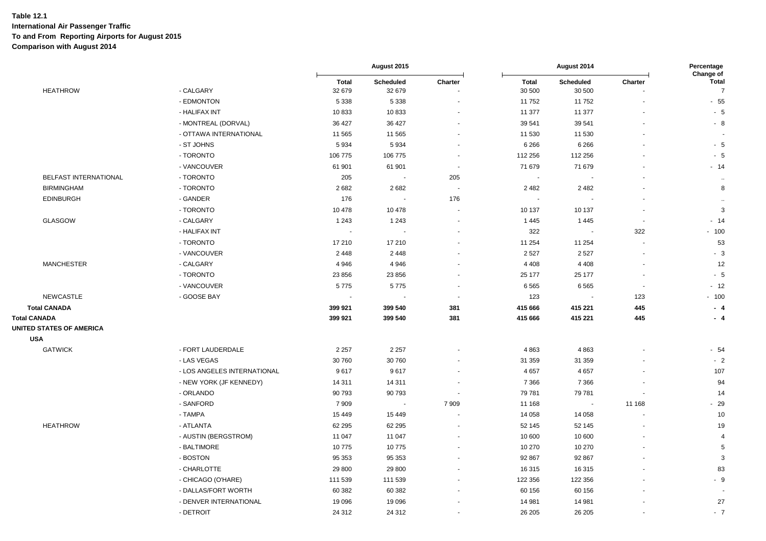**Table 12.1**
**International Air Passenger Traffic**
**To and From Reporting Airports for August 2015**
**Comparison with August 2014**

| | | August 2015 | | | August 2014 | | | Percentage Change of |
|---|---|---|---|---|---|---|---|---|
| | | **Total** | **Scheduled** | **Charter** | **Total** | **Scheduled** | **Charter** | **Total** |
| HEATHROW | - CALGARY | 32 679 | 32 679 | - | 30 500 | 30 500 | - | 7 |
| | - EDMONTON | 5 338 | 5 338 | - | 11 752 | 11 752 | - | - 55 |
| | - HALIFAX INT | 10 833 | 10 833 | - | 11 377 | 11 377 | - | - 5 |
| | - MONTREAL (DORVAL) | 36 427 | 36 427 | - | 39 541 | 39 541 | - | - 8 |
| | - OTTAWA INTERNATIONAL | 11 565 | 11 565 | - | 11 530 | 11 530 | - | - |
| | - ST JOHNS | 5 934 | 5 934 | - | 6 266 | 6 266 | - | - 5 |
| | - TORONTO | 106 775 | 106 775 | - | 112 256 | 112 256 | - | - 5 |
| | - VANCOUVER | 61 901 | 61 901 | - | 71 679 | 71 679 | - | - 14 |
| BELFAST INTERNATIONAL | - TORONTO | 205 | - | 205 | - | - | - | .. |
| BIRMINGHAM | - TORONTO | 2 682 | 2 682 | - | 2 482 | 2 482 | - | 8 |
| EDINBURGH | - GANDER | 176 | - | 176 | - | - | - | .. |
| | - TORONTO | 10 478 | 10 478 | - | 10 137 | 10 137 | - | 3 |
| GLASGOW | - CALGARY | 1 243 | 1 243 | - | 1 445 | 1 445 | - | - 14 |
| | - HALIFAX INT | - | - | - | 322 | - | 322 | - 100 |
| | - TORONTO | 17 210 | 17 210 | - | 11 254 | 11 254 | - | 53 |
| | - VANCOUVER | 2 448 | 2 448 | - | 2 527 | 2 527 | - | - 3 |
| MANCHESTER | - CALGARY | 4 946 | 4 946 | - | 4 408 | 4 408 | - | 12 |
| | - TORONTO | 23 856 | 23 856 | - | 25 177 | 25 177 | - | - 5 |
| | - VANCOUVER | 5 775 | 5 775 | - | 6 565 | 6 565 | - | - 12 |
| NEWCASTLE | - GOOSE BAY | - | - | - | 123 | - | 123 | - 100 |
| **Total CANADA** | | **399 921** | **399 540** | **381** | **415 666** | **415 221** | **445** | **- 4** |
| **Total CANADA** | | **399 921** | **399 540** | **381** | **415 666** | **415 221** | **445** | **- 4** |
| **UNITED STATES OF AMERICA** | | | | | | | | |
| **USA** | | | | | | | | |
| GATWICK | - FORT LAUDERDALE | 2 257 | 2 257 | - | 4 863 | 4 863 | - | - 54 |
| | - LAS VEGAS | 30 760 | 30 760 | - | 31 359 | 31 359 | - | - 2 |
| | - LOS ANGELES INTERNATIONAL | 9 617 | 9 617 | - | 4 657 | 4 657 | - | 107 |
| | - NEW YORK (JF KENNEDY) | 14 311 | 14 311 | - | 7 366 | 7 366 | - | 94 |
| | - ORLANDO | 90 793 | 90 793 | - | 79 781 | 79 781 | - | 14 |
| | - SANFORD | 7 909 | - | 7 909 | 11 168 | - | 11 168 | - 29 |
| | - TAMPA | 15 449 | 15 449 | - | 14 058 | 14 058 | - | 10 |
| HEATHROW | - ATLANTA | 62 295 | 62 295 | - | 52 145 | 52 145 | - | 19 |
| | - AUSTIN (BERGSTROM) | 11 047 | 11 047 | - | 10 600 | 10 600 | - | 4 |
| | - BALTIMORE | 10 775 | 10 775 | - | 10 270 | 10 270 | - | 5 |
| | - BOSTON | 95 353 | 95 353 | - | 92 867 | 92 867 | - | 3 |
| | - CHARLOTTE | 29 800 | 29 800 | - | 16 315 | 16 315 | - | 83 |
| | - CHICAGO (O'HARE) | 111 539 | 111 539 | - | 122 356 | 122 356 | - | - 9 |
| | - DALLAS/FORT WORTH | 60 382 | 60 382 | - | 60 156 | 60 156 | - | - |
| | - DENVER INTERNATIONAL | 19 096 | 19 096 | - | 14 981 | 14 981 | - | 27 |
| | - DETROIT | 24 312 | 24 312 | - | 26 205 | 26 205 | - | - 7 |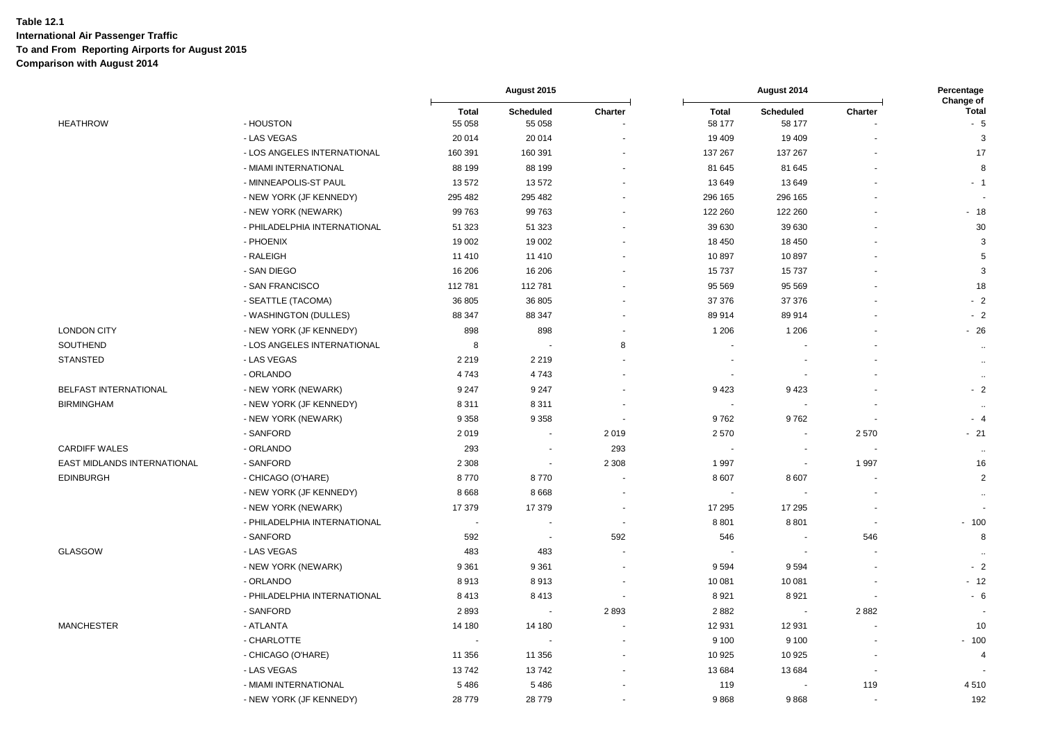**Table 12.1**
**International Air Passenger Traffic**
**To and From Reporting Airports for August 2015**
**Comparison with August 2014**

| | | August 2015 | | | August 2014 | | | Percentage Change of |
|---|---|---|---|---|---|---|---|---|
| | | Total | Scheduled | Charter | Total | Scheduled | Charter | Total |
| HEATHROW | - HOUSTON | 55 058 | 55 058 | - | 58 177 | 58 177 | - | - 5 |
| | - LAS VEGAS | 20 014 | 20 014 | - | 19 409 | 19 409 | - | 3 |
| | - LOS ANGELES INTERNATIONAL | 160 391 | 160 391 | - | 137 267 | 137 267 | - | 17 |
| | - MIAMI INTERNATIONAL | 88 199 | 88 199 | - | 81 645 | 81 645 | - | 8 |
| | - MINNEAPOLIS-ST PAUL | 13 572 | 13 572 | - | 13 649 | 13 649 | - | - 1 |
| | - NEW YORK (JF KENNEDY) | 295 482 | 295 482 | - | 296 165 | 296 165 | - | - |
| | - NEW YORK (NEWARK) | 99 763 | 99 763 | - | 122 260 | 122 260 | - | - 18 |
| | - PHILADELPHIA INTERNATIONAL | 51 323 | 51 323 | - | 39 630 | 39 630 | - | 30 |
| | - PHOENIX | 19 002 | 19 002 | - | 18 450 | 18 450 | - | 3 |
| | - RALEIGH | 11 410 | 11 410 | - | 10 897 | 10 897 | - | 5 |
| | - SAN DIEGO | 16 206 | 16 206 | - | 15 737 | 15 737 | - | 3 |
| | - SAN FRANCISCO | 112 781 | 112 781 | - | 95 569 | 95 569 | - | 18 |
| | - SEATTLE (TACOMA) | 36 805 | 36 805 | - | 37 376 | 37 376 | - | - 2 |
| | - WASHINGTON (DULLES) | 88 347 | 88 347 | - | 89 914 | 89 914 | - | - 2 |
| LONDON CITY | - NEW YORK (JF KENNEDY) | 898 | 898 | - | 1 206 | 1 206 | - | - 26 |
| SOUTHEND | - LOS ANGELES INTERNATIONAL | 8 | - | 8 | - | - | - | .. |
| STANSTED | - LAS VEGAS | 2 219 | 2 219 | - | - | - | - | .. |
| | - ORLANDO | 4 743 | 4 743 | - | - | - | - | .. |
| BELFAST INTERNATIONAL | - NEW YORK (NEWARK) | 9 247 | 9 247 | - | 9 423 | 9 423 | - | - 2 |
| BIRMINGHAM | - NEW YORK (JF KENNEDY) | 8 311 | 8 311 | - | - | - | - | .. |
| | - NEW YORK (NEWARK) | 9 358 | 9 358 | - | 9 762 | 9 762 | - | - 4 |
| | - SANFORD | 2 019 | - | 2 019 | 2 570 | - | 2 570 | - 21 |
| CARDIFF WALES | - ORLANDO | 293 | - | 293 | - | - | - | .. |
| EAST MIDLANDS INTERNATIONAL | - SANFORD | 2 308 | - | 2 308 | 1 997 | - | 1 997 | 16 |
| EDINBURGH | - CHICAGO (O'HARE) | 8 770 | 8 770 | - | 8 607 | 8 607 | - | 2 |
| | - NEW YORK (JF KENNEDY) | 8 668 | 8 668 | - | - | - | - | .. |
| | - NEW YORK (NEWARK) | 17 379 | 17 379 | - | 17 295 | 17 295 | - | - |
| | - PHILADELPHIA INTERNATIONAL | - | - | - | 8 801 | 8 801 | - | - 100 |
| | - SANFORD | 592 | - | 592 | 546 | - | 546 | 8 |
| GLASGOW | - LAS VEGAS | 483 | 483 | - | - | - | - | .. |
| | - NEW YORK (NEWARK) | 9 361 | 9 361 | - | 9 594 | 9 594 | - | - 2 |
| | - ORLANDO | 8 913 | 8 913 | - | 10 081 | 10 081 | - | - 12 |
| | - PHILADELPHIA INTERNATIONAL | 8 413 | 8 413 | - | 8 921 | 8 921 | - | - 6 |
| | - SANFORD | 2 893 | - | 2 893 | 2 882 | - | 2 882 | - |
| MANCHESTER | - ATLANTA | 14 180 | 14 180 | - | 12 931 | 12 931 | - | 10 |
| | - CHARLOTTE | - | - | - | 9 100 | 9 100 | - | - 100 |
| | - CHICAGO (O'HARE) | 11 356 | 11 356 | - | 10 925 | 10 925 | - | 4 |
| | - LAS VEGAS | 13 742 | 13 742 | - | 13 684 | 13 684 | - | - |
| | - MIAMI INTERNATIONAL | 5 486 | 5 486 | - | 119 | - | 119 | 4 510 |
| | - NEW YORK (JF KENNEDY) | 28 779 | 28 779 | - | 9 868 | 9 868 | - | 192 |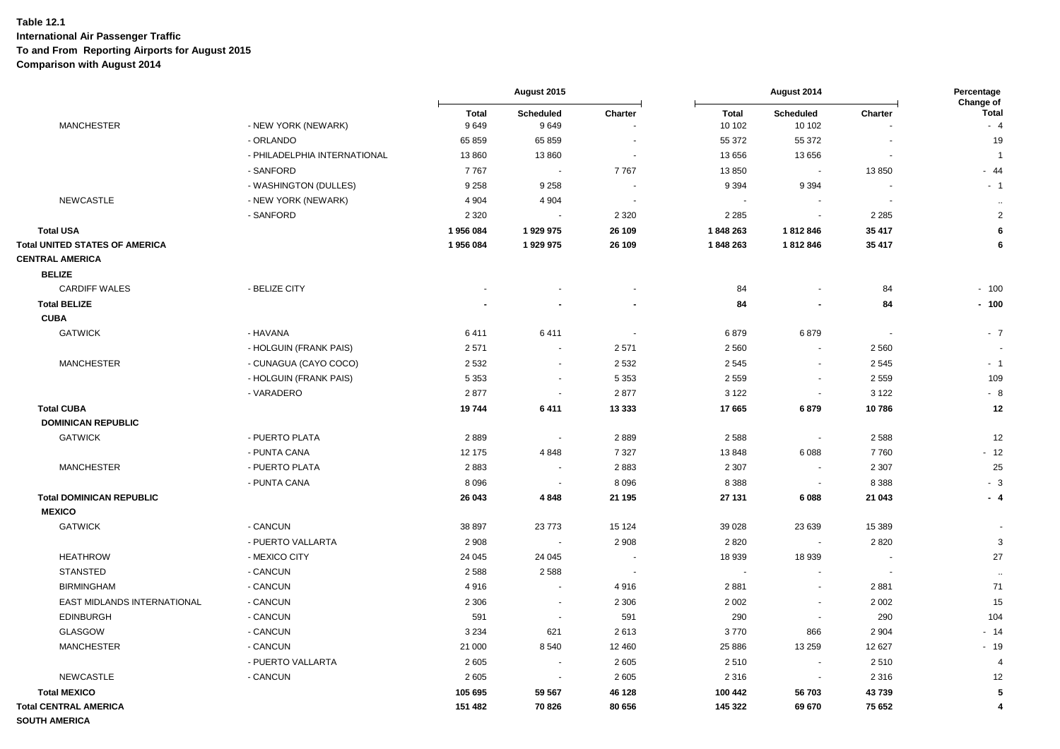**Table 12.1**
**International Air Passenger Traffic**
**To and From Reporting Airports for August 2015**
**Comparison with August 2014**

| | | August 2015 | | | August 2014 | | | Percentage Change of |
|---|---|---|---|---|---|---|---|---|
| | | Total | Scheduled | Charter | Total | Scheduled | Charter | Total |
| MANCHESTER | - NEW YORK (NEWARK) | 9 649 | 9 649 | - | 10 102 | 10 102 | - | - 4 |
| | - ORLANDO | 65 859 | 65 859 | - | 55 372 | 55 372 | - | 19 |
| | - PHILADELPHIA INTERNATIONAL | 13 860 | 13 860 | - | 13 656 | 13 656 | - | 1 |
| | - SANFORD | 7 767 | - | 7 767 | 13 850 | - | 13 850 | - 44 |
| | - WASHINGTON (DULLES) | 9 258 | 9 258 | - | 9 394 | 9 394 | - | - 1 |
| NEWCASTLE | - NEW YORK (NEWARK) | 4 904 | 4 904 | - | - | - | - | .. |
| | - SANFORD | 2 320 | - | 2 320 | 2 285 | - | 2 285 | 2 |
| **Total USA** | | **1 956 084** | **1 929 975** | **26 109** | **1 848 263** | **1 812 846** | **35 417** | **6** |
| **Total UNITED STATES OF AMERICA** | | **1 956 084** | **1 929 975** | **26 109** | **1 848 263** | **1 812 846** | **35 417** | **6** |
| **CENTRAL AMERICA** | | | | | | | | |
| **BELIZE** | | | | | | | | |
| CARDIFF WALES | - BELIZE CITY | - | - | - | 84 | - | 84 | - 100 |
| **Total BELIZE** | | **-** | **-** | **-** | **84** | **-** | **84** | **- 100** |
| **CUBA** | | | | | | | | |
| GATWICK | - HAVANA | 6 411 | 6 411 | - | 6 879 | 6 879 | - | - 7 |
| | - HOLGUIN (FRANK PAIS) | 2 571 | - | 2 571 | 2 560 | - | 2 560 | - |
| MANCHESTER | - CUNAGUA (CAYO COCO) | 2 532 | - | 2 532 | 2 545 | - | 2 545 | - 1 |
| | - HOLGUIN (FRANK PAIS) | 5 353 | - | 5 353 | 2 559 | - | 2 559 | 109 |
| | - VARADERO | 2 877 | - | 2 877 | 3 122 | - | 3 122 | - 8 |
| **Total CUBA** | | **19 744** | **6 411** | **13 333** | **17 665** | **6 879** | **10 786** | **12** |
| **DOMINICAN REPUBLIC** | | | | | | | | |
| GATWICK | - PUERTO PLATA | 2 889 | - | 2 889 | 2 588 | - | 2 588 | 12 |
| | - PUNTA CANA | 12 175 | 4 848 | 7 327 | 13 848 | 6 088 | 7 760 | - 12 |
| MANCHESTER | - PUERTO PLATA | 2 883 | - | 2 883 | 2 307 | - | 2 307 | 25 |
| | - PUNTA CANA | 8 096 | - | 8 096 | 8 388 | - | 8 388 | - 3 |
| **Total DOMINICAN REPUBLIC** | | **26 043** | **4 848** | **21 195** | **27 131** | **6 088** | **21 043** | **- 4** |
| **MEXICO** | | | | | | | | |
| GATWICK | - CANCUN | 38 897 | 23 773 | 15 124 | 39 028 | 23 639 | 15 389 | - |
| | - PUERTO VALLARTA | 2 908 | - | 2 908 | 2 820 | - | 2 820 | 3 |
| HEATHROW | - MEXICO CITY | 24 045 | 24 045 | - | 18 939 | 18 939 | - | 27 |
| STANSTED | - CANCUN | 2 588 | 2 588 | - | - | - | - | .. |
| BIRMINGHAM | - CANCUN | 4 916 | - | 4 916 | 2 881 | - | 2 881 | 71 |
| EAST MIDLANDS INTERNATIONAL | - CANCUN | 2 306 | - | 2 306 | 2 002 | - | 2 002 | 15 |
| EDINBURGH | - CANCUN | 591 | - | 591 | 290 | - | 290 | 104 |
| GLASGOW | - CANCUN | 3 234 | 621 | 2 613 | 3 770 | 866 | 2 904 | - 14 |
| MANCHESTER | - CANCUN | 21 000 | 8 540 | 12 460 | 25 886 | 13 259 | 12 627 | - 19 |
| | - PUERTO VALLARTA | 2 605 | - | 2 605 | 2 510 | - | 2 510 | 4 |
| NEWCASTLE | - CANCUN | 2 605 | - | 2 605 | 2 316 | - | 2 316 | 12 |
| **Total MEXICO** | | **105 695** | **59 567** | **46 128** | **100 442** | **56 703** | **43 739** | **5** |
| **Total CENTRAL AMERICA** | | **151 482** | **70 826** | **80 656** | **145 322** | **69 670** | **75 652** | **4** |
| **SOUTH AMERICA** | | | | | | | | |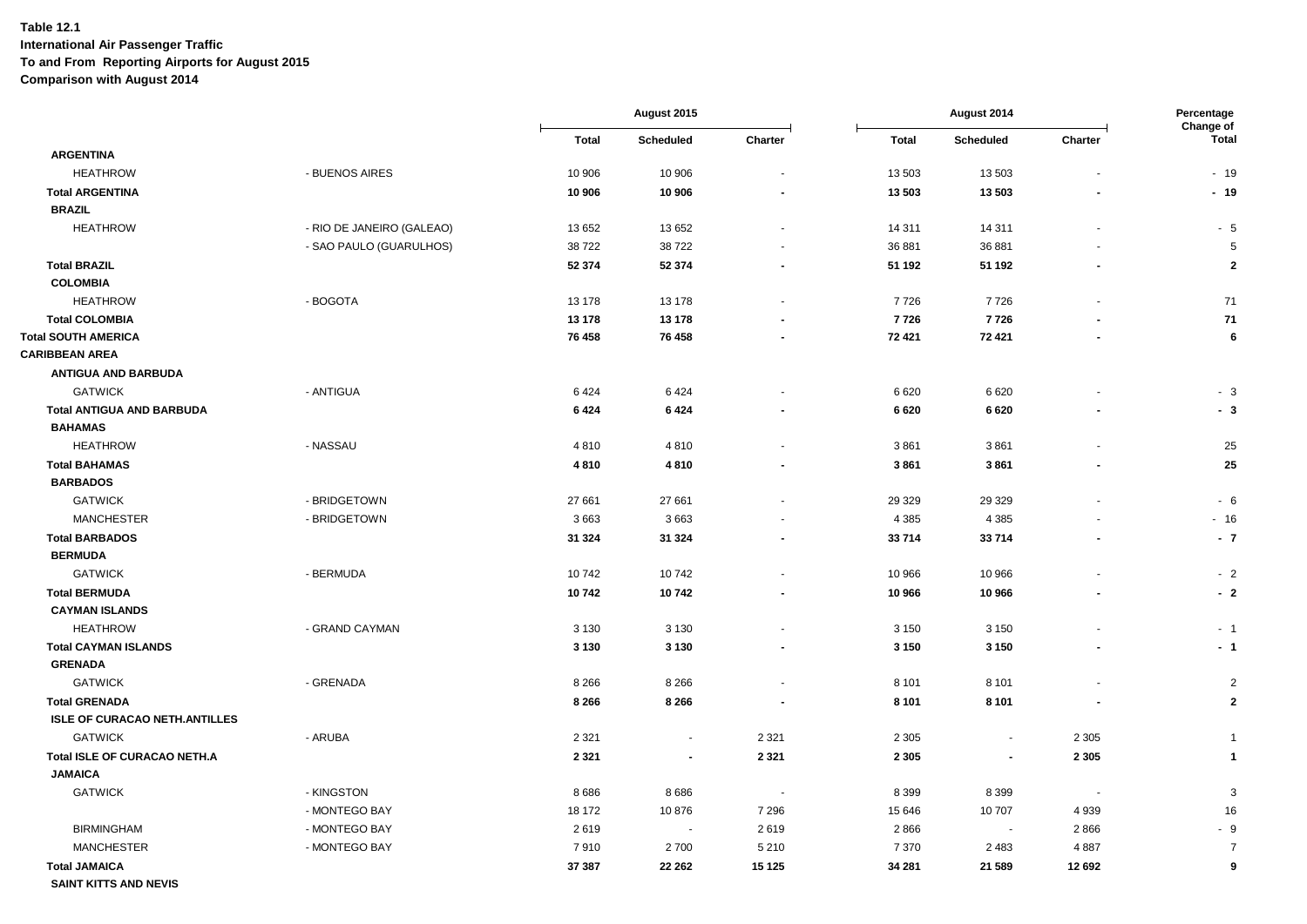**Table 12.1**
**International Air Passenger Traffic**
**To and From Reporting Airports for August 2015**
**Comparison with August 2014**

| | | August 2015 | | | August 2014 | | | Percentage Change of |
|---|---|---|---|---|---|---|---|---|
| | | Total | Scheduled | Charter | Total | Scheduled | Charter | Total |
| **ARGENTINA** | | | | | | | | |
| HEATHROW | - BUENOS AIRES | 10 906 | 10 906 | - | 13 503 | 13 503 | - | - 19 |
| **Total ARGENTINA** | | **10 906** | **10 906** | **-** | **13 503** | **13 503** | **-** | **- 19** |
| **BRAZIL** | | | | | | | | |
| HEATHROW | - RIO DE JANEIRO (GALEAO) | 13 652 | 13 652 | - | 14 311 | 14 311 | - | - 5 |
| | - SAO PAULO (GUARULHOS) | 38 722 | 38 722 | - | 36 881 | 36 881 | - | 5 |
| **Total BRAZIL** | | **52 374** | **52 374** | **-** | **51 192** | **51 192** | **-** | **2** |
| **COLOMBIA** | | | | | | | | |
| HEATHROW | - BOGOTA | 13 178 | 13 178 | - | 7 726 | 7 726 | - | 71 |
| **Total COLOMBIA** | | **13 178** | **13 178** | **-** | **7 726** | **7 726** | **-** | **71** |
| **Total SOUTH AMERICA** | | **76 458** | **76 458** | **-** | **72 421** | **72 421** | **-** | **6** |
| **CARIBBEAN AREA** | | | | | | | | |
| **ANTIGUA AND BARBUDA** | | | | | | | | |
| GATWICK | - ANTIGUA | 6 424 | 6 424 | - | 6 620 | 6 620 | - | - 3 |
| **Total ANTIGUA AND BARBUDA** | | **6 424** | **6 424** | **-** | **6 620** | **6 620** | **-** | **- 3** |
| **BAHAMAS** | | | | | | | | |
| HEATHROW | - NASSAU | 4 810 | 4 810 | - | 3 861 | 3 861 | - | 25 |
| **Total BAHAMAS** | | **4 810** | **4 810** | **-** | **3 861** | **3 861** | **-** | **25** |
| **BARBADOS** | | | | | | | | |
| GATWICK | - BRIDGETOWN | 27 661 | 27 661 | - | 29 329 | 29 329 | - | - 6 |
| MANCHESTER | - BRIDGETOWN | 3 663 | 3 663 | - | 4 385 | 4 385 | - | - 16 |
| **Total BARBADOS** | | **31 324** | **31 324** | **-** | **33 714** | **33 714** | **-** | **- 7** |
| **BERMUDA** | | | | | | | | |
| GATWICK | - BERMUDA | 10 742 | 10 742 | - | 10 966 | 10 966 | - | - 2 |
| **Total BERMUDA** | | **10 742** | **10 742** | **-** | **10 966** | **10 966** | **-** | **- 2** |
| **CAYMAN ISLANDS** | | | | | | | | |
| HEATHROW | - GRAND CAYMAN | 3 130 | 3 130 | - | 3 150 | 3 150 | - | - 1 |
| **Total CAYMAN ISLANDS** | | **3 130** | **3 130** | **-** | **3 150** | **3 150** | **-** | **- 1** |
| **GRENADA** | | | | | | | | |
| GATWICK | - GRENADA | 8 266 | 8 266 | - | 8 101 | 8 101 | - | 2 |
| **Total GRENADA** | | **8 266** | **8 266** | **-** | **8 101** | **8 101** | **-** | **2** |
| **ISLE OF CURACAO NETH.ANTILLES** | | | | | | | | |
| GATWICK | - ARUBA | 2 321 | - | 2 321 | 2 305 | - | 2 305 | 1 |
| **Total ISLE OF CURACAO NETH.A** | | **2 321** | **-** | **2 321** | **2 305** | **-** | **2 305** | **1** |
| **JAMAICA** | | | | | | | | |
| GATWICK | - KINGSTON | 8 686 | 8 686 | - | 8 399 | 8 399 | - | 3 |
| | - MONTEGO BAY | 18 172 | 10 876 | 7 296 | 15 646 | 10 707 | 4 939 | 16 |
| BIRMINGHAM | - MONTEGO BAY | 2 619 | - | 2 619 | 2 866 | - | 2 866 | - 9 |
| MANCHESTER | - MONTEGO BAY | 7 910 | 2 700 | 5 210 | 7 370 | 2 483 | 4 887 | 7 |
| **Total JAMAICA** | | **37 387** | **22 262** | **15 125** | **34 281** | **21 589** | **12 692** | **9** |
| **SAINT KITTS AND NEVIS** | | | | | | | | |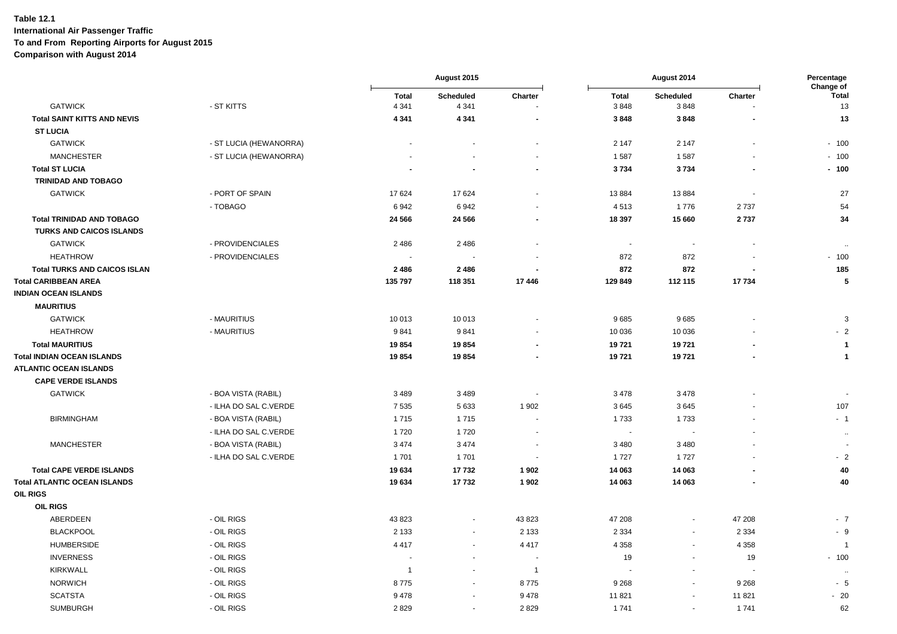**Table 12.1**
**International Air Passenger Traffic**
**To and From Reporting Airports for August 2015**
**Comparison with August 2014**

| | | August 2015 | | | August 2014 | | | Percentage Change of |
|---|---|---|---|---|---|---|---|---|
| | | Total | Scheduled | Charter | Total | Scheduled | Charter | Total |
| GATWICK | - ST KITTS | 4 341 | 4 341 | - | 3 848 | 3 848 | - | 13 |
| **Total SAINT KITTS AND NEVIS** | | **4 341** | **4 341** | **-** | **3 848** | **3 848** | **-** | **13** |
| **ST LUCIA** | | | | | | | | |
| GATWICK | - ST LUCIA (HEWANORRA) | - | - | - | 2 147 | 2 147 | - | - 100 |
| MANCHESTER | - ST LUCIA (HEWANORRA) | - | - | - | 1 587 | 1 587 | - | - 100 |
| **Total ST LUCIA** | | **-** | **-** | **-** | **3 734** | **3 734** | **-** | **- 100** |
| **TRINIDAD AND TOBAGO** | | | | | | | | |
| GATWICK | - PORT OF SPAIN | 17 624 | 17 624 | - | 13 884 | 13 884 | - | 27 |
| | - TOBAGO | 6 942 | 6 942 | - | 4 513 | 1 776 | 2 737 | 54 |
| **Total TRINIDAD AND TOBAGO** | | **24 566** | **24 566** | **-** | **18 397** | **15 660** | **2 737** | **34** |
| **TURKS AND CAICOS ISLANDS** | | | | | | | | |
| GATWICK | - PROVIDENCIALES | 2 486 | 2 486 | - | - | - | - | .. |
| HEATHROW | - PROVIDENCIALES | - | - | - | 872 | 872 | - | - 100 |
| **Total TURKS AND CAICOS ISLAN** | | **2 486** | **2 486** | **-** | **872** | **872** | **-** | **185** |
| **Total CARIBBEAN AREA** | | **135 797** | **118 351** | **17 446** | **129 849** | **112 115** | **17 734** | **5** |
| **INDIAN OCEAN ISLANDS** | | | | | | | | |
| **MAURITIUS** | | | | | | | | |
| GATWICK | - MAURITIUS | 10 013 | 10 013 | - | 9 685 | 9 685 | - | 3 |
| HEATHROW | - MAURITIUS | 9 841 | 9 841 | - | 10 036 | 10 036 | - | - 2 |
| **Total MAURITIUS** | | **19 854** | **19 854** | **-** | **19 721** | **19 721** | **-** | **1** |
| **Total INDIAN OCEAN ISLANDS** | | **19 854** | **19 854** | **-** | **19 721** | **19 721** | **-** | **1** |
| **ATLANTIC OCEAN ISLANDS** | | | | | | | | |
| **CAPE VERDE ISLANDS** | | | | | | | | |
| GATWICK | - BOA VISTA (RABIL) | 3 489 | 3 489 | - | 3 478 | 3 478 | - | - |
| | - ILHA DO SAL C.VERDE | 7 535 | 5 633 | 1 902 | 3 645 | 3 645 | - | 107 |
| BIRMINGHAM | - BOA VISTA (RABIL) | 1 715 | 1 715 | - | 1 733 | 1 733 | - | - 1 |
| | - ILHA DO SAL C.VERDE | 1 720 | 1 720 | - | - | - | - | .. |
| MANCHESTER | - BOA VISTA (RABIL) | 3 474 | 3 474 | - | 3 480 | 3 480 | - | - |
| | - ILHA DO SAL C.VERDE | 1 701 | 1 701 | - | 1 727 | 1 727 | - | - 2 |
| **Total CAPE VERDE ISLANDS** | | **19 634** | **17 732** | **1 902** | **14 063** | **14 063** | **-** | **40** |
| **Total ATLANTIC OCEAN ISLANDS** | | **19 634** | **17 732** | **1 902** | **14 063** | **14 063** | **-** | **40** |
| **OIL RIGS** | | | | | | | | |
| **OIL RIGS** | | | | | | | | |
| ABERDEEN | - OIL RIGS | 43 823 | - | 43 823 | 47 208 | - | 47 208 | - 7 |
| BLACKPOOL | - OIL RIGS | 2 133 | - | 2 133 | 2 334 | - | 2 334 | - 9 |
| HUMBERSIDE | - OIL RIGS | 4 417 | - | 4 417 | 4 358 | - | 4 358 | 1 |
| INVERNESS | - OIL RIGS | - | - | - | 19 | - | 19 | - 100 |
| KIRKWALL | - OIL RIGS | 1 | - | 1 | - | - | - | .. |
| NORWICH | - OIL RIGS | 8 775 | - | 8 775 | 9 268 | - | 9 268 | - 5 |
| SCATSTA | - OIL RIGS | 9 478 | - | 9 478 | 11 821 | - | 11 821 | - 20 |
| SUMBURGH | - OIL RIGS | 2 829 | - | 2 829 | 1 741 | - | 1 741 | 62 |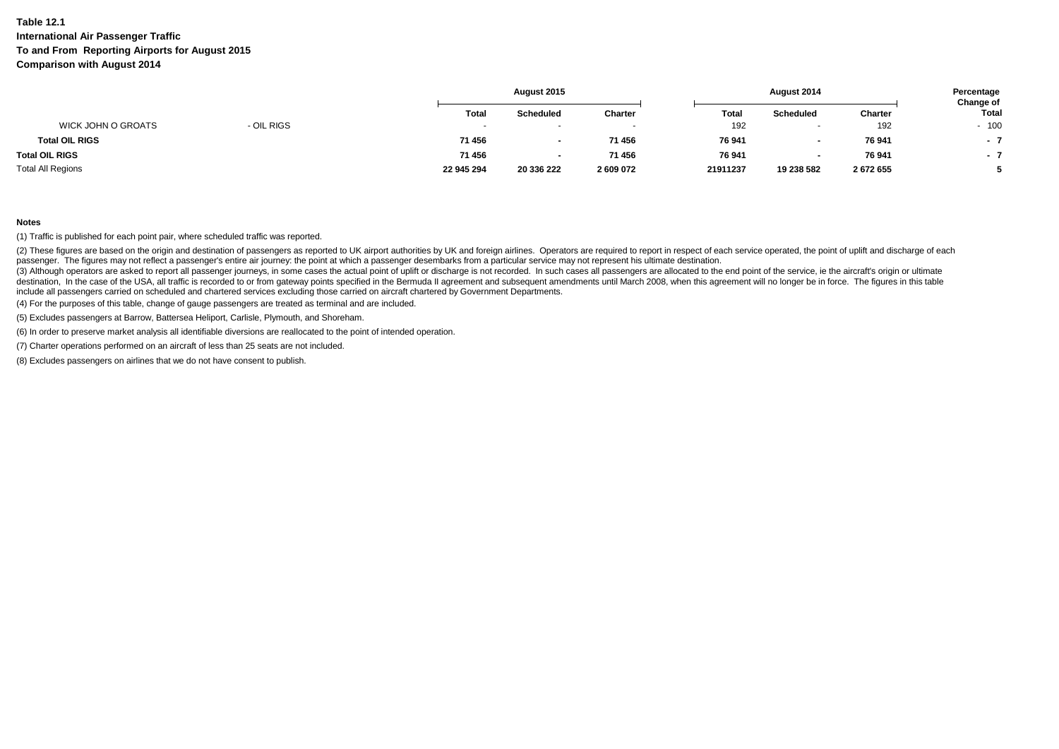**Table 12.1**

**International Air Passenger Traffic**

**To and From Reporting Airports for August 2015**

**Comparison with August 2014**

| | | August 2015 | | | August 2014 | | | Percentage Change of |
|---|---|---|---|---|---|---|---|---|
| | | Total | Scheduled | Charter | Total | Scheduled | Charter | Total |
| WICK JOHN O GROATS | - OIL RIGS | - | - | - | 192 | - | 192 | - 100 |
| **Total OIL RIGS** | | **71 456** | **-** | **71 456** | **76 941** | **-** | **76 941** | **- 7** |
| **Total OIL RIGS** | | **71 456** | **-** | **71 456** | **76 941** | **-** | **76 941** | **- 7** |
| Total All Regions | | **22 945 294** | **20 336 222** | **2 609 072** | **21911237** | **19 238 582** | **2 672 655** | **5** |

**Notes**

(1) Traffic is published for each point pair, where scheduled traffic was reported.

(2) These figures are based on the origin and destination of passengers as reported to UK airport authorities by UK and foreign airlines. Operators are required to report in respect of each service operated, the point of uplift and discharge of each passenger. The figures may not reflect a passenger's entire air journey: the point at which a passenger desembarks from a particular service may not represent his ultimate destination.

(3) Although operators are asked to report all passenger journeys, in some cases the actual point of uplift or discharge is not recorded. In such cases all passengers are allocated to the end point of the service, ie the aircraft's origin or ultimate destination, In the case of the USA, all traffic is recorded to or from gateway points specified in the Bermuda II agreement and subsequent amendments until March 2008, when this agreement will no longer be in force. The figures in this table include all passengers carried on scheduled and chartered services excluding those carried on aircraft chartered by Government Departments.

(4) For the purposes of this table, change of gauge passengers are treated as terminal and are included.

(5) Excludes passengers at Barrow, Battersea Heliport, Carlisle, Plymouth, and Shoreham.

(6) In order to preserve market analysis all identifiable diversions are reallocated to the point of intended operation.

(7) Charter operations performed on an aircraft of less than 25 seats are not included.

(8) Excludes passengers on airlines that we do not have consent to publish.